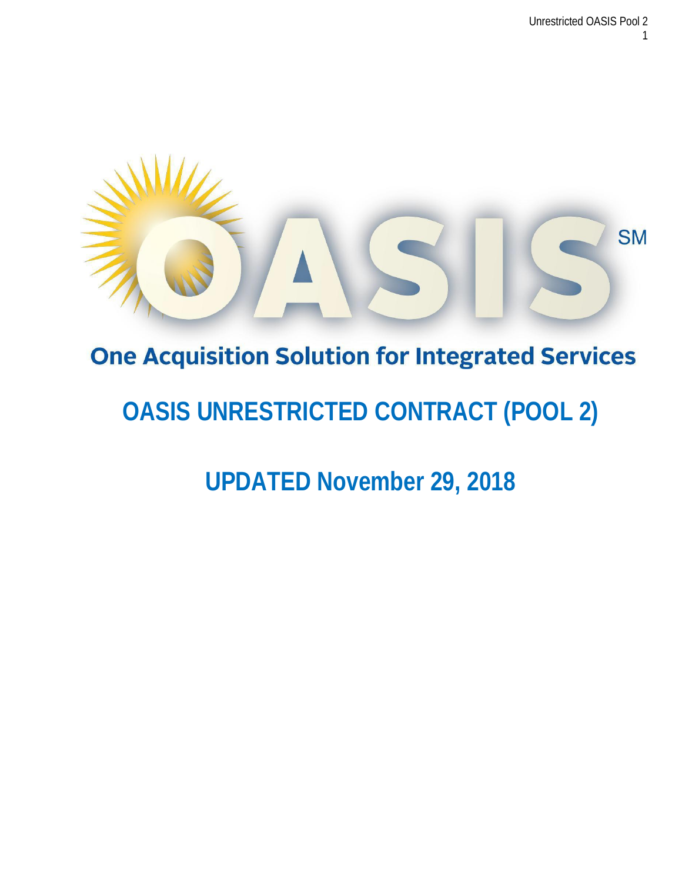# OASIS

## One Acquisition Solution for Integrated Services

# OASIS UNRESTRICTED CONTRACT (POOL 2)

## UPDATED November 29, 2018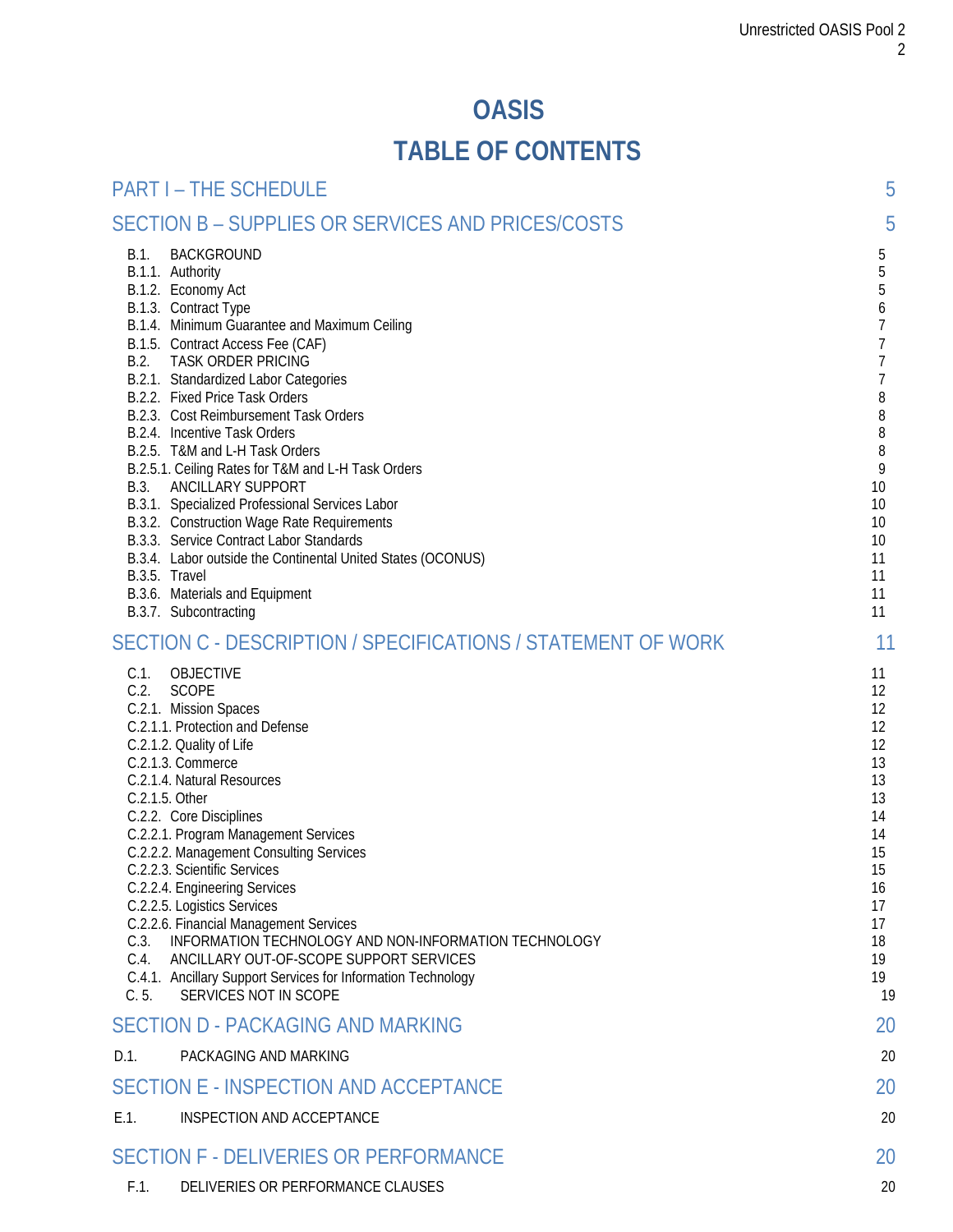# OASIS

# TABLE OF CONTENTS

PART I – THE SCHEDULE 5

SECTION B – SUPPLIES OR SERVICES AND PRICES/COSTS 5

B.1. BACKGROUND 5
B.1.1. Authority 5
B.1.2. Economy Act 5
B.1.3. Contract Type 6
B.1.4. Minimum Guarantee and Maximum Ceiling 7
B.1.5. Contract Access Fee (CAF) 7
B.2. TASK ORDER PRICING 7
B.2.1. Standardized Labor Categories 7
B.2.2. Fixed Price Task Orders 8
B.2.3. Cost Reimbursement Task Orders 8
B.2.4. Incentive Task Orders 8
B.2.5. T&M and L-H Task Orders 8
B.2.5.1. Ceiling Rates for T&M and L-H Task Orders 9
B.3. ANCILLARY SUPPORT 10
B.3.1. Specialized Professional Services Labor 10
B.3.2. Construction Wage Rate Requirements 10
B.3.3. Service Contract Labor Standards 10
B.3.4. Labor outside the Continental United States (OCONUS) 11
B.3.5. Travel 11
B.3.6. Materials and Equipment 11
B.3.7. Subcontracting 11

SECTION C - DESCRIPTION / SPECIFICATIONS / STATEMENT OF WORK 11

C.1. OBJECTIVE 11
C.2. SCOPE 12
C.2.1. Mission Spaces 12
C.2.1.1. Protection and Defense 12
C.2.1.2. Quality of Life 12
C.2.1.3. Commerce 13
C.2.1.4. Natural Resources 13
C.2.1.5. Other 13
C.2.2. Core Disciplines 14
C.2.2.1. Program Management Services 14
C.2.2.2. Management Consulting Services 15
C.2.2.3. Scientific Services 15
C.2.2.4. Engineering Services 16
C.2.2.5. Logistics Services 17
C.2.2.6. Financial Management Services 17
C.3. INFORMATION TECHNOLOGY AND NON-INFORMATION TECHNOLOGY 18
C.4. ANCILLARY OUT-OF-SCOPE SUPPORT SERVICES 19
C.4.1. Ancillary Support Services for Information Technology 19
C. 5. SERVICES NOT IN SCOPE 19

SECTION D - PACKAGING AND MARKING 20

D.1. PACKAGING AND MARKING 20

SECTION E - INSPECTION AND ACCEPTANCE 20

E.1. INSPECTION AND ACCEPTANCE 20

SECTION F - DELIVERIES OR PERFORMANCE 20

F.1. DELIVERIES OR PERFORMANCE CLAUSES 20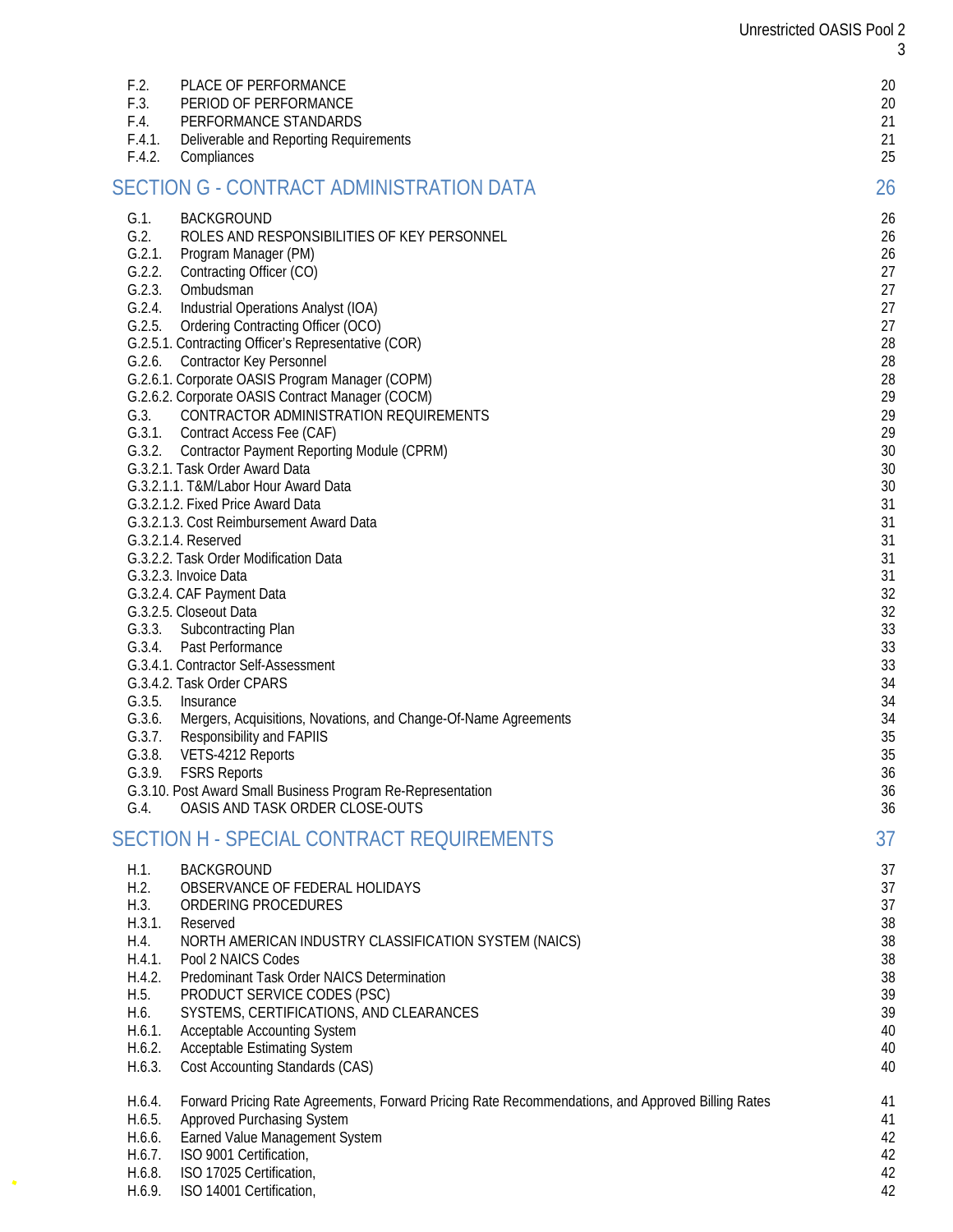| | | |
|---|---|---|
| F.2. | PLACE OF PERFORMANCE | 20 |
| F.3. | PERIOD OF PERFORMANCE | 20 |
| F.4. | PERFORMANCE STANDARDS | 21 |
| F.4.1. | Deliverable and Reporting Requirements | 21 |
| F.4.2. | Compliances | 25 |

## SECTION G - CONTRACT ADMINISTRATION DATA 26

| | | |
|---|---|---|
| G.1. | BACKGROUND | 26 |
| G.2. | ROLES AND RESPONSIBILITIES OF KEY PERSONNEL | 26 |
| G.2.1. | Program Manager (PM) | 26 |
| G.2.2. | Contracting Officer (CO) | 27 |
| G.2.3. | Ombudsman | 27 |
| G.2.4. | Industrial Operations Analyst (IOA) | 27 |
| G.2.5. | Ordering Contracting Officer (OCO) | 27 |
| G.2.5.1. | Contracting Officer's Representative (COR) | 28 |
| G.2.6. | Contractor Key Personnel | 28 |
| G.2.6.1. | Corporate OASIS Program Manager (COPM) | 28 |
| G.2.6.2. | Corporate OASIS Contract Manager (COCM) | 29 |
| G.3. | CONTRACTOR ADMINISTRATION REQUIREMENTS | 29 |
| G.3.1. | Contract Access Fee (CAF) | 29 |
| G.3.2. | Contractor Payment Reporting Module (CPRM) | 30 |
| G.3.2.1. | Task Order Award Data | 30 |
| G.3.2.1.1. | T&M/Labor Hour Award Data | 30 |
| G.3.2.1.2. | Fixed Price Award Data | 31 |
| G.3.2.1.3. | Cost Reimbursement Award Data | 31 |
| G.3.2.1.4. | Reserved | 31 |
| G.3.2.2. | Task Order Modification Data | 31 |
| G.3.2.3. | Invoice Data | 31 |
| G.3.2.4. | CAF Payment Data | 32 |
| G.3.2.5. | Closeout Data | 32 |
| G.3.3. | Subcontracting Plan | 33 |
| G.3.4. | Past Performance | 33 |
| G.3.4.1. | Contractor Self-Assessment | 33 |
| G.3.4.2. | Task Order CPARS | 34 |
| G.3.5. | Insurance | 34 |
| G.3.6. | Mergers, Acquisitions, Novations, and Change-Of-Name Agreements | 34 |
| G.3.7. | Responsibility and FAPIIS | 35 |
| G.3.8. | VETS-4212 Reports | 35 |
| G.3.9. | FSRS Reports | 36 |
| G.3.10. | Post Award Small Business Program Re-Representation | 36 |
| G.4. | OASIS AND TASK ORDER CLOSE-OUTS | 36 |

## SECTION H - SPECIAL CONTRACT REQUIREMENTS 37

| | | |
|---|---|---|
| H.1. | BACKGROUND | 37 |
| H.2. | OBSERVANCE OF FEDERAL HOLIDAYS | 37 |
| H.3. | ORDERING PROCEDURES | 37 |
| H.3.1. | Reserved | 38 |
| H.4. | NORTH AMERICAN INDUSTRY CLASSIFICATION SYSTEM (NAICS) | 38 |
| H.4.1. | Pool 2 NAICS Codes | 38 |
| H.4.2. | Predominant Task Order NAICS Determination | 38 |
| H.5. | PRODUCT SERVICE CODES (PSC) | 39 |
| H.6. | SYSTEMS, CERTIFICATIONS, AND CLEARANCES | 39 |
| H.6.1. | Acceptable Accounting System | 40 |
| H.6.2. | Acceptable Estimating System | 40 |
| H.6.3. | Cost Accounting Standards (CAS) | 40 |
| H.6.4. | Forward Pricing Rate Agreements, Forward Pricing Rate Recommendations, and Approved Billing Rates | 41 |
| H.6.5. | Approved Purchasing System | 41 |
| H.6.6. | Earned Value Management System | 42 |
| H.6.7. | ISO 9001 Certification, | 42 |
| H.6.8. | ISO 17025 Certification, | 42 |
| H.6.9. | ISO 14001 Certification, | 42 |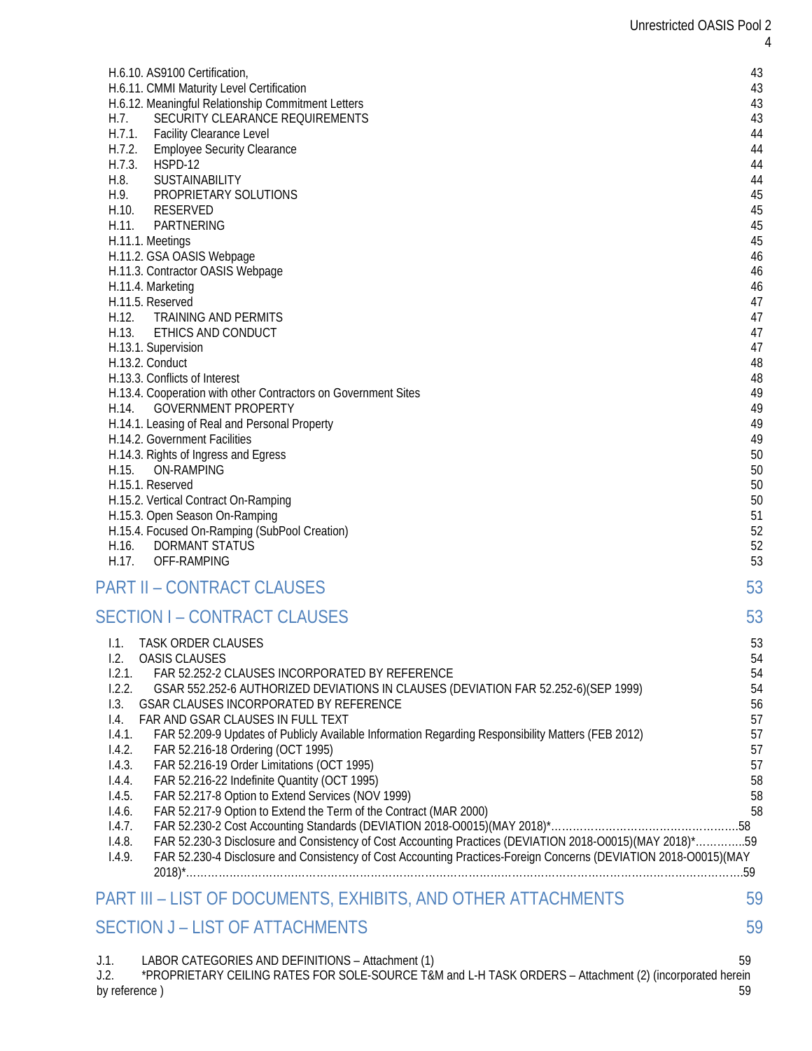H.6.10. AS9100 Certification, 43
H.6.11. CMMI Maturity Level Certification 43
H.6.12. Meaningful Relationship Commitment Letters 43
H.7. SECURITY CLEARANCE REQUIREMENTS 43
H.7.1. Facility Clearance Level 44
H.7.2. Employee Security Clearance 44
H.7.3. HSPD-12 44
H.8. SUSTAINABILITY 44
H.9. PROPRIETARY SOLUTIONS 45
H.10. RESERVED 45
H.11. PARTNERING 45
H.11.1. Meetings 45
H.11.2. GSA OASIS Webpage 46
H.11.3. Contractor OASIS Webpage 46
H.11.4. Marketing 46
H.11.5. Reserved 47
H.12. TRAINING AND PERMITS 47
H.13. ETHICS AND CONDUCT 47
H.13.1. Supervision 47
H.13.2. Conduct 48
H.13.3. Conflicts of Interest 48
H.13.4. Cooperation with other Contractors on Government Sites 49
H.14. GOVERNMENT PROPERTY 49
H.14.1. Leasing of Real and Personal Property 49
H.14.2. Government Facilities 49
H.14.3. Rights of Ingress and Egress 50
H.15. ON-RAMPING 50
H.15.1. Reserved 50
H.15.2. Vertical Contract On-Ramping 50
H.15.3. Open Season On-Ramping 51
H.15.4. Focused On-Ramping (SubPool Creation) 52
H.16. DORMANT STATUS 52
H.17. OFF-RAMPING 53

## PART II – CONTRACT CLAUSES 53

## SECTION I – CONTRACT CLAUSES 53

I.1. TASK ORDER CLAUSES 53
I.2. OASIS CLAUSES 54
I.2.1. FAR 52.252-2 CLAUSES INCORPORATED BY REFERENCE 54
I.2.2. GSAR 552.252-6 AUTHORIZED DEVIATIONS IN CLAUSES (DEVIATION FAR 52.252-6)(SEP 1999) 54
I.3. GSAR CLAUSES INCORPORATED BY REFERENCE 56
I.4. FAR AND GSAR CLAUSES IN FULL TEXT 57
I.4.1. FAR 52.209-9 Updates of Publicly Available Information Regarding Responsibility Matters (FEB 2012) 57
I.4.2. FAR 52.216-18 Ordering (OCT 1995) 57
I.4.3. FAR 52.216-19 Order Limitations (OCT 1995) 57
I.4.4. FAR 52.216-22 Indefinite Quantity (OCT 1995) 58
I.4.5. FAR 52.217-8 Option to Extend Services (NOV 1999) 58
I.4.6. FAR 52.217-9 Option to Extend the Term of the Contract (MAR 2000) 58
I.4.7. FAR 52.230-2 Cost Accounting Standards (DEVIATION 2018-O0015)(MAY 2018)*……………………………………………58
I.4.8. FAR 52.230-3 Disclosure and Consistency of Cost Accounting Practices (DEVIATION 2018-O0015)(MAY 2018)*…………..59
I.4.9. FAR 52.230-4 Disclosure and Consistency of Cost Accounting Practices-Foreign Concerns (DEVIATION 2018-O0015)(MAY 2018)*……………………………………………………………………………………………………………………………….59

## PART III – LIST OF DOCUMENTS, EXHIBITS, AND OTHER ATTACHMENTS 59

## SECTION J – LIST OF ATTACHMENTS 59

J.1. LABOR CATEGORIES AND DEFINITIONS – Attachment (1) 59
J.2. *PROPRIETARY CEILING RATES FOR SOLE-SOURCE T&M and L-H TASK ORDERS – Attachment (2) (incorporated herein by reference ) 59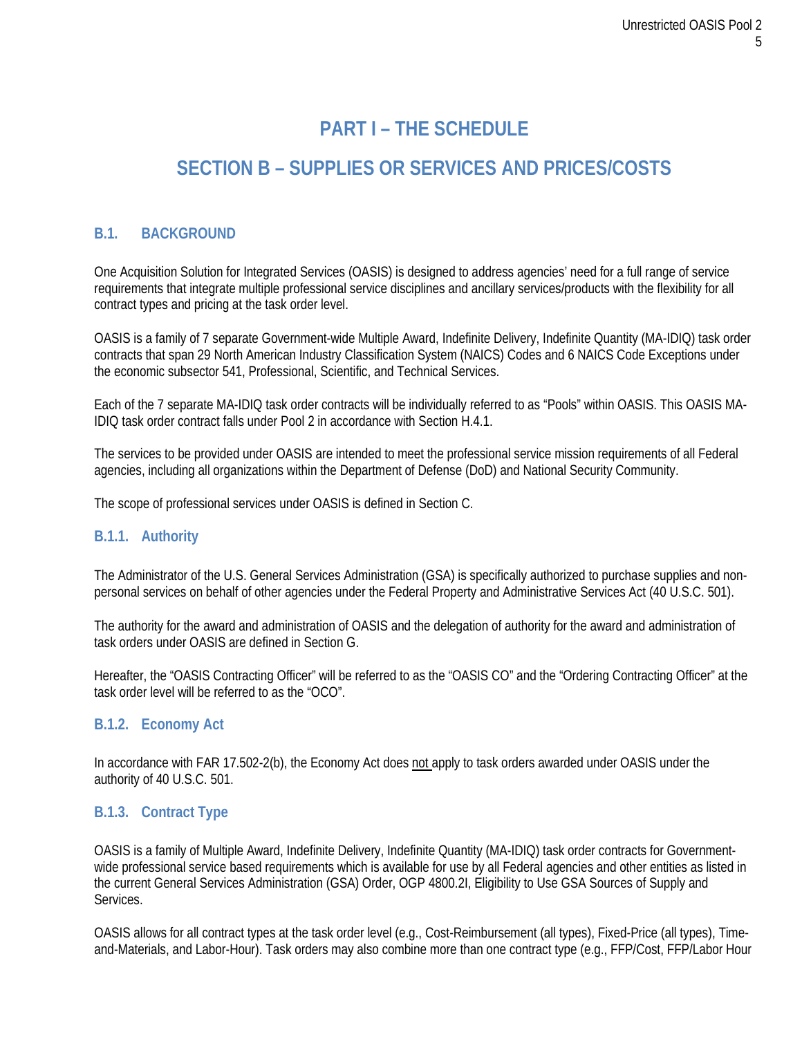# PART I – THE SCHEDULE

# SECTION B – SUPPLIES OR SERVICES AND PRICES/COSTS

## B.1. BACKGROUND

One Acquisition Solution for Integrated Services (OASIS) is designed to address agencies' need for a full range of service requirements that integrate multiple professional service disciplines and ancillary services/products with the flexibility for all contract types and pricing at the task order level.

OASIS is a family of 7 separate Government-wide Multiple Award, Indefinite Delivery, Indefinite Quantity (MA-IDIQ) task order contracts that span 29 North American Industry Classification System (NAICS) Codes and 6 NAICS Code Exceptions under the economic subsector 541, Professional, Scientific, and Technical Services.

Each of the 7 separate MA-IDIQ task order contracts will be individually referred to as "Pools" within OASIS. This OASIS MA-IDIQ task order contract falls under Pool 2 in accordance with Section H.4.1.

The services to be provided under OASIS are intended to meet the professional service mission requirements of all Federal agencies, including all organizations within the Department of Defense (DoD) and National Security Community.

The scope of professional services under OASIS is defined in Section C.

### B.1.1. Authority

The Administrator of the U.S. General Services Administration (GSA) is specifically authorized to purchase supplies and non-personal services on behalf of other agencies under the Federal Property and Administrative Services Act (40 U.S.C. 501).

The authority for the award and administration of OASIS and the delegation of authority for the award and administration of task orders under OASIS are defined in Section G.

Hereafter, the "OASIS Contracting Officer" will be referred to as the "OASIS CO" and the "Ordering Contracting Officer" at the task order level will be referred to as the "OCO".

### B.1.2. Economy Act

In accordance with FAR 17.502-2(b), the Economy Act does not apply to task orders awarded under OASIS under the authority of 40 U.S.C. 501.

### B.1.3. Contract Type

OASIS is a family of Multiple Award, Indefinite Delivery, Indefinite Quantity (MA-IDIQ) task order contracts for Government-wide professional service based requirements which is available for use by all Federal agencies and other entities as listed in the current General Services Administration (GSA) Order, OGP 4800.2I, Eligibility to Use GSA Sources of Supply and Services.

OASIS allows for all contract types at the task order level (e.g., Cost-Reimbursement (all types), Fixed-Price (all types), Time-and-Materials, and Labor-Hour). Task orders may also combine more than one contract type (e.g., FFP/Cost, FFP/Labor Hour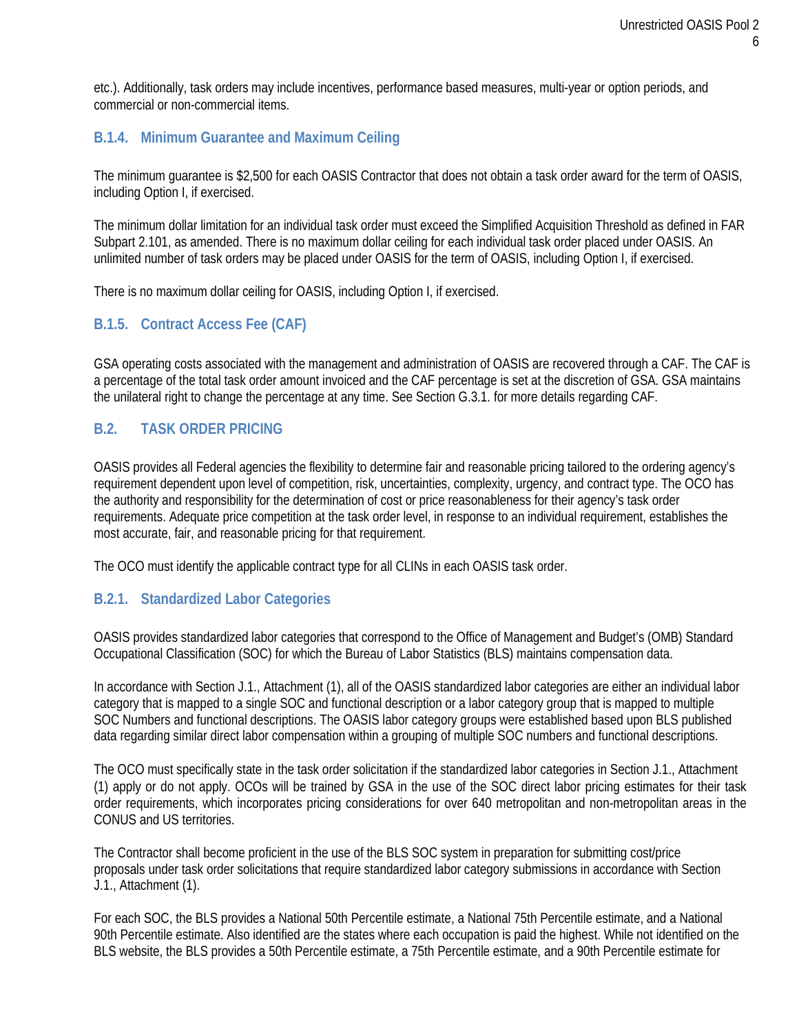etc.). Additionally, task orders may include incentives, performance based measures, multi-year or option periods, and commercial or non-commercial items.

### B.1.4. Minimum Guarantee and Maximum Ceiling

The minimum guarantee is $2,500 for each OASIS Contractor that does not obtain a task order award for the term of OASIS, including Option I, if exercised.

The minimum dollar limitation for an individual task order must exceed the Simplified Acquisition Threshold as defined in FAR Subpart 2.101, as amended. There is no maximum dollar ceiling for each individual task order placed under OASIS. An unlimited number of task orders may be placed under OASIS for the term of OASIS, including Option I, if exercised.

There is no maximum dollar ceiling for OASIS, including Option I, if exercised.

### B.1.5. Contract Access Fee (CAF)

GSA operating costs associated with the management and administration of OASIS are recovered through a CAF. The CAF is a percentage of the total task order amount invoiced and the CAF percentage is set at the discretion of GSA. GSA maintains the unilateral right to change the percentage at any time. See Section G.3.1. for more details regarding CAF.

## B.2. TASK ORDER PRICING

OASIS provides all Federal agencies the flexibility to determine fair and reasonable pricing tailored to the ordering agency's requirement dependent upon level of competition, risk, uncertainties, complexity, urgency, and contract type. The OCO has the authority and responsibility for the determination of cost or price reasonableness for their agency's task order requirements. Adequate price competition at the task order level, in response to an individual requirement, establishes the most accurate, fair, and reasonable pricing for that requirement.

The OCO must identify the applicable contract type for all CLINs in each OASIS task order.

### B.2.1. Standardized Labor Categories

OASIS provides standardized labor categories that correspond to the Office of Management and Budget's (OMB) Standard Occupational Classification (SOC) for which the Bureau of Labor Statistics (BLS) maintains compensation data.

In accordance with Section J.1., Attachment (1), all of the OASIS standardized labor categories are either an individual labor category that is mapped to a single SOC and functional description or a labor category group that is mapped to multiple SOC Numbers and functional descriptions. The OASIS labor category groups were established based upon BLS published data regarding similar direct labor compensation within a grouping of multiple SOC numbers and functional descriptions.

The OCO must specifically state in the task order solicitation if the standardized labor categories in Section J.1., Attachment (1) apply or do not apply. OCOs will be trained by GSA in the use of the SOC direct labor pricing estimates for their task order requirements, which incorporates pricing considerations for over 640 metropolitan and non-metropolitan areas in the CONUS and US territories.

The Contractor shall become proficient in the use of the BLS SOC system in preparation for submitting cost/price proposals under task order solicitations that require standardized labor category submissions in accordance with Section J.1., Attachment (1).

For each SOC, the BLS provides a National 50th Percentile estimate, a National 75th Percentile estimate, and a National 90th Percentile estimate. Also identified are the states where each occupation is paid the highest. While not identified on the BLS website, the BLS provides a 50th Percentile estimate, a 75th Percentile estimate, and a 90th Percentile estimate for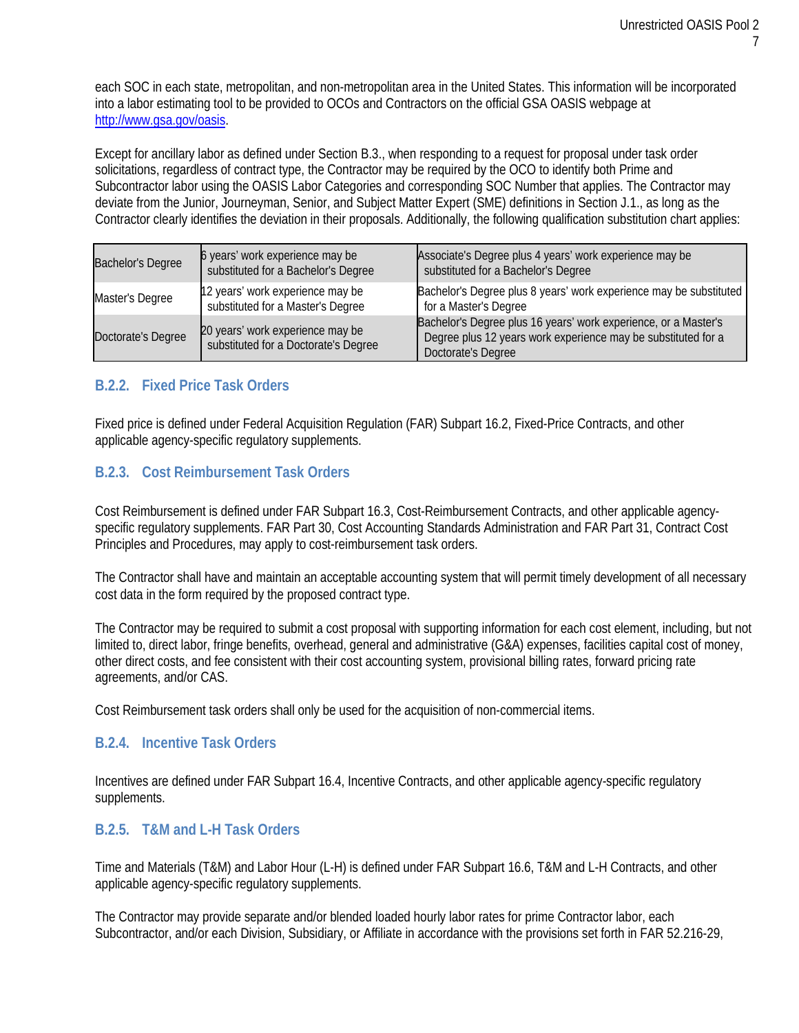each SOC in each state, metropolitan, and non-metropolitan area in the United States. This information will be incorporated into a labor estimating tool to be provided to OCOs and Contractors on the official GSA OASIS webpage at [http://www.gsa.gov/oasis](http://www.gsa.gov/oasis).

Except for ancillary labor as defined under Section B.3., when responding to a request for proposal under task order solicitations, regardless of contract type, the Contractor may be required by the OCO to identify both Prime and Subcontractor labor using the OASIS Labor Categories and corresponding SOC Number that applies. The Contractor may deviate from the Junior, Journeyman, Senior, and Subject Matter Expert (SME) definitions in Section J.1., as long as the Contractor clearly identifies the deviation in their proposals. Additionally, the following qualification substitution chart applies:

| | | |
|---|---|---|
| Bachelor's Degree | 6 years' work experience may be substituted for a Bachelor's Degree | Associate's Degree plus 4 years' work experience may be substituted for a Bachelor's Degree |
| Master's Degree | 12 years' work experience may be substituted for a Master's Degree | Bachelor's Degree plus 8 years' work experience may be substituted for a Master's Degree |
| Doctorate's Degree | 20 years' work experience may be substituted for a Doctorate's Degree | Bachelor's Degree plus 16 years' work experience, or a Master's Degree plus 12 years work experience may be substituted for a Doctorate's Degree |

### B.2.2. Fixed Price Task Orders

Fixed price is defined under Federal Acquisition Regulation (FAR) Subpart 16.2, Fixed-Price Contracts, and other applicable agency-specific regulatory supplements.

### B.2.3. Cost Reimbursement Task Orders

Cost Reimbursement is defined under FAR Subpart 16.3, Cost-Reimbursement Contracts, and other applicable agency-specific regulatory supplements. FAR Part 30, Cost Accounting Standards Administration and FAR Part 31, Contract Cost Principles and Procedures, may apply to cost-reimbursement task orders.

The Contractor shall have and maintain an acceptable accounting system that will permit timely development of all necessary cost data in the form required by the proposed contract type.

The Contractor may be required to submit a cost proposal with supporting information for each cost element, including, but not limited to, direct labor, fringe benefits, overhead, general and administrative (G&A) expenses, facilities capital cost of money, other direct costs, and fee consistent with their cost accounting system, provisional billing rates, forward pricing rate agreements, and/or CAS.

Cost Reimbursement task orders shall only be used for the acquisition of non-commercial items.

### B.2.4. Incentive Task Orders

Incentives are defined under FAR Subpart 16.4, Incentive Contracts, and other applicable agency-specific regulatory supplements.

### B.2.5. T&M and L-H Task Orders

Time and Materials (T&M) and Labor Hour (L-H) is defined under FAR Subpart 16.6, T&M and L-H Contracts, and other applicable agency-specific regulatory supplements.

The Contractor may provide separate and/or blended loaded hourly labor rates for prime Contractor labor, each Subcontractor, and/or each Division, Subsidiary, or Affiliate in accordance with the provisions set forth in FAR 52.216-29,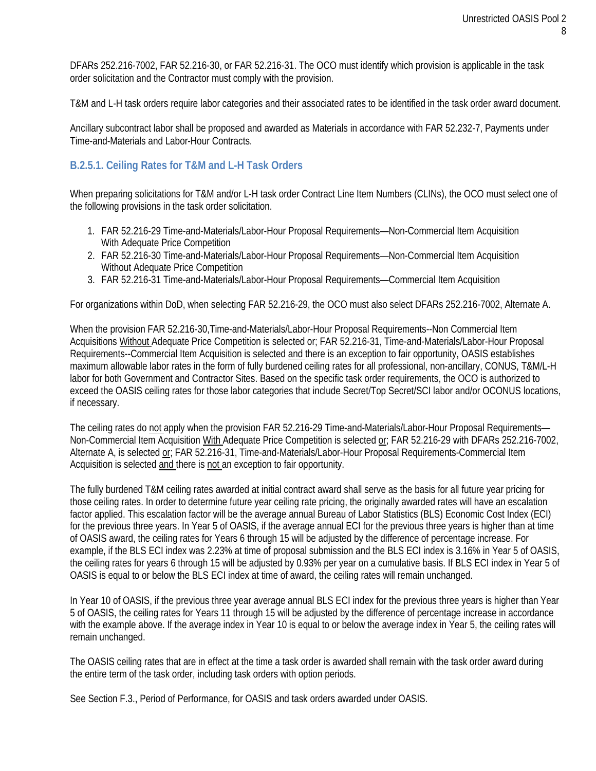DFARs 252.216-7002, FAR 52.216-30, or FAR 52.216-31. The OCO must identify which provision is applicable in the task order solicitation and the Contractor must comply with the provision.

T&M and L-H task orders require labor categories and their associated rates to be identified in the task order award document.

Ancillary subcontract labor shall be proposed and awarded as Materials in accordance with FAR 52.232-7, Payments under Time-and-Materials and Labor-Hour Contracts.

### B.2.5.1. Ceiling Rates for T&M and L-H Task Orders

When preparing solicitations for T&M and/or L-H task order Contract Line Item Numbers (CLINs), the OCO must select one of the following provisions in the task order solicitation.

1. FAR 52.216-29 Time-and-Materials/Labor-Hour Proposal Requirements—Non-Commercial Item Acquisition With Adequate Price Competition
2. FAR 52.216-30 Time-and-Materials/Labor-Hour Proposal Requirements—Non-Commercial Item Acquisition Without Adequate Price Competition
3. FAR 52.216-31 Time-and-Materials/Labor-Hour Proposal Requirements—Commercial Item Acquisition

For organizations within DoD, when selecting FAR 52.216-29, the OCO must also select DFARs 252.216-7002, Alternate A.

When the provision FAR 52.216-30,Time-and-Materials/Labor-Hour Proposal Requirements--Non Commercial Item Acquisitions Without Adequate Price Competition is selected or; FAR 52.216-31, Time-and-Materials/Labor-Hour Proposal Requirements--Commercial Item Acquisition is selected and there is an exception to fair opportunity, OASIS establishes maximum allowable labor rates in the form of fully burdened ceiling rates for all professional, non-ancillary, CONUS, T&M/L-H labor for both Government and Contractor Sites. Based on the specific task order requirements, the OCO is authorized to exceed the OASIS ceiling rates for those labor categories that include Secret/Top Secret/SCI labor and/or OCONUS locations, if necessary.

The ceiling rates do not apply when the provision FAR 52.216-29 Time-and-Materials/Labor-Hour Proposal Requirements—Non-Commercial Item Acquisition With Adequate Price Competition is selected or; FAR 52.216-29 with DFARs 252.216-7002, Alternate A, is selected or; FAR 52.216-31, Time-and-Materials/Labor-Hour Proposal Requirements-Commercial Item Acquisition is selected and there is not an exception to fair opportunity.

The fully burdened T&M ceiling rates awarded at initial contract award shall serve as the basis for all future year pricing for those ceiling rates. In order to determine future year ceiling rate pricing, the originally awarded rates will have an escalation factor applied. This escalation factor will be the average annual Bureau of Labor Statistics (BLS) Economic Cost Index (ECI) for the previous three years. In Year 5 of OASIS, if the average annual ECI for the previous three years is higher than at time of OASIS award, the ceiling rates for Years 6 through 15 will be adjusted by the difference of percentage increase. For example, if the BLS ECI index was 2.23% at time of proposal submission and the BLS ECI index is 3.16% in Year 5 of OASIS, the ceiling rates for years 6 through 15 will be adjusted by 0.93% per year on a cumulative basis. If BLS ECI index in Year 5 of OASIS is equal to or below the BLS ECI index at time of award, the ceiling rates will remain unchanged.

In Year 10 of OASIS, if the previous three year average annual BLS ECI index for the previous three years is higher than Year 5 of OASIS, the ceiling rates for Years 11 through 15 will be adjusted by the difference of percentage increase in accordance with the example above. If the average index in Year 10 is equal to or below the average index in Year 5, the ceiling rates will remain unchanged.

The OASIS ceiling rates that are in effect at the time a task order is awarded shall remain with the task order award during the entire term of the task order, including task orders with option periods.

See Section F.3., Period of Performance, for OASIS and task orders awarded under OASIS.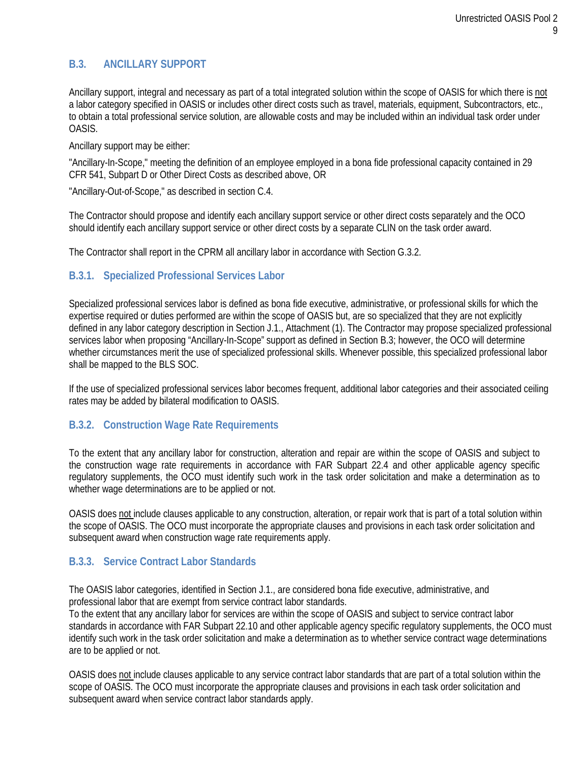## B.3. ANCILLARY SUPPORT

Ancillary support, integral and necessary as part of a total integrated solution within the scope of OASIS for which there is not a labor category specified in OASIS or includes other direct costs such as travel, materials, equipment, Subcontractors, etc., to obtain a total professional service solution, are allowable costs and may be included within an individual task order under OASIS.

Ancillary support may be either:

"Ancillary-In-Scope," meeting the definition of an employee employed in a bona fide professional capacity contained in 29 CFR 541, Subpart D or Other Direct Costs as described above, OR

"Ancillary-Out-of-Scope," as described in section C.4.

The Contractor should propose and identify each ancillary support service or other direct costs separately and the OCO should identify each ancillary support service or other direct costs by a separate CLIN on the task order award.

The Contractor shall report in the CPRM all ancillary labor in accordance with Section G.3.2.

### B.3.1. Specialized Professional Services Labor

Specialized professional services labor is defined as bona fide executive, administrative, or professional skills for which the expertise required or duties performed are within the scope of OASIS but, are so specialized that they are not explicitly defined in any labor category description in Section J.1., Attachment (1). The Contractor may propose specialized professional services labor when proposing "Ancillary-In-Scope" support as defined in Section B.3; however, the OCO will determine whether circumstances merit the use of specialized professional skills. Whenever possible, this specialized professional labor shall be mapped to the BLS SOC.

If the use of specialized professional services labor becomes frequent, additional labor categories and their associated ceiling rates may be added by bilateral modification to OASIS.

### B.3.2. Construction Wage Rate Requirements

To the extent that any ancillary labor for construction, alteration and repair are within the scope of OASIS and subject to the construction wage rate requirements in accordance with FAR Subpart 22.4 and other applicable agency specific regulatory supplements, the OCO must identify such work in the task order solicitation and make a determination as to whether wage determinations are to be applied or not.

OASIS does not include clauses applicable to any construction, alteration, or repair work that is part of a total solution within the scope of OASIS. The OCO must incorporate the appropriate clauses and provisions in each task order solicitation and subsequent award when construction wage rate requirements apply.

### B.3.3. Service Contract Labor Standards

The OASIS labor categories, identified in Section J.1., are considered bona fide executive, administrative, and professional labor that are exempt from service contract labor standards.
To the extent that any ancillary labor for services are within the scope of OASIS and subject to service contract labor standards in accordance with FAR Subpart 22.10 and other applicable agency specific regulatory supplements, the OCO must identify such work in the task order solicitation and make a determination as to whether service contract wage determinations are to be applied or not.

OASIS does not include clauses applicable to any service contract labor standards that are part of a total solution within the scope of OASIS. The OCO must incorporate the appropriate clauses and provisions in each task order solicitation and subsequent award when service contract labor standards apply.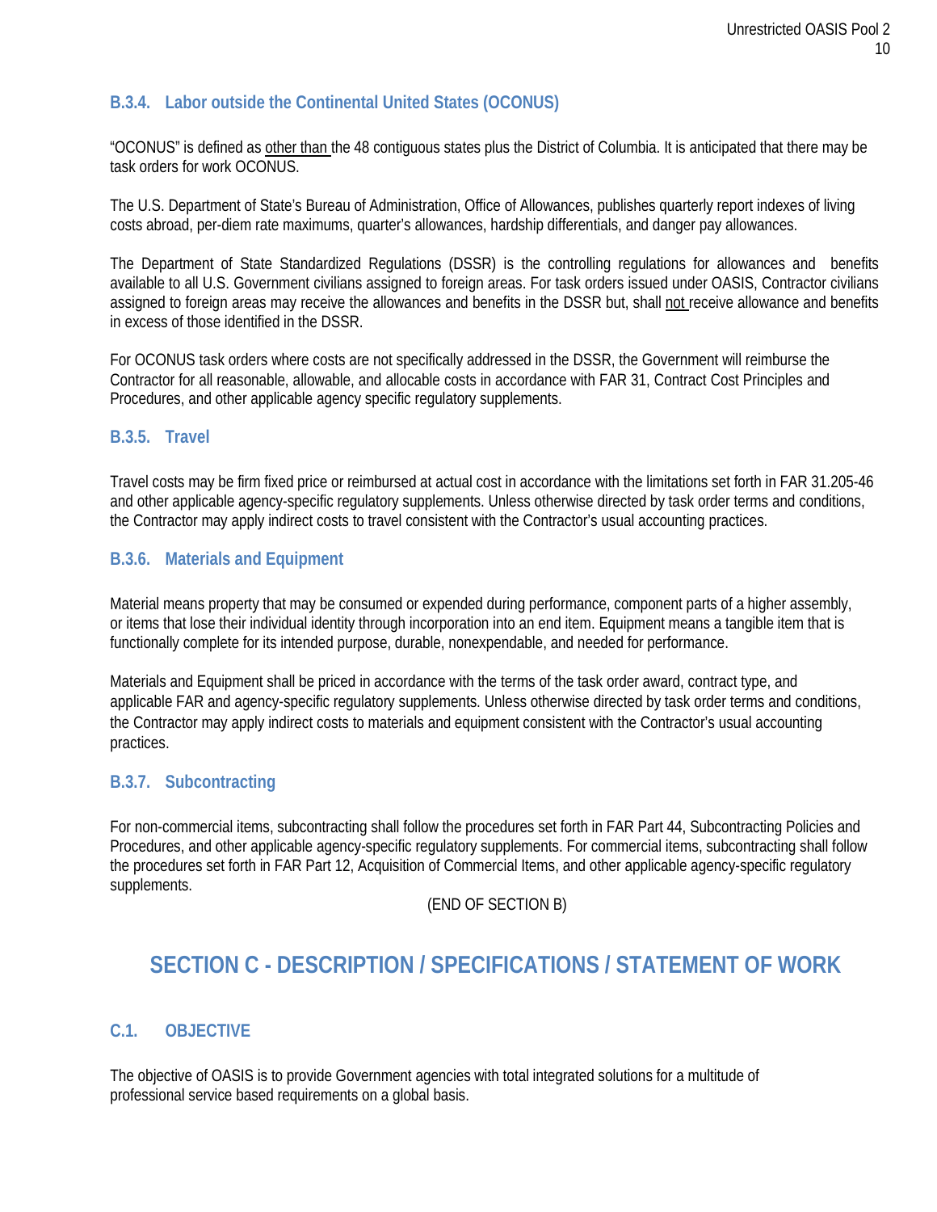### B.3.4. Labor outside the Continental United States (OCONUS)

"OCONUS" is defined as <u>other than</u> the 48 contiguous states plus the District of Columbia. It is anticipated that there may be task orders for work OCONUS.

The U.S. Department of State's Bureau of Administration, Office of Allowances, publishes quarterly report indexes of living costs abroad, per-diem rate maximums, quarter's allowances, hardship differentials, and danger pay allowances.

The Department of State Standardized Regulations (DSSR) is the controlling regulations for allowances and benefits available to all U.S. Government civilians assigned to foreign areas. For task orders issued under OASIS, Contractor civilians assigned to foreign areas may receive the allowances and benefits in the DSSR but, shall <u>not</u> receive allowance and benefits in excess of those identified in the DSSR.

For OCONUS task orders where costs are not specifically addressed in the DSSR, the Government will reimburse the Contractor for all reasonable, allowable, and allocable costs in accordance with FAR 31, Contract Cost Principles and Procedures, and other applicable agency specific regulatory supplements.

### B.3.5. Travel

Travel costs may be firm fixed price or reimbursed at actual cost in accordance with the limitations set forth in FAR 31.205-46 and other applicable agency-specific regulatory supplements. Unless otherwise directed by task order terms and conditions, the Contractor may apply indirect costs to travel consistent with the Contractor's usual accounting practices.

### B.3.6. Materials and Equipment

Material means property that may be consumed or expended during performance, component parts of a higher assembly, or items that lose their individual identity through incorporation into an end item. Equipment means a tangible item that is functionally complete for its intended purpose, durable, nonexpendable, and needed for performance.

Materials and Equipment shall be priced in accordance with the terms of the task order award, contract type, and applicable FAR and agency-specific regulatory supplements. Unless otherwise directed by task order terms and conditions, the Contractor may apply indirect costs to materials and equipment consistent with the Contractor's usual accounting practices.

### B.3.7. Subcontracting

For non-commercial items, subcontracting shall follow the procedures set forth in FAR Part 44, Subcontracting Policies and Procedures, and other applicable agency-specific regulatory supplements. For commercial items, subcontracting shall follow the procedures set forth in FAR Part 12, Acquisition of Commercial Items, and other applicable agency-specific regulatory supplements.

(END OF SECTION B)

# SECTION C - DESCRIPTION / SPECIFICATIONS / STATEMENT OF WORK

## C.1. OBJECTIVE

The objective of OASIS is to provide Government agencies with total integrated solutions for a multitude of professional service based requirements on a global basis.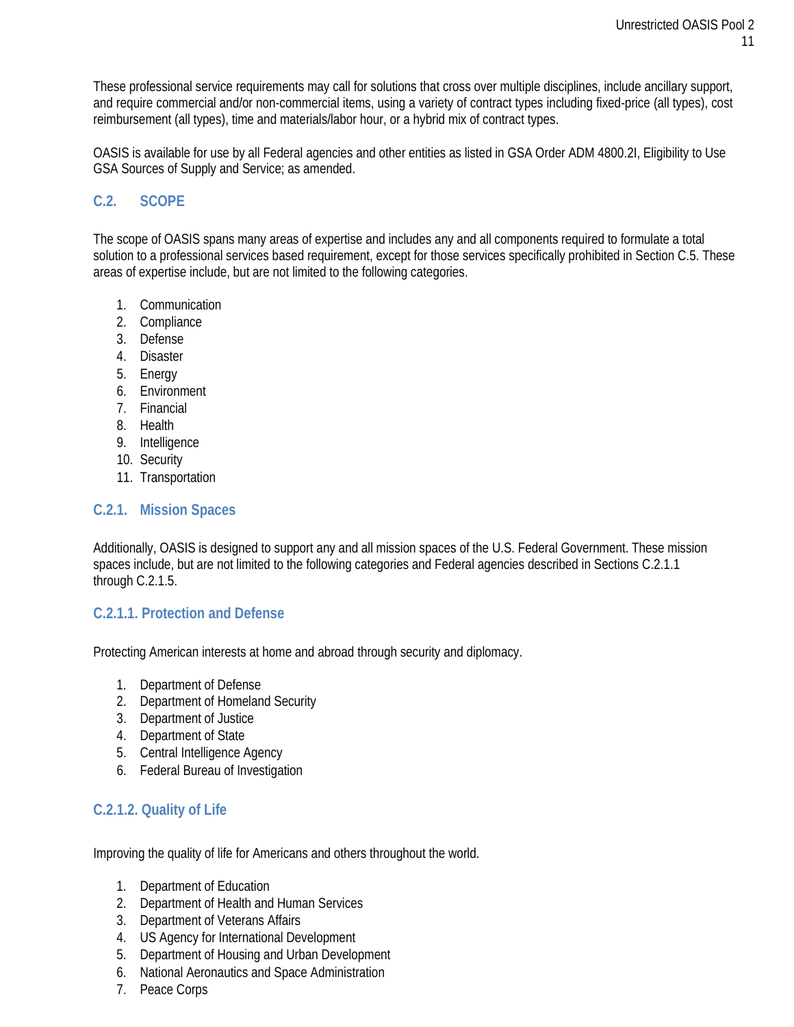These professional service requirements may call for solutions that cross over multiple disciplines, include ancillary support, and require commercial and/or non-commercial items, using a variety of contract types including fixed-price (all types), cost reimbursement (all types), time and materials/labor hour, or a hybrid mix of contract types.

OASIS is available for use by all Federal agencies and other entities as listed in GSA Order ADM 4800.2I, Eligibility to Use GSA Sources of Supply and Service; as amended.

## C.2. SCOPE

The scope of OASIS spans many areas of expertise and includes any and all components required to formulate a total solution to a professional services based requirement, except for those services specifically prohibited in Section C.5. These areas of expertise include, but are not limited to the following categories.

1. Communication
2. Compliance
3. Defense
4. Disaster
5. Energy
6. Environment
7. Financial
8. Health
9. Intelligence
10. Security
11. Transportation

### C.2.1. Mission Spaces

Additionally, OASIS is designed to support any and all mission spaces of the U.S. Federal Government. These mission spaces include, but are not limited to the following categories and Federal agencies described in Sections C.2.1.1 through C.2.1.5.

#### C.2.1.1. Protection and Defense

Protecting American interests at home and abroad through security and diplomacy.

1. Department of Defense
2. Department of Homeland Security
3. Department of Justice
4. Department of State
5. Central Intelligence Agency
6. Federal Bureau of Investigation

#### C.2.1.2. Quality of Life

Improving the quality of life for Americans and others throughout the world.

1. Department of Education
2. Department of Health and Human Services
3. Department of Veterans Affairs
4. US Agency for International Development
5. Department of Housing and Urban Development
6. National Aeronautics and Space Administration
7. Peace Corps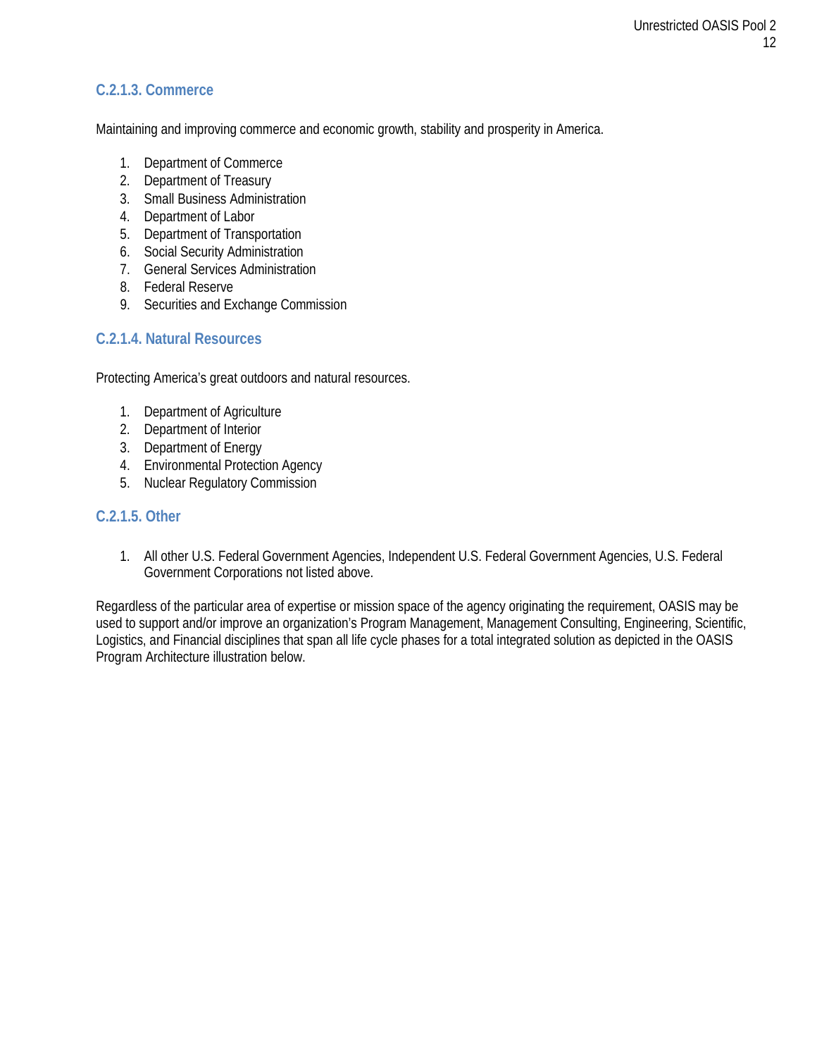### C.2.1.3. Commerce

Maintaining and improving commerce and economic growth, stability and prosperity in America.

1. Department of Commerce
2. Department of Treasury
3. Small Business Administration
4. Department of Labor
5. Department of Transportation
6. Social Security Administration
7. General Services Administration
8. Federal Reserve
9. Securities and Exchange Commission

### C.2.1.4. Natural Resources

Protecting America's great outdoors and natural resources.

1. Department of Agriculture
2. Department of Interior
3. Department of Energy
4. Environmental Protection Agency
5. Nuclear Regulatory Commission

### C.2.1.5. Other

1. All other U.S. Federal Government Agencies, Independent U.S. Federal Government Agencies, U.S. Federal Government Corporations not listed above.

Regardless of the particular area of expertise or mission space of the agency originating the requirement, OASIS may be used to support and/or improve an organization's Program Management, Management Consulting, Engineering, Scientific, Logistics, and Financial disciplines that span all life cycle phases for a total integrated solution as depicted in the OASIS Program Architecture illustration below.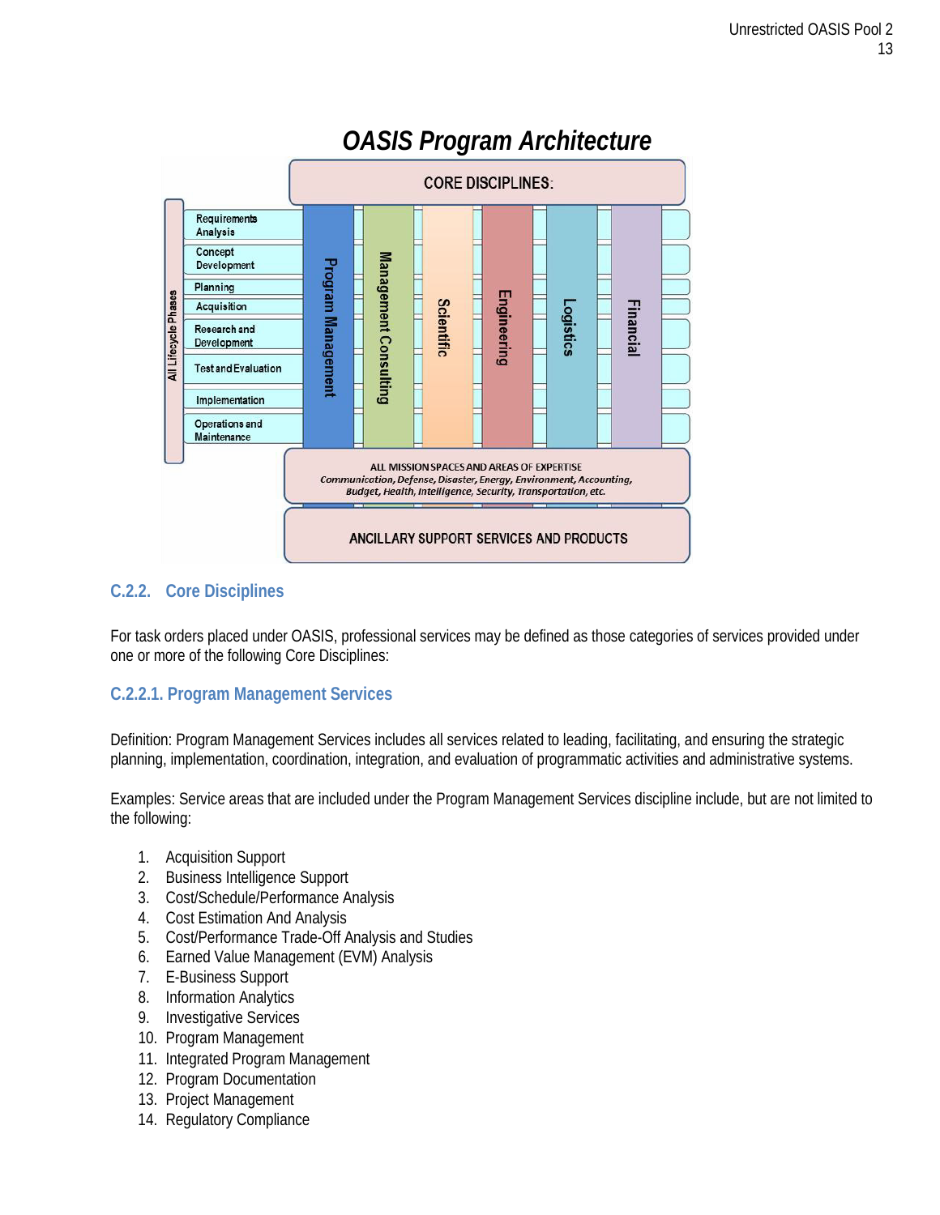**OASIS Program Architecture**

CORE DISCIPLINES:

All Lifecycle Phases: Requirements Analysis, Concept Development, Planning, Acquisition, Research and Development, Test and Evaluation, Implementation, Operations and Maintenance

Program Management | Management Consulting | Scientific | Engineering | Logistics | Financial

ALL MISSION SPACES AND AREAS OF EXPERTISE
*Communication, Defense, Disaster, Energy, Environment, Accounting, Budget, Health, Intelligence, Security, Transportation, etc.*

ANCILLARY SUPPORT SERVICES AND PRODUCTS

## C.2.2. Core Disciplines

For task orders placed under OASIS, professional services may be defined as those categories of services provided under one or more of the following Core Disciplines:

### C.2.2.1. Program Management Services

Definition: Program Management Services includes all services related to leading, facilitating, and ensuring the strategic planning, implementation, coordination, integration, and evaluation of programmatic activities and administrative systems.

Examples: Service areas that are included under the Program Management Services discipline include, but are not limited to the following:

1. Acquisition Support
2. Business Intelligence Support
3. Cost/Schedule/Performance Analysis
4. Cost Estimation And Analysis
5. Cost/Performance Trade-Off Analysis and Studies
6. Earned Value Management (EVM) Analysis
7. E-Business Support
8. Information Analytics
9. Investigative Services
10. Program Management
11. Integrated Program Management
12. Program Documentation
13. Project Management
14. Regulatory Compliance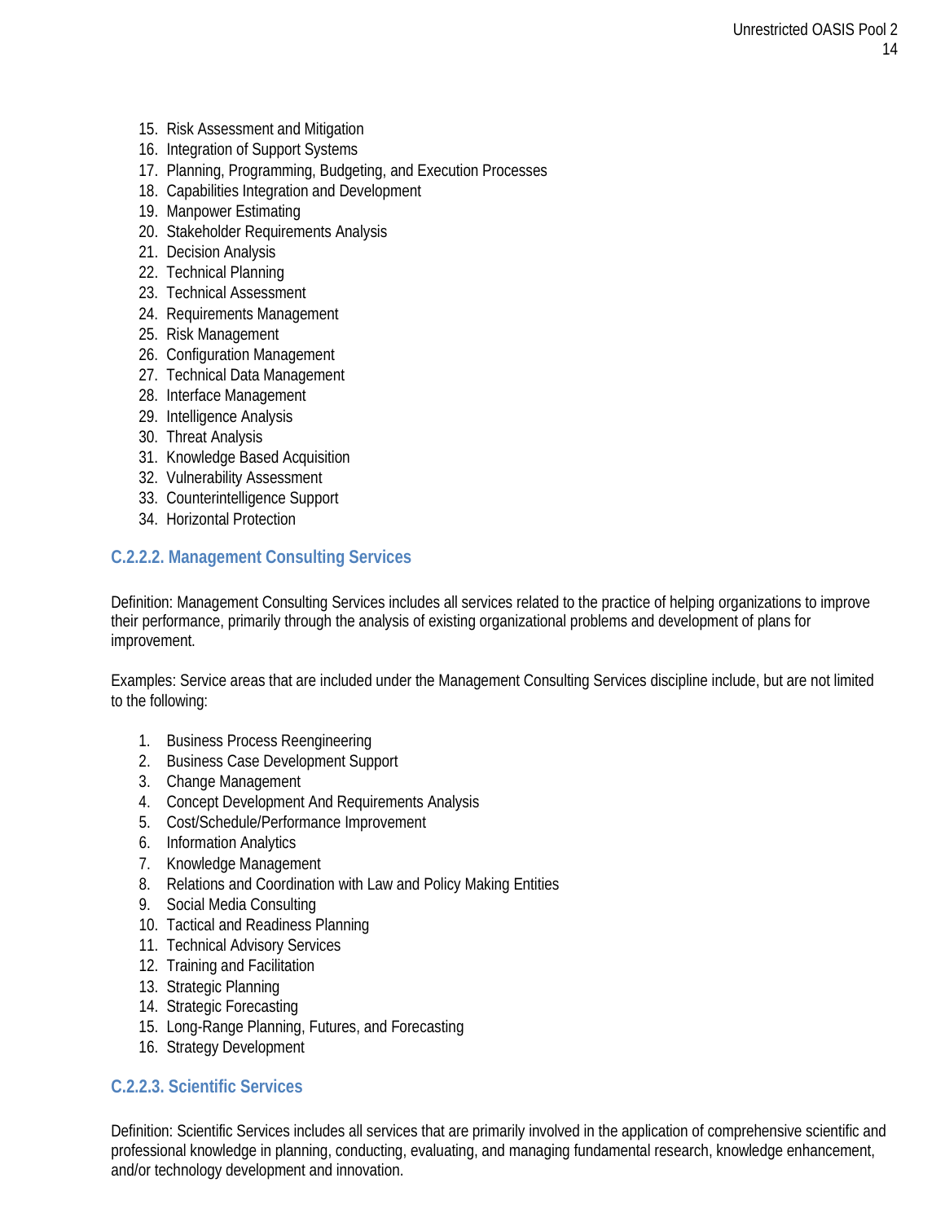15. Risk Assessment and Mitigation
16. Integration of Support Systems
17. Planning, Programming, Budgeting, and Execution Processes
18. Capabilities Integration and Development
19. Manpower Estimating
20. Stakeholder Requirements Analysis
21. Decision Analysis
22. Technical Planning
23. Technical Assessment
24. Requirements Management
25. Risk Management
26. Configuration Management
27. Technical Data Management
28. Interface Management
29. Intelligence Analysis
30. Threat Analysis
31. Knowledge Based Acquisition
32. Vulnerability Assessment
33. Counterintelligence Support
34. Horizontal Protection

### C.2.2.2. Management Consulting Services

Definition: Management Consulting Services includes all services related to the practice of helping organizations to improve their performance, primarily through the analysis of existing organizational problems and development of plans for improvement.

Examples: Service areas that are included under the Management Consulting Services discipline include, but are not limited to the following:

1. Business Process Reengineering
2. Business Case Development Support
3. Change Management
4. Concept Development And Requirements Analysis
5. Cost/Schedule/Performance Improvement
6. Information Analytics
7. Knowledge Management
8. Relations and Coordination with Law and Policy Making Entities
9. Social Media Consulting
10. Tactical and Readiness Planning
11. Technical Advisory Services
12. Training and Facilitation
13. Strategic Planning
14. Strategic Forecasting
15. Long-Range Planning, Futures, and Forecasting
16. Strategy Development

### C.2.2.3. Scientific Services

Definition: Scientific Services includes all services that are primarily involved in the application of comprehensive scientific and professional knowledge in planning, conducting, evaluating, and managing fundamental research, knowledge enhancement, and/or technology development and innovation.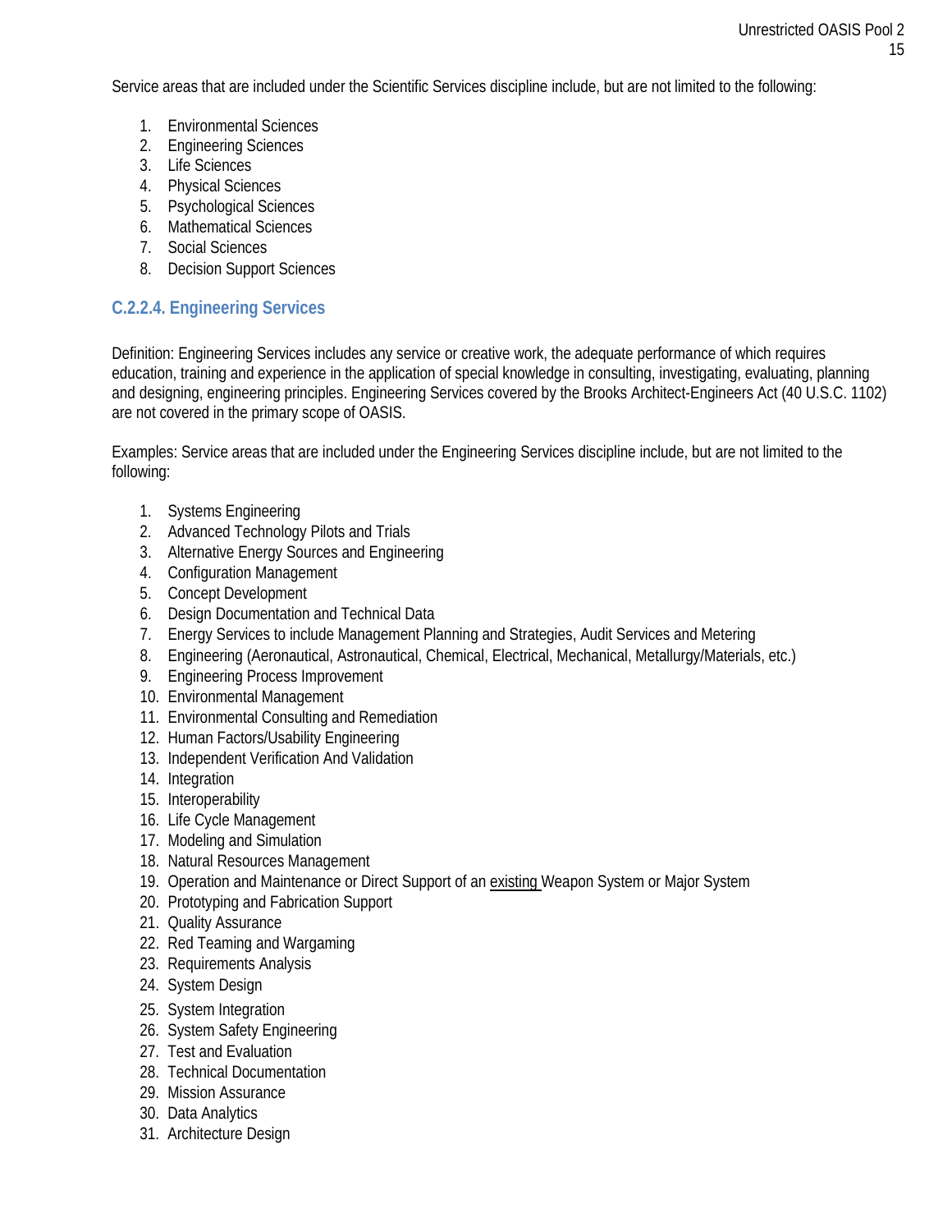Service areas that are included under the Scientific Services discipline include, but are not limited to the following:

1. Environmental Sciences
2. Engineering Sciences
3. Life Sciences
4. Physical Sciences
5. Psychological Sciences
6. Mathematical Sciences
7. Social Sciences
8. Decision Support Sciences

### C.2.2.4. Engineering Services

Definition: Engineering Services includes any service or creative work, the adequate performance of which requires education, training and experience in the application of special knowledge in consulting, investigating, evaluating, planning and designing, engineering principles. Engineering Services covered by the Brooks Architect-Engineers Act (40 U.S.C. 1102) are not covered in the primary scope of OASIS.

Examples: Service areas that are included under the Engineering Services discipline include, but are not limited to the following:

1. Systems Engineering
2. Advanced Technology Pilots and Trials
3. Alternative Energy Sources and Engineering
4. Configuration Management
5. Concept Development
6. Design Documentation and Technical Data
7. Energy Services to include Management Planning and Strategies, Audit Services and Metering
8. Engineering (Aeronautical, Astronautical, Chemical, Electrical, Mechanical, Metallurgy/Materials, etc.)
9. Engineering Process Improvement
10. Environmental Management
11. Environmental Consulting and Remediation
12. Human Factors/Usability Engineering
13. Independent Verification And Validation
14. Integration
15. Interoperability
16. Life Cycle Management
17. Modeling and Simulation
18. Natural Resources Management
19. Operation and Maintenance or Direct Support of an <u>existing</u> Weapon System or Major System
20. Prototyping and Fabrication Support
21. Quality Assurance
22. Red Teaming and Wargaming
23. Requirements Analysis
24. System Design
25. System Integration
26. System Safety Engineering
27. Test and Evaluation
28. Technical Documentation
29. Mission Assurance
30. Data Analytics
31. Architecture Design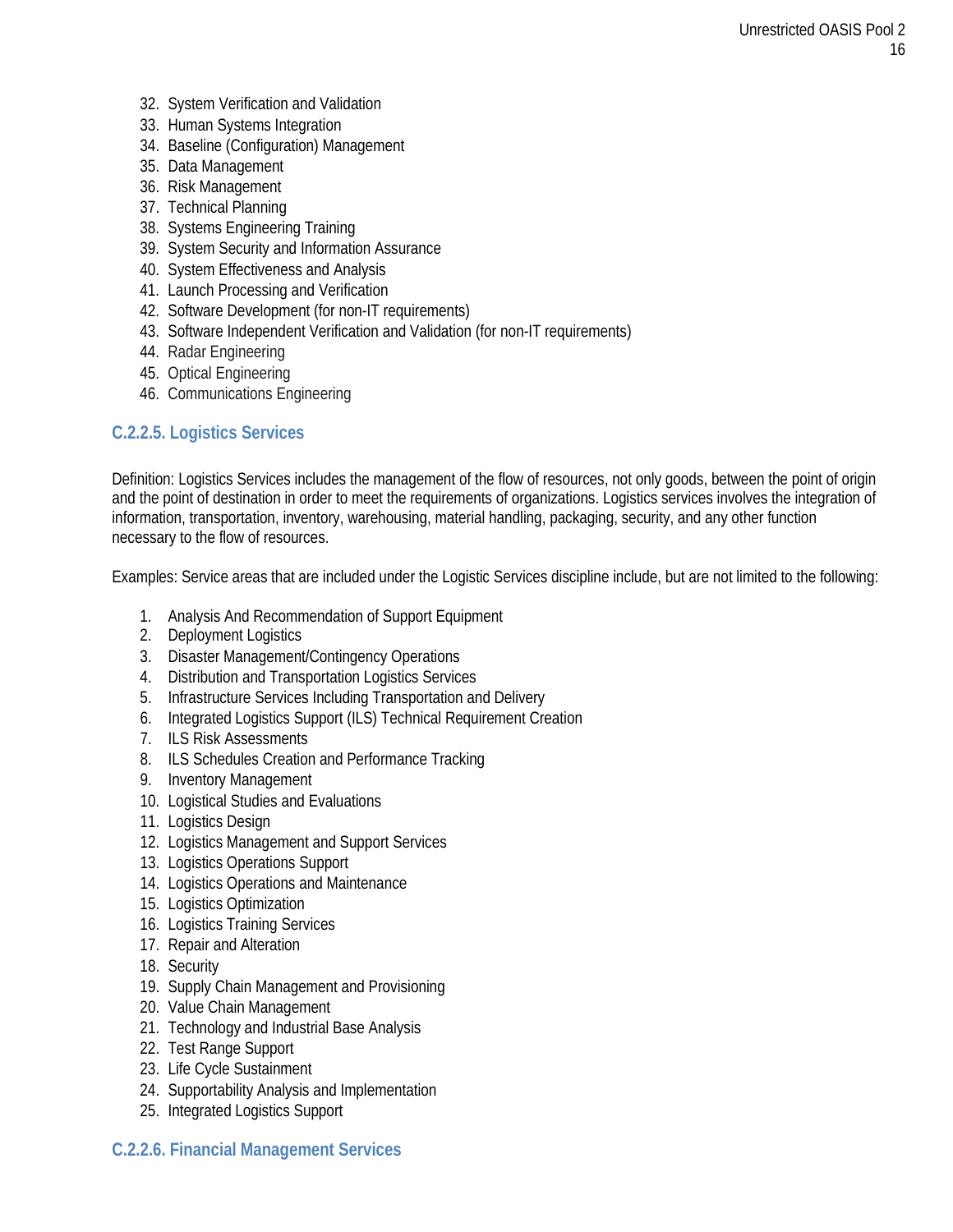32. System Verification and Validation
33. Human Systems Integration
34. Baseline (Configuration) Management
35. Data Management
36. Risk Management
37. Technical Planning
38. Systems Engineering Training
39. System Security and Information Assurance
40. System Effectiveness and Analysis
41. Launch Processing and Verification
42. Software Development (for non-IT requirements)
43. Software Independent Verification and Validation (for non-IT requirements)
44. Radar Engineering
45. Optical Engineering
46. Communications Engineering

### C.2.2.5. Logistics Services

Definition: Logistics Services includes the management of the flow of resources, not only goods, between the point of origin and the point of destination in order to meet the requirements of organizations. Logistics services involves the integration of information, transportation, inventory, warehousing, material handling, packaging, security, and any other function necessary to the flow of resources.

Examples: Service areas that are included under the Logistic Services discipline include, but are not limited to the following:

1. Analysis And Recommendation of Support Equipment
2. Deployment Logistics
3. Disaster Management/Contingency Operations
4. Distribution and Transportation Logistics Services
5. Infrastructure Services Including Transportation and Delivery
6. Integrated Logistics Support (ILS) Technical Requirement Creation
7. ILS Risk Assessments
8. ILS Schedules Creation and Performance Tracking
9. Inventory Management
10. Logistical Studies and Evaluations
11. Logistics Design
12. Logistics Management and Support Services
13. Logistics Operations Support
14. Logistics Operations and Maintenance
15. Logistics Optimization
16. Logistics Training Services
17. Repair and Alteration
18. Security
19. Supply Chain Management and Provisioning
20. Value Chain Management
21. Technology and Industrial Base Analysis
22. Test Range Support
23. Life Cycle Sustainment
24. Supportability Analysis and Implementation
25. Integrated Logistics Support

### C.2.2.6. Financial Management Services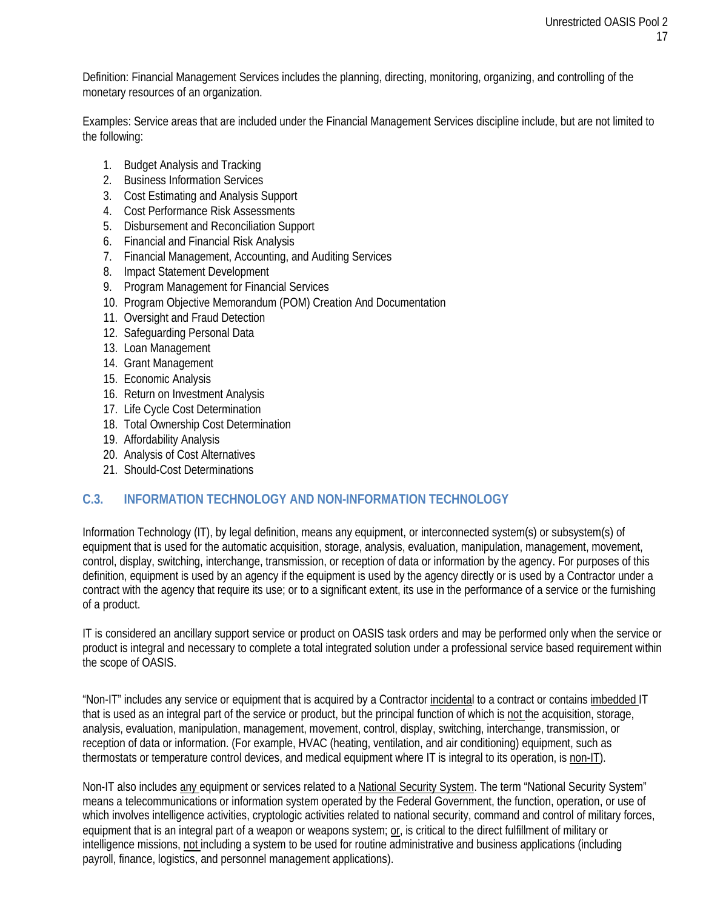Definition: Financial Management Services includes the planning, directing, monitoring, organizing, and controlling of the monetary resources of an organization.

Examples: Service areas that are included under the Financial Management Services discipline include, but are not limited to the following:

1. Budget Analysis and Tracking
2. Business Information Services
3. Cost Estimating and Analysis Support
4. Cost Performance Risk Assessments
5. Disbursement and Reconciliation Support
6. Financial and Financial Risk Analysis
7. Financial Management, Accounting, and Auditing Services
8. Impact Statement Development
9. Program Management for Financial Services
10. Program Objective Memorandum (POM) Creation And Documentation
11. Oversight and Fraud Detection
12. Safeguarding Personal Data
13. Loan Management
14. Grant Management
15. Economic Analysis
16. Return on Investment Analysis
17. Life Cycle Cost Determination
18. Total Ownership Cost Determination
19. Affordability Analysis
20. Analysis of Cost Alternatives
21. Should-Cost Determinations

## C.3. INFORMATION TECHNOLOGY AND NON-INFORMATION TECHNOLOGY

Information Technology (IT), by legal definition, means any equipment, or interconnected system(s) or subsystem(s) of equipment that is used for the automatic acquisition, storage, analysis, evaluation, manipulation, management, movement, control, display, switching, interchange, transmission, or reception of data or information by the agency. For purposes of this definition, equipment is used by an agency if the equipment is used by the agency directly or is used by a Contractor under a contract with the agency that require its use; or to a significant extent, its use in the performance of a service or the furnishing of a product.

IT is considered an ancillary support service or product on OASIS task orders and may be performed only when the service or product is integral and necessary to complete a total integrated solution under a professional service based requirement within the scope of OASIS.

"Non-IT" includes any service or equipment that is acquired by a Contractor incidental to a contract or contains imbedded IT that is used as an integral part of the service or product, but the principal function of which is not the acquisition, storage, analysis, evaluation, manipulation, management, movement, control, display, switching, interchange, transmission, or reception of data or information. (For example, HVAC (heating, ventilation, and air conditioning) equipment, such as thermostats or temperature control devices, and medical equipment where IT is integral to its operation, is non-IT).

Non-IT also includes any equipment or services related to a National Security System. The term "National Security System" means a telecommunications or information system operated by the Federal Government, the function, operation, or use of which involves intelligence activities, cryptologic activities related to national security, command and control of military forces, equipment that is an integral part of a weapon or weapons system; or, is critical to the direct fulfillment of military or intelligence missions, not including a system to be used for routine administrative and business applications (including payroll, finance, logistics, and personnel management applications).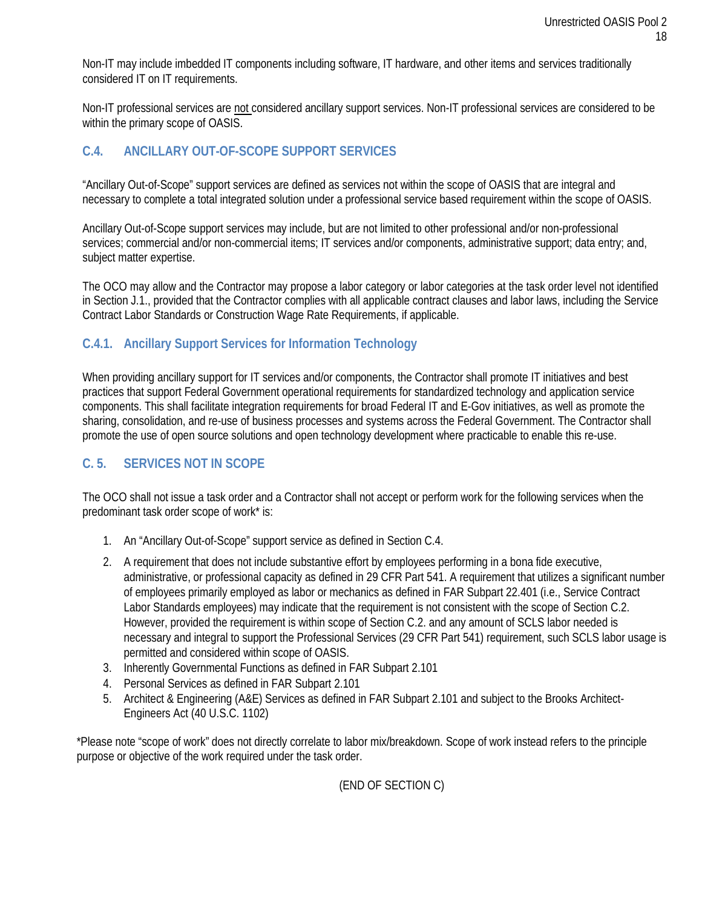Non-IT may include imbedded IT components including software, IT hardware, and other items and services traditionally considered IT on IT requirements.

Non-IT professional services are not considered ancillary support services. Non-IT professional services are considered to be within the primary scope of OASIS.

## C.4. ANCILLARY OUT-OF-SCOPE SUPPORT SERVICES

"Ancillary Out-of-Scope" support services are defined as services not within the scope of OASIS that are integral and necessary to complete a total integrated solution under a professional service based requirement within the scope of OASIS.

Ancillary Out-of-Scope support services may include, but are not limited to other professional and/or non-professional services; commercial and/or non-commercial items; IT services and/or components, administrative support; data entry; and, subject matter expertise.

The OCO may allow and the Contractor may propose a labor category or labor categories at the task order level not identified in Section J.1., provided that the Contractor complies with all applicable contract clauses and labor laws, including the Service Contract Labor Standards or Construction Wage Rate Requirements, if applicable.

### C.4.1. Ancillary Support Services for Information Technology

When providing ancillary support for IT services and/or components, the Contractor shall promote IT initiatives and best practices that support Federal Government operational requirements for standardized technology and application service components. This shall facilitate integration requirements for broad Federal IT and E-Gov initiatives, as well as promote the sharing, consolidation, and re-use of business processes and systems across the Federal Government. The Contractor shall promote the use of open source solutions and open technology development where practicable to enable this re-use.

## C. 5. SERVICES NOT IN SCOPE

The OCO shall not issue a task order and a Contractor shall not accept or perform work for the following services when the predominant task order scope of work* is:

1. An "Ancillary Out-of-Scope" support service as defined in Section C.4.
2. A requirement that does not include substantive effort by employees performing in a bona fide executive, administrative, or professional capacity as defined in 29 CFR Part 541. A requirement that utilizes a significant number of employees primarily employed as labor or mechanics as defined in FAR Subpart 22.401 (i.e., Service Contract Labor Standards employees) may indicate that the requirement is not consistent with the scope of Section C.2. However, provided the requirement is within scope of Section C.2. and any amount of SCLS labor needed is necessary and integral to support the Professional Services (29 CFR Part 541) requirement, such SCLS labor usage is permitted and considered within scope of OASIS.
3. Inherently Governmental Functions as defined in FAR Subpart 2.101
4. Personal Services as defined in FAR Subpart 2.101
5. Architect & Engineering (A&E) Services as defined in FAR Subpart 2.101 and subject to the Brooks Architect-Engineers Act (40 U.S.C. 1102)

*Please note "scope of work" does not directly correlate to labor mix/breakdown. Scope of work instead refers to the principle purpose or objective of the work required under the task order.

(END OF SECTION C)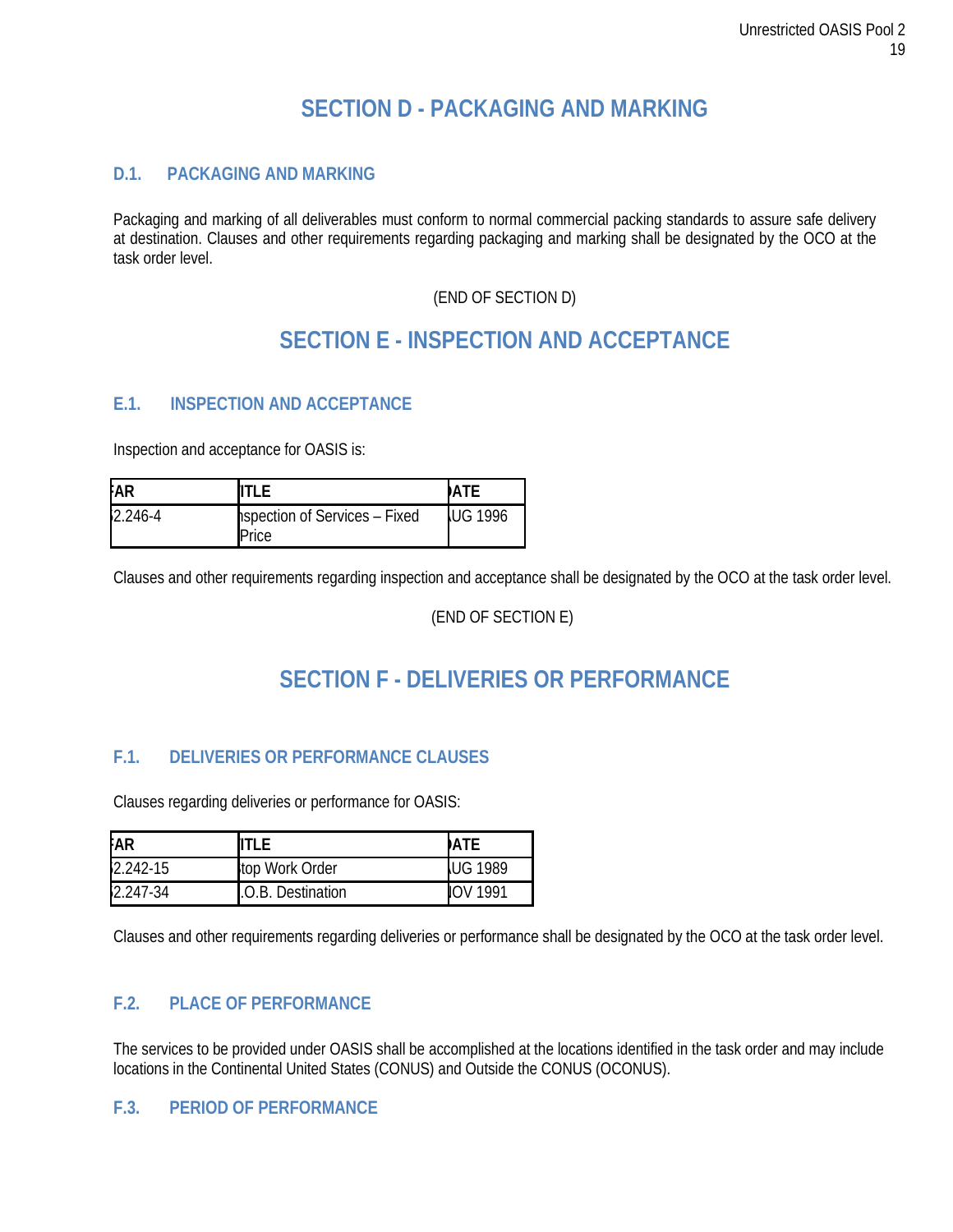# SECTION D - PACKAGING AND MARKING

## D.1. PACKAGING AND MARKING

Packaging and marking of all deliverables must conform to normal commercial packing standards to assure safe delivery at destination. Clauses and other requirements regarding packaging and marking shall be designated by the OCO at the task order level.

(END OF SECTION D)

# SECTION E - INSPECTION AND ACCEPTANCE

## E.1. INSPECTION AND ACCEPTANCE

Inspection and acceptance for OASIS is:

| FAR | TITLE | DATE |
|---|---|---|
| 52.246-4 | Inspection of Services – Fixed Price | AUG 1996 |

Clauses and other requirements regarding inspection and acceptance shall be designated by the OCO at the task order level.

(END OF SECTION E)

# SECTION F - DELIVERIES OR PERFORMANCE

## F.1. DELIVERIES OR PERFORMANCE CLAUSES

Clauses regarding deliveries or performance for OASIS:

| FAR | TITLE | DATE |
|---|---|---|
| 52.242-15 | Stop Work Order | AUG 1989 |
| 52.247-34 | F.O.B. Destination | NOV 1991 |

Clauses and other requirements regarding deliveries or performance shall be designated by the OCO at the task order level.

## F.2. PLACE OF PERFORMANCE

The services to be provided under OASIS shall be accomplished at the locations identified in the task order and may include locations in the Continental United States (CONUS) and Outside the CONUS (OCONUS).

## F.3. PERIOD OF PERFORMANCE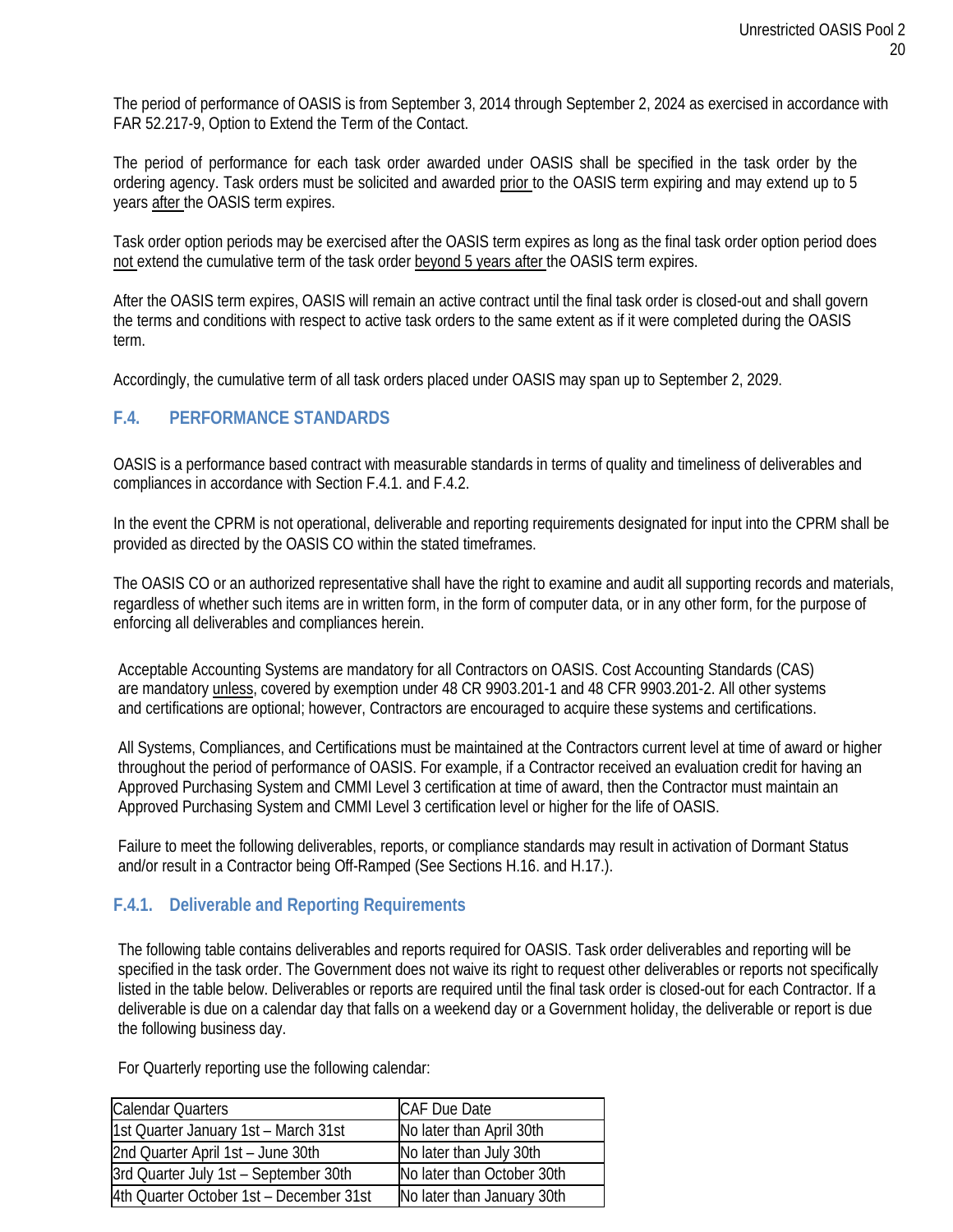The period of performance of OASIS is from September 3, 2014 through September 2, 2024 as exercised in accordance with FAR 52.217-9, Option to Extend the Term of the Contact.

The period of performance for each task order awarded under OASIS shall be specified in the task order by the ordering agency. Task orders must be solicited and awarded prior to the OASIS term expiring and may extend up to 5 years after the OASIS term expires.

Task order option periods may be exercised after the OASIS term expires as long as the final task order option period does not extend the cumulative term of the task order beyond 5 years after the OASIS term expires.

After the OASIS term expires, OASIS will remain an active contract until the final task order is closed-out and shall govern the terms and conditions with respect to active task orders to the same extent as if it were completed during the OASIS term.

Accordingly, the cumulative term of all task orders placed under OASIS may span up to September 2, 2029.

## F.4. PERFORMANCE STANDARDS

OASIS is a performance based contract with measurable standards in terms of quality and timeliness of deliverables and compliances in accordance with Section F.4.1. and F.4.2.

In the event the CPRM is not operational, deliverable and reporting requirements designated for input into the CPRM shall be provided as directed by the OASIS CO within the stated timeframes.

The OASIS CO or an authorized representative shall have the right to examine and audit all supporting records and materials, regardless of whether such items are in written form, in the form of computer data, or in any other form, for the purpose of enforcing all deliverables and compliances herein.

Acceptable Accounting Systems are mandatory for all Contractors on OASIS. Cost Accounting Standards (CAS) are mandatory unless, covered by exemption under 48 CR 9903.201-1 and 48 CFR 9903.201-2. All other systems and certifications are optional; however, Contractors are encouraged to acquire these systems and certifications.

All Systems, Compliances, and Certifications must be maintained at the Contractors current level at time of award or higher throughout the period of performance of OASIS. For example, if a Contractor received an evaluation credit for having an Approved Purchasing System and CMMI Level 3 certification at time of award, then the Contractor must maintain an Approved Purchasing System and CMMI Level 3 certification level or higher for the life of OASIS.

Failure to meet the following deliverables, reports, or compliance standards may result in activation of Dormant Status and/or result in a Contractor being Off-Ramped (See Sections H.16. and H.17.).

### F.4.1. Deliverable and Reporting Requirements

The following table contains deliverables and reports required for OASIS. Task order deliverables and reporting will be specified in the task order. The Government does not waive its right to request other deliverables or reports not specifically listed in the table below. Deliverables or reports are required until the final task order is closed-out for each Contractor. If a deliverable is due on a calendar day that falls on a weekend day or a Government holiday, the deliverable or report is due the following business day.

For Quarterly reporting use the following calendar:

| Calendar Quarters | CAF Due Date |
|---|---|
| 1st Quarter January 1st – March 31st | No later than April 30th |
| 2nd Quarter April 1st – June 30th | No later than July 30th |
| 3rd Quarter July 1st – September 30th | No later than October 30th |
| 4th Quarter October 1st – December 31st | No later than January 30th |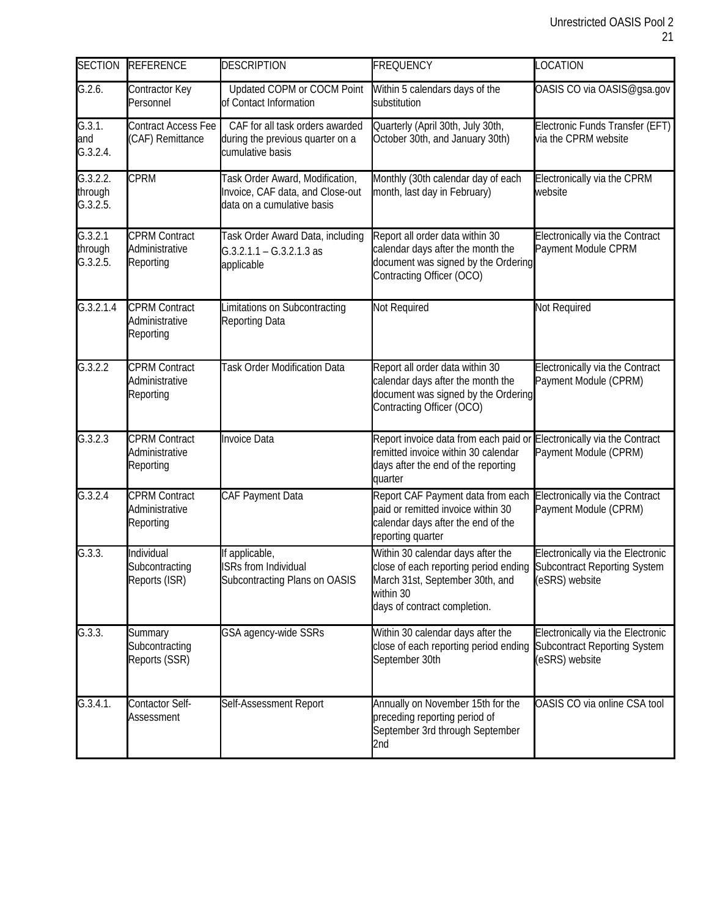| SECTION | REFERENCE | DESCRIPTION | FREQUENCY | LOCATION |
| --- | --- | --- | --- | --- |
| G.2.6. | Contractor Key Personnel | Updated COPM or COCM Point of Contact Information | Within 5 calendars days of the substitution | OASIS CO via OASIS@gsa.gov |
| G.3.1. and G.3.2.4. | Contract Access Fee (CAF) Remittance | CAF for all task orders awarded during the previous quarter on a cumulative basis | Quarterly (April 30th, July 30th, October 30th, and January 30th) | Electronic Funds Transfer (EFT) via the CPRM website |
| G.3.2.2. through G.3.2.5. | CPRM | Task Order Award, Modification, Invoice, CAF data, and Close-out data on a cumulative basis | Monthly (30th calendar day of each month, last day in February) | Electronically via the CPRM website |
| G.3.2.1 through G.3.2.5. | CPRM Contract Administrative Reporting | Task Order Award Data, including G.3.2.1.1 – G.3.2.1.3 as applicable | Report all order data within 30 calendar days after the month the document was signed by the Ordering Contracting Officer (OCO) | Electronically via the Contract Payment Module CPRM |
| G.3.2.1.4 | CPRM Contract Administrative Reporting | Limitations on Subcontracting Reporting Data | Not Required | Not Required |
| G.3.2.2 | CPRM Contract Administrative Reporting | Task Order Modification Data | Report all order data within 30 calendar days after the month the document was signed by the Ordering Contracting Officer (OCO) | Electronically via the Contract Payment Module (CPRM) |
| G.3.2.3 | CPRM Contract Administrative Reporting | Invoice Data | Report invoice data from each paid or remitted invoice within 30 calendar days after the end of the reporting quarter | Electronically via the Contract Payment Module (CPRM) |
| G.3.2.4 | CPRM Contract Administrative Reporting | CAF Payment Data | Report CAF Payment data from each paid or remitted invoice within 30 calendar days after the end of the reporting quarter | Electronically via the Contract Payment Module (CPRM) |
| G.3.3. | Individual Subcontracting Reports (ISR) | If applicable, ISRs from Individual Subcontracting Plans on OASIS | Within 30 calendar days after the close of each reporting period ending March 31st, September 30th, and within 30 days of contract completion. | Electronically via the Electronic Subcontract Reporting System (eSRS) website |
| G.3.3. | Summary Subcontracting Reports (SSR) | GSA agency-wide SSRs | Within 30 calendar days after the close of each reporting period ending September 30th | Electronically via the Electronic Subcontract Reporting System (eSRS) website |
| G.3.4.1. | Contactor Self-Assessment | Self-Assessment Report | Annually on November 15th for the preceding reporting period of September 3rd through September 2nd | OASIS CO via online CSA tool |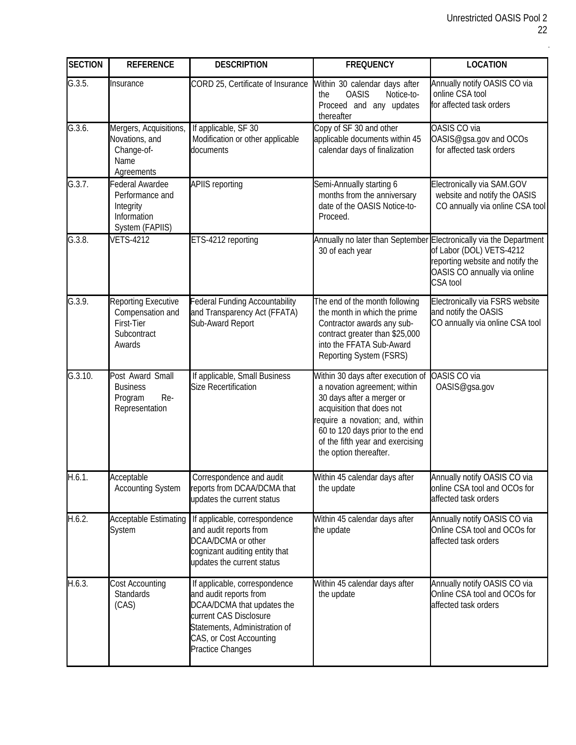| SECTION | REFERENCE | DESCRIPTION | FREQUENCY | LOCATION |
|---|---|---|---|---|
| G.3.5. | Insurance | CORD 25, Certificate of Insurance | Within 30 calendar days after the OASIS Notice-to-Proceed and any updates thereafter | Annually notify OASIS CO via online CSA tool for affected task orders |
| G.3.6. | Mergers, Acquisitions, Novations, and Change-of-Name Agreements | If applicable, SF 30 Modification or other applicable documents | Copy of SF 30 and other applicable documents within 45 calendar days of finalization | OASIS CO via OASIS@gsa.gov and OCOs for affected task orders |
| G.3.7. | Federal Awardee Performance and Integrity Information System (FAPIIS) | APIIS reporting | Semi-Annually starting 6 months from the anniversary date of the OASIS Notice-to-Proceed. | Electronically via SAM.GOV website and notify the OASIS CO annually via online CSA tool |
| G.3.8. | VETS-4212 | ETS-4212 reporting | Annually no later than September 30 of each year | Electronically via the Department of Labor (DOL) VETS-4212 reporting website and notify the OASIS CO annually via online CSA tool |
| G.3.9. | Reporting Executive Compensation and First-Tier Subcontract Awards | Federal Funding Accountability and Transparency Act (FFATA) Sub-Award Report | The end of the month following the month in which the prime Contractor awards any sub-contract greater than $25,000 into the FFATA Sub-Award Reporting System (FSRS) | Electronically via FSRS website and notify the OASIS CO annually via online CSA tool |
| G.3.10. | Post Award Small Business Program Re-Representation | If applicable, Small Business Size Recertification | Within 30 days after execution of a novation agreement; within 30 days after a merger or acquisition that does not require a novation; and, within 60 to 120 days prior to the end of the fifth year and exercising the option thereafter. | OASIS CO via OASIS@gsa.gov |
| H.6.1. | Acceptable Accounting System | Correspondence and audit reports from DCAA/DCMA that updates the current status | Within 45 calendar days after the update | Annually notify OASIS CO via online CSA tool and OCOs for affected task orders |
| H.6.2. | Acceptable Estimating System | If applicable, correspondence and audit reports from DCAA/DCMA or other cognizant auditing entity that updates the current status | Within 45 calendar days after the update | Annually notify OASIS CO via Online CSA tool and OCOs for affected task orders |
| H.6.3. | Cost Accounting Standards (CAS) | If applicable, correspondence and audit reports from DCAA/DCMA that updates the current CAS Disclosure Statements, Administration of CAS, or Cost Accounting Practice Changes | Within 45 calendar days after the update | Annually notify OASIS CO via Online CSA tool and OCOs for affected task orders |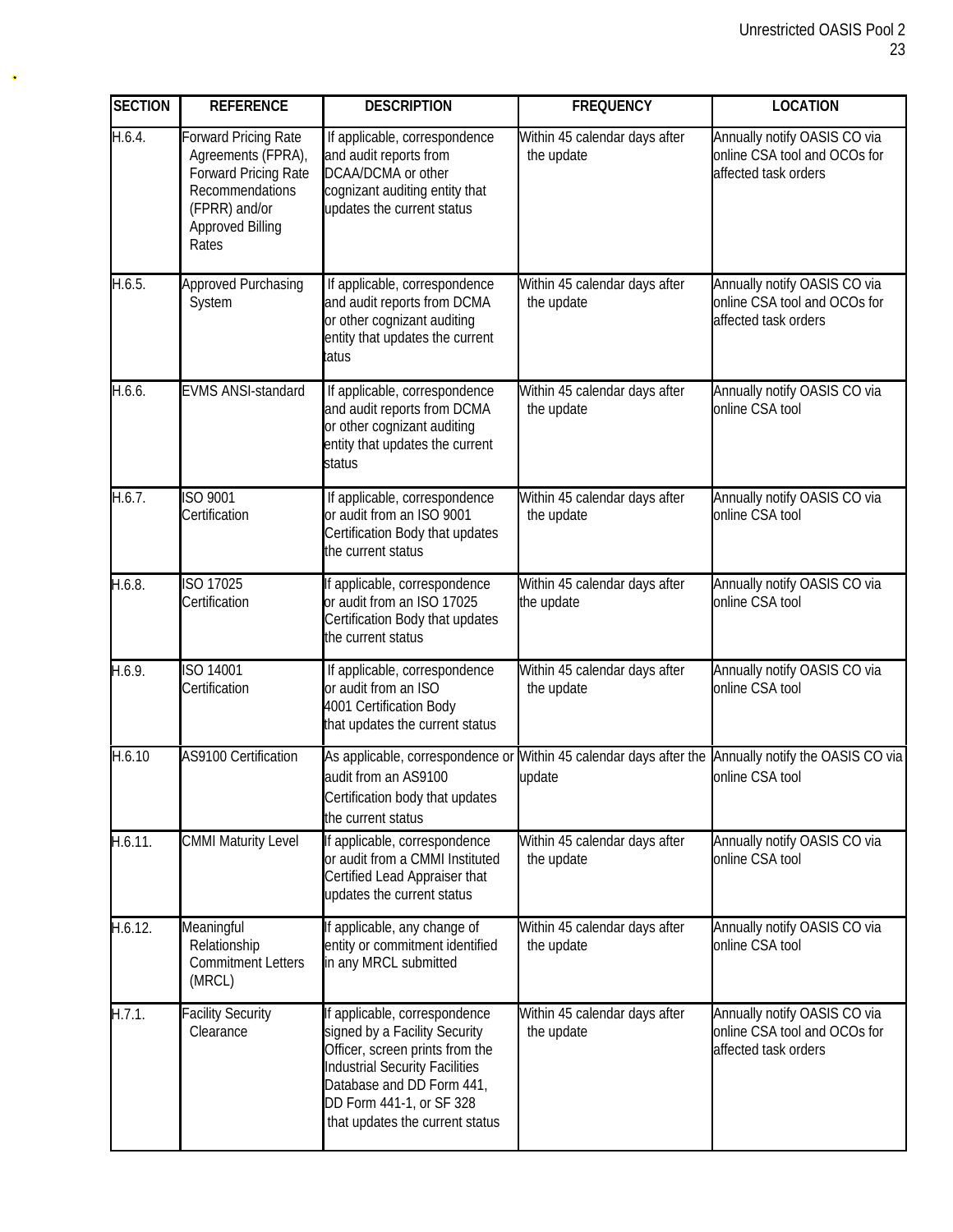| SECTION | REFERENCE | DESCRIPTION | FREQUENCY | LOCATION |
|---|---|---|---|---|
| H.6.4. | Forward Pricing Rate Agreements (FPRA), Forward Pricing Rate Recommendations (FPRR) and/or Approved Billing Rates | If applicable, correspondence and audit reports from DCAA/DCMA or other cognizant auditing entity that updates the current status | Within 45 calendar days after the update | Annually notify OASIS CO via online CSA tool and OCOs for affected task orders |
| H.6.5. | Approved Purchasing System | If applicable, correspondence and audit reports from DCMA or other cognizant auditing entity that updates the current tatus | Within 45 calendar days after the update | Annually notify OASIS CO via online CSA tool and OCOs for affected task orders |
| H.6.6. | EVMS ANSI-standard | If applicable, correspondence and audit reports from DCMA or other cognizant auditing entity that updates the current status | Within 45 calendar days after the update | Annually notify OASIS CO via online CSA tool |
| H.6.7. | ISO 9001 Certification | If applicable, correspondence or audit from an ISO 9001 Certification Body that updates the current status | Within 45 calendar days after the update | Annually notify OASIS CO via online CSA tool |
| H.6.8. | ISO 17025 Certification | If applicable, correspondence or audit from an ISO 17025 Certification Body that updates the current status | Within 45 calendar days after the update | Annually notify OASIS CO via online CSA tool |
| H.6.9. | ISO 14001 Certification | If applicable, correspondence or audit from an ISO 4001 Certification Body that updates the current status | Within 45 calendar days after the update | Annually notify OASIS CO via online CSA tool |
| H.6.10 | AS9100 Certification | As applicable, correspondence or audit from an AS9100 Certification body that updates the current status | Within 45 calendar days after the update | Annually notify the OASIS CO via online CSA tool |
| H.6.11. | CMMI Maturity Level | If applicable, correspondence or audit from a CMMI Instituted Certified Lead Appraiser that updates the current status | Within 45 calendar days after the update | Annually notify OASIS CO via online CSA tool |
| H.6.12. | Meaningful Relationship Commitment Letters (MRCL) | If applicable, any change of entity or commitment identified in any MRCL submitted | Within 45 calendar days after the update | Annually notify OASIS CO via online CSA tool |
| H.7.1. | Facility Security Clearance | If applicable, correspondence signed by a Facility Security Officer, screen prints from the Industrial Security Facilities Database and DD Form 441, DD Form 441-1, or SF 328 that updates the current status | Within 45 calendar days after the update | Annually notify OASIS CO via online CSA tool and OCOs for affected task orders |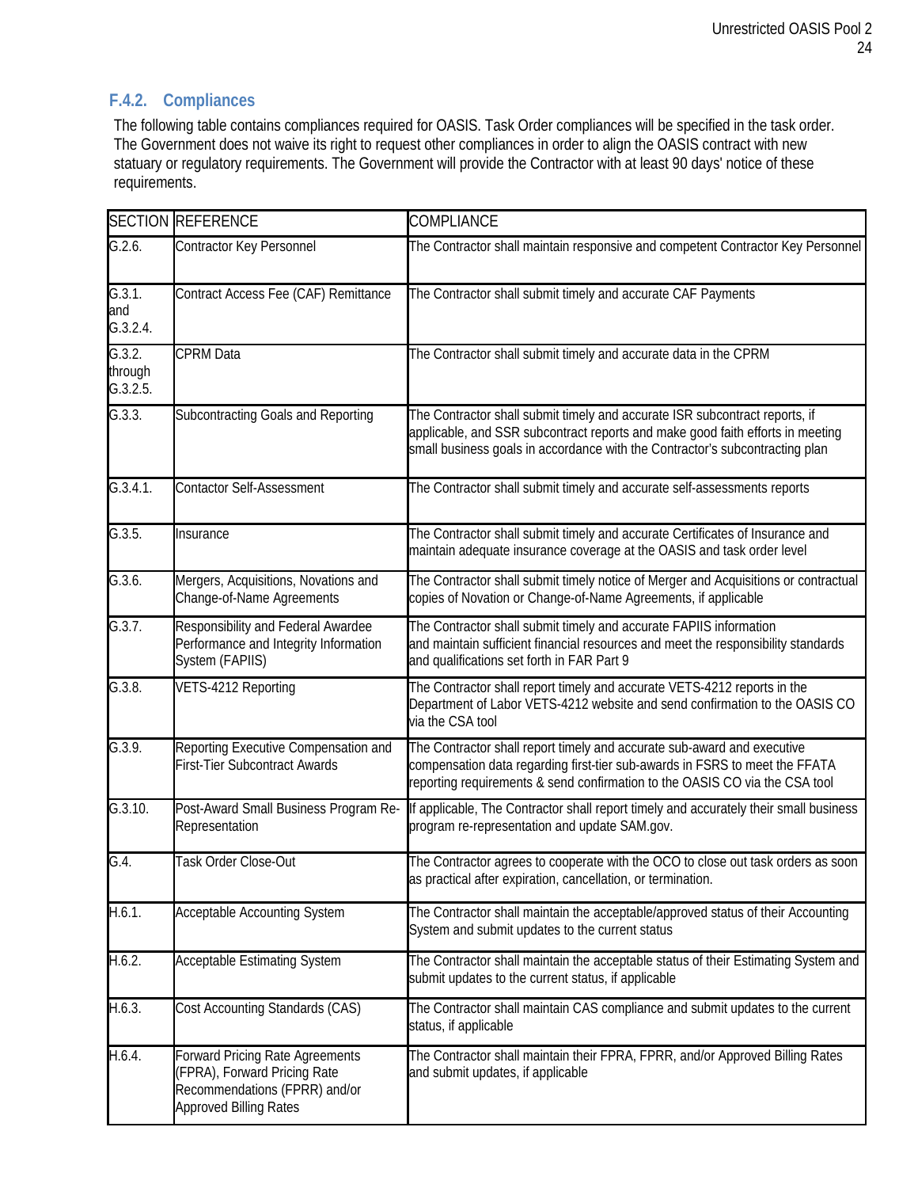### F.4.2. Compliances

The following table contains compliances required for OASIS. Task Order compliances will be specified in the task order. The Government does not waive its right to request other compliances in order to align the OASIS contract with new statuary or regulatory requirements. The Government will provide the Contractor with at least 90 days' notice of these requirements.

| SECTION | REFERENCE | COMPLIANCE |
|---|---|---|
| G.2.6. | Contractor Key Personnel | The Contractor shall maintain responsive and competent Contractor Key Personnel |
| G.3.1. and G.3.2.4. | Contract Access Fee (CAF) Remittance | The Contractor shall submit timely and accurate CAF Payments |
| G.3.2. through G.3.2.5. | CPRM Data | The Contractor shall submit timely and accurate data in the CPRM |
| G.3.3. | Subcontracting Goals and Reporting | The Contractor shall submit timely and accurate ISR subcontract reports, if applicable, and SSR subcontract reports and make good faith efforts in meeting small business goals in accordance with the Contractor's subcontracting plan |
| G.3.4.1. | Contactor Self-Assessment | The Contractor shall submit timely and accurate self-assessments reports |
| G.3.5. | Insurance | The Contractor shall submit timely and accurate Certificates of Insurance and maintain adequate insurance coverage at the OASIS and task order level |
| G.3.6. | Mergers, Acquisitions, Novations and Change-of-Name Agreements | The Contractor shall submit timely notice of Merger and Acquisitions or contractual copies of Novation or Change-of-Name Agreements, if applicable |
| G.3.7. | Responsibility and Federal Awardee Performance and Integrity Information System (FAPIIS) | The Contractor shall submit timely and accurate FAPIIS information and maintain sufficient financial resources and meet the responsibility standards and qualifications set forth in FAR Part 9 |
| G.3.8. | VETS-4212 Reporting | The Contractor shall report timely and accurate VETS-4212 reports in the Department of Labor VETS-4212 website and send confirmation to the OASIS CO via the CSA tool |
| G.3.9. | Reporting Executive Compensation and First-Tier Subcontract Awards | The Contractor shall report timely and accurate sub-award and executive compensation data regarding first-tier sub-awards in FSRS to meet the FFATA reporting requirements & send confirmation to the OASIS CO via the CSA tool |
| G.3.10. | Post-Award Small Business Program Re-Representation | If applicable, The Contractor shall report timely and accurately their small business program re-representation and update SAM.gov. |
| G.4. | Task Order Close-Out | The Contractor agrees to cooperate with the OCO to close out task orders as soon as practical after expiration, cancellation, or termination. |
| H.6.1. | Acceptable Accounting System | The Contractor shall maintain the acceptable/approved status of their Accounting System and submit updates to the current status |
| H.6.2. | Acceptable Estimating System | The Contractor shall maintain the acceptable status of their Estimating System and submit updates to the current status, if applicable |
| H.6.3. | Cost Accounting Standards (CAS) | The Contractor shall maintain CAS compliance and submit updates to the current status, if applicable |
| H.6.4. | Forward Pricing Rate Agreements (FPRA), Forward Pricing Rate Recommendations (FPRR) and/or Approved Billing Rates | The Contractor shall maintain their FPRA, FPRR, and/or Approved Billing Rates and submit updates, if applicable |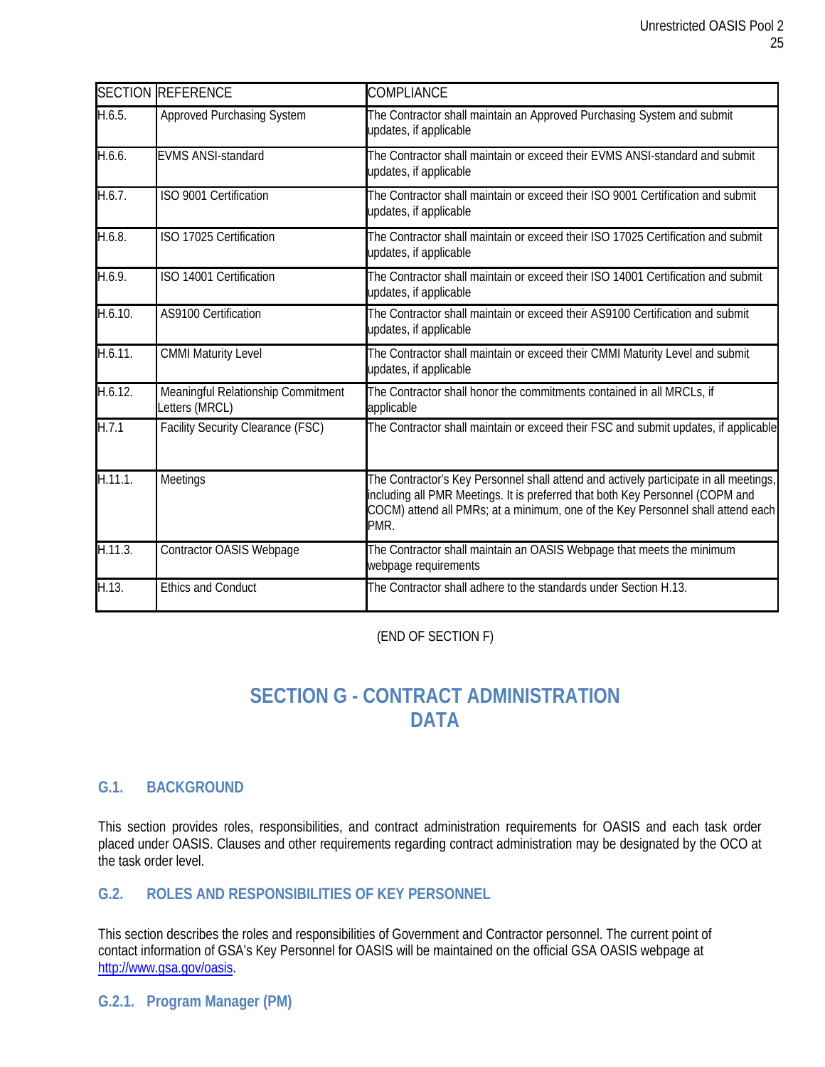| SECTION | REFERENCE | COMPLIANCE |
|---|---|---|
| H.6.5. | Approved Purchasing System | The Contractor shall maintain an Approved Purchasing System and submit updates, if applicable |
| H.6.6. | EVMS ANSI-standard | The Contractor shall maintain or exceed their EVMS ANSI-standard and submit updates, if applicable |
| H.6.7. | ISO 9001 Certification | The Contractor shall maintain or exceed their ISO 9001 Certification and submit updates, if applicable |
| H.6.8. | ISO 17025 Certification | The Contractor shall maintain or exceed their ISO 17025 Certification and submit updates, if applicable |
| H.6.9. | ISO 14001 Certification | The Contractor shall maintain or exceed their ISO 14001 Certification and submit updates, if applicable |
| H.6.10. | AS9100 Certification | The Contractor shall maintain or exceed their AS9100 Certification and submit updates, if applicable |
| H.6.11. | CMMI Maturity Level | The Contractor shall maintain or exceed their CMMI Maturity Level and submit updates, if applicable |
| H.6.12. | Meaningful Relationship Commitment Letters (MRCL) | The Contractor shall honor the commitments contained in all MRCLs, if applicable |
| H.7.1 | Facility Security Clearance (FSC) | The Contractor shall maintain or exceed their FSC and submit updates, if applicable |
| H.11.1. | Meetings | The Contractor's Key Personnel shall attend and actively participate in all meetings, including all PMR Meetings. It is preferred that both Key Personnel (COPM and COCM) attend all PMRs; at a minimum, one of the Key Personnel shall attend each PMR. |
| H.11.3. | Contractor OASIS Webpage | The Contractor shall maintain an OASIS Webpage that meets the minimum webpage requirements |
| H.13. | Ethics and Conduct | The Contractor shall adhere to the standards under Section H.13. |

(END OF SECTION F)

# SECTION G - CONTRACT ADMINISTRATION DATA

## G.1. BACKGROUND

This section provides roles, responsibilities, and contract administration requirements for OASIS and each task order placed under OASIS. Clauses and other requirements regarding contract administration may be designated by the OCO at the task order level.

## G.2. ROLES AND RESPONSIBILITIES OF KEY PERSONNEL

This section describes the roles and responsibilities of Government and Contractor personnel. The current point of contact information of GSA's Key Personnel for OASIS will be maintained on the official GSA OASIS webpage at http://www.gsa.gov/oasis.

### G.2.1. Program Manager (PM)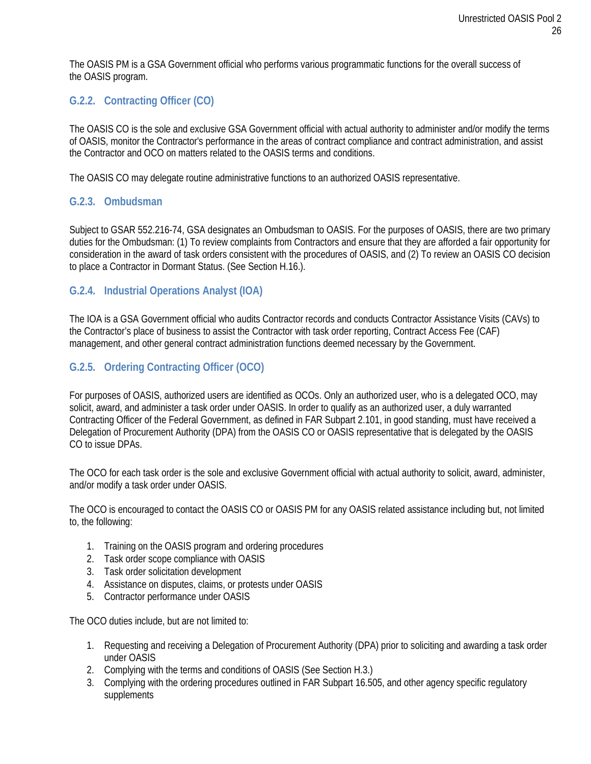The OASIS PM is a GSA Government official who performs various programmatic functions for the overall success of the OASIS program.

### G.2.2. Contracting Officer (CO)

The OASIS CO is the sole and exclusive GSA Government official with actual authority to administer and/or modify the terms of OASIS, monitor the Contractor's performance in the areas of contract compliance and contract administration, and assist the Contractor and OCO on matters related to the OASIS terms and conditions.

The OASIS CO may delegate routine administrative functions to an authorized OASIS representative.

### G.2.3. Ombudsman

Subject to GSAR 552.216-74, GSA designates an Ombudsman to OASIS. For the purposes of OASIS, there are two primary duties for the Ombudsman: (1) To review complaints from Contractors and ensure that they are afforded a fair opportunity for consideration in the award of task orders consistent with the procedures of OASIS, and (2) To review an OASIS CO decision to place a Contractor in Dormant Status. (See Section H.16.).

### G.2.4. Industrial Operations Analyst (IOA)

The IOA is a GSA Government official who audits Contractor records and conducts Contractor Assistance Visits (CAVs) to the Contractor's place of business to assist the Contractor with task order reporting, Contract Access Fee (CAF) management, and other general contract administration functions deemed necessary by the Government.

### G.2.5. Ordering Contracting Officer (OCO)

For purposes of OASIS, authorized users are identified as OCOs. Only an authorized user, who is a delegated OCO, may solicit, award, and administer a task order under OASIS. In order to qualify as an authorized user, a duly warranted Contracting Officer of the Federal Government, as defined in FAR Subpart 2.101, in good standing, must have received a Delegation of Procurement Authority (DPA) from the OASIS CO or OASIS representative that is delegated by the OASIS CO to issue DPAs.

The OCO for each task order is the sole and exclusive Government official with actual authority to solicit, award, administer, and/or modify a task order under OASIS.

The OCO is encouraged to contact the OASIS CO or OASIS PM for any OASIS related assistance including but, not limited to, the following:

1. Training on the OASIS program and ordering procedures
2. Task order scope compliance with OASIS
3. Task order solicitation development
4. Assistance on disputes, claims, or protests under OASIS
5. Contractor performance under OASIS

The OCO duties include, but are not limited to:

1. Requesting and receiving a Delegation of Procurement Authority (DPA) prior to soliciting and awarding a task order under OASIS
2. Complying with the terms and conditions of OASIS (See Section H.3.)
3. Complying with the ordering procedures outlined in FAR Subpart 16.505, and other agency specific regulatory supplements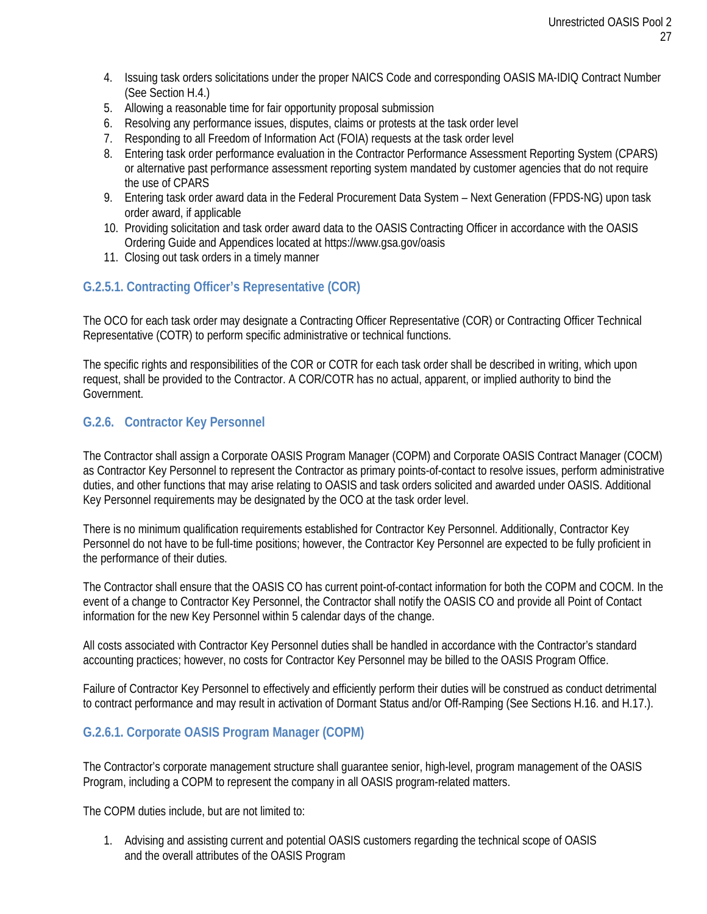4. Issuing task orders solicitations under the proper NAICS Code and corresponding OASIS MA-IDIQ Contract Number (See Section H.4.)
5. Allowing a reasonable time for fair opportunity proposal submission
6. Resolving any performance issues, disputes, claims or protests at the task order level
7. Responding to all Freedom of Information Act (FOIA) requests at the task order level
8. Entering task order performance evaluation in the Contractor Performance Assessment Reporting System (CPARS) or alternative past performance assessment reporting system mandated by customer agencies that do not require the use of CPARS
9. Entering task order award data in the Federal Procurement Data System – Next Generation (FPDS-NG) upon task order award, if applicable
10. Providing solicitation and task order award data to the OASIS Contracting Officer in accordance with the OASIS Ordering Guide and Appendices located at https://www.gsa.gov/oasis
11. Closing out task orders in a timely manner

#### G.2.5.1. Contracting Officer's Representative (COR)

The OCO for each task order may designate a Contracting Officer Representative (COR) or Contracting Officer Technical Representative (COTR) to perform specific administrative or technical functions.

The specific rights and responsibilities of the COR or COTR for each task order shall be described in writing, which upon request, shall be provided to the Contractor. A COR/COTR has no actual, apparent, or implied authority to bind the Government.

### G.2.6. Contractor Key Personnel

The Contractor shall assign a Corporate OASIS Program Manager (COPM) and Corporate OASIS Contract Manager (COCM) as Contractor Key Personnel to represent the Contractor as primary points-of-contact to resolve issues, perform administrative duties, and other functions that may arise relating to OASIS and task orders solicited and awarded under OASIS. Additional Key Personnel requirements may be designated by the OCO at the task order level.

There is no minimum qualification requirements established for Contractor Key Personnel. Additionally, Contractor Key Personnel do not have to be full-time positions; however, the Contractor Key Personnel are expected to be fully proficient in the performance of their duties.

The Contractor shall ensure that the OASIS CO has current point-of-contact information for both the COPM and COCM. In the event of a change to Contractor Key Personnel, the Contractor shall notify the OASIS CO and provide all Point of Contact information for the new Key Personnel within 5 calendar days of the change.

All costs associated with Contractor Key Personnel duties shall be handled in accordance with the Contractor's standard accounting practices; however, no costs for Contractor Key Personnel may be billed to the OASIS Program Office.

Failure of Contractor Key Personnel to effectively and efficiently perform their duties will be construed as conduct detrimental to contract performance and may result in activation of Dormant Status and/or Off-Ramping (See Sections H.16. and H.17.).

#### G.2.6.1. Corporate OASIS Program Manager (COPM)

The Contractor's corporate management structure shall guarantee senior, high-level, program management of the OASIS Program, including a COPM to represent the company in all OASIS program-related matters.

The COPM duties include, but are not limited to:

1. Advising and assisting current and potential OASIS customers regarding the technical scope of OASIS and the overall attributes of the OASIS Program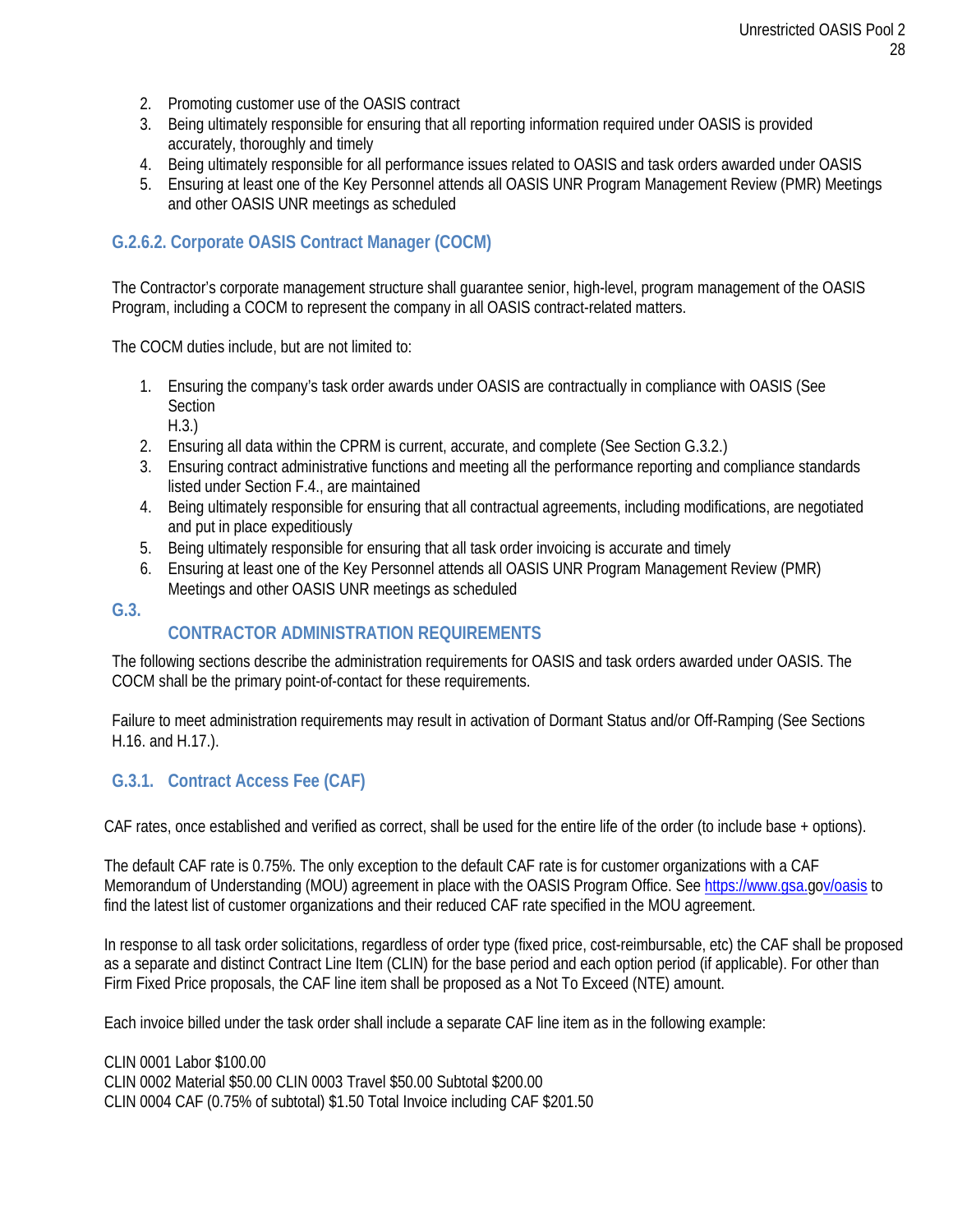2. Promoting customer use of the OASIS contract
3. Being ultimately responsible for ensuring that all reporting information required under OASIS is provided accurately, thoroughly and timely
4. Being ultimately responsible for all performance issues related to OASIS and task orders awarded under OASIS
5. Ensuring at least one of the Key Personnel attends all OASIS UNR Program Management Review (PMR) Meetings and other OASIS UNR meetings as scheduled

### G.2.6.2. Corporate OASIS Contract Manager (COCM)

The Contractor's corporate management structure shall guarantee senior, high-level, program management of the OASIS Program, including a COCM to represent the company in all OASIS contract-related matters.

The COCM duties include, but are not limited to:

1. Ensuring the company's task order awards under OASIS are contractually in compliance with OASIS (See Section H.3.)
2. Ensuring all data within the CPRM is current, accurate, and complete (See Section G.3.2.)
3. Ensuring contract administrative functions and meeting all the performance reporting and compliance standards listed under Section F.4., are maintained
4. Being ultimately responsible for ensuring that all contractual agreements, including modifications, are negotiated and put in place expeditiously
5. Being ultimately responsible for ensuring that all task order invoicing is accurate and timely
6. Ensuring at least one of the Key Personnel attends all OASIS UNR Program Management Review (PMR) Meetings and other OASIS UNR meetings as scheduled

## G.3. CONTRACTOR ADMINISTRATION REQUIREMENTS

The following sections describe the administration requirements for OASIS and task orders awarded under OASIS. The COCM shall be the primary point-of-contact for these requirements.

Failure to meet administration requirements may result in activation of Dormant Status and/or Off-Ramping (See Sections H.16. and H.17.).

### G.3.1. Contract Access Fee (CAF)

CAF rates, once established and verified as correct, shall be used for the entire life of the order (to include base + options).

The default CAF rate is 0.75%. The only exception to the default CAF rate is for customer organizations with a CAF Memorandum of Understanding (MOU) agreement in place with the OASIS Program Office. See https://www.gsa.gov/oasis to find the latest list of customer organizations and their reduced CAF rate specified in the MOU agreement.

In response to all task order solicitations, regardless of order type (fixed price, cost-reimbursable, etc) the CAF shall be proposed as a separate and distinct Contract Line Item (CLIN) for the base period and each option period (if applicable). For other than Firm Fixed Price proposals, the CAF line item shall be proposed as a Not To Exceed (NTE) amount.

Each invoice billed under the task order shall include a separate CAF line item as in the following example:

CLIN 0001 Labor $100.00
CLIN 0002 Material $50.00 CLIN 0003 Travel $50.00 Subtotal $200.00
CLIN 0004 CAF (0.75% of subtotal) $1.50 Total Invoice including CAF $201.50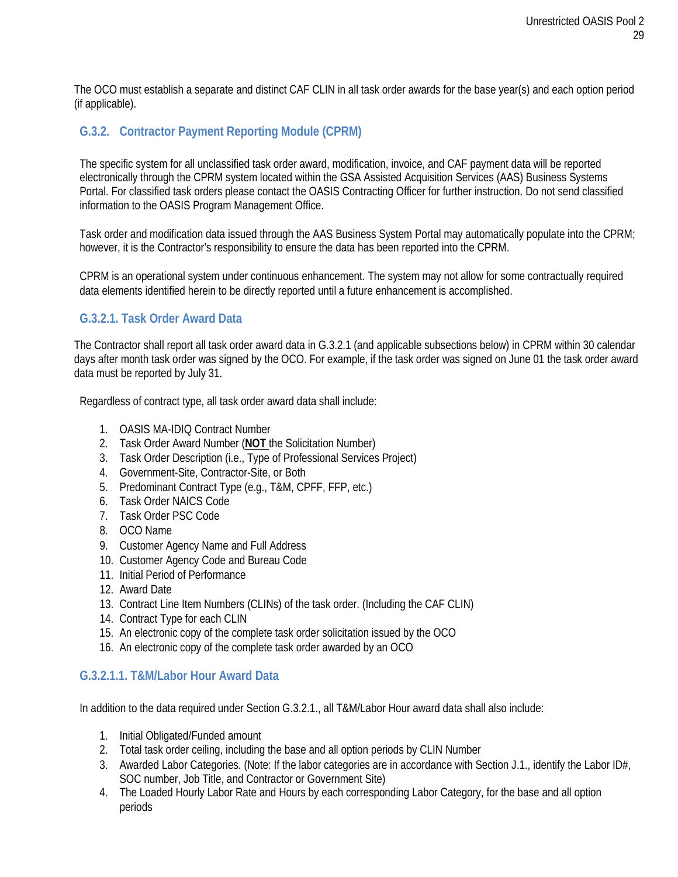The OCO must establish a separate and distinct CAF CLIN in all task order awards for the base year(s) and each option period (if applicable).

### G.3.2. Contractor Payment Reporting Module (CPRM)

The specific system for all unclassified task order award, modification, invoice, and CAF payment data will be reported electronically through the CPRM system located within the GSA Assisted Acquisition Services (AAS) Business Systems Portal. For classified task orders please contact the OASIS Contracting Officer for further instruction. Do not send classified information to the OASIS Program Management Office.

Task order and modification data issued through the AAS Business System Portal may automatically populate into the CPRM; however, it is the Contractor's responsibility to ensure the data has been reported into the CPRM.

CPRM is an operational system under continuous enhancement. The system may not allow for some contractually required data elements identified herein to be directly reported until a future enhancement is accomplished.

#### G.3.2.1. Task Order Award Data

The Contractor shall report all task order award data in G.3.2.1 (and applicable subsections below) in CPRM within 30 calendar days after month task order was signed by the OCO. For example, if the task order was signed on June 01 the task order award data must be reported by July 31.

Regardless of contract type, all task order award data shall include:

1. OASIS MA-IDIQ Contract Number
2. Task Order Award Number (**NOT** the Solicitation Number)
3. Task Order Description (i.e., Type of Professional Services Project)
4. Government-Site, Contractor-Site, or Both
5. Predominant Contract Type (e.g., T&M, CPFF, FFP, etc.)
6. Task Order NAICS Code
7. Task Order PSC Code
8. OCO Name
9. Customer Agency Name and Full Address
10. Customer Agency Code and Bureau Code
11. Initial Period of Performance
12. Award Date
13. Contract Line Item Numbers (CLINs) of the task order. (Including the CAF CLIN)
14. Contract Type for each CLIN
15. An electronic copy of the complete task order solicitation issued by the OCO
16. An electronic copy of the complete task order awarded by an OCO

##### G.3.2.1.1. T&M/Labor Hour Award Data

In addition to the data required under Section G.3.2.1., all T&M/Labor Hour award data shall also include:

1. Initial Obligated/Funded amount
2. Total task order ceiling, including the base and all option periods by CLIN Number
3. Awarded Labor Categories. (Note: If the labor categories are in accordance with Section J.1., identify the Labor ID#, SOC number, Job Title, and Contractor or Government Site)
4. The Loaded Hourly Labor Rate and Hours by each corresponding Labor Category, for the base and all option periods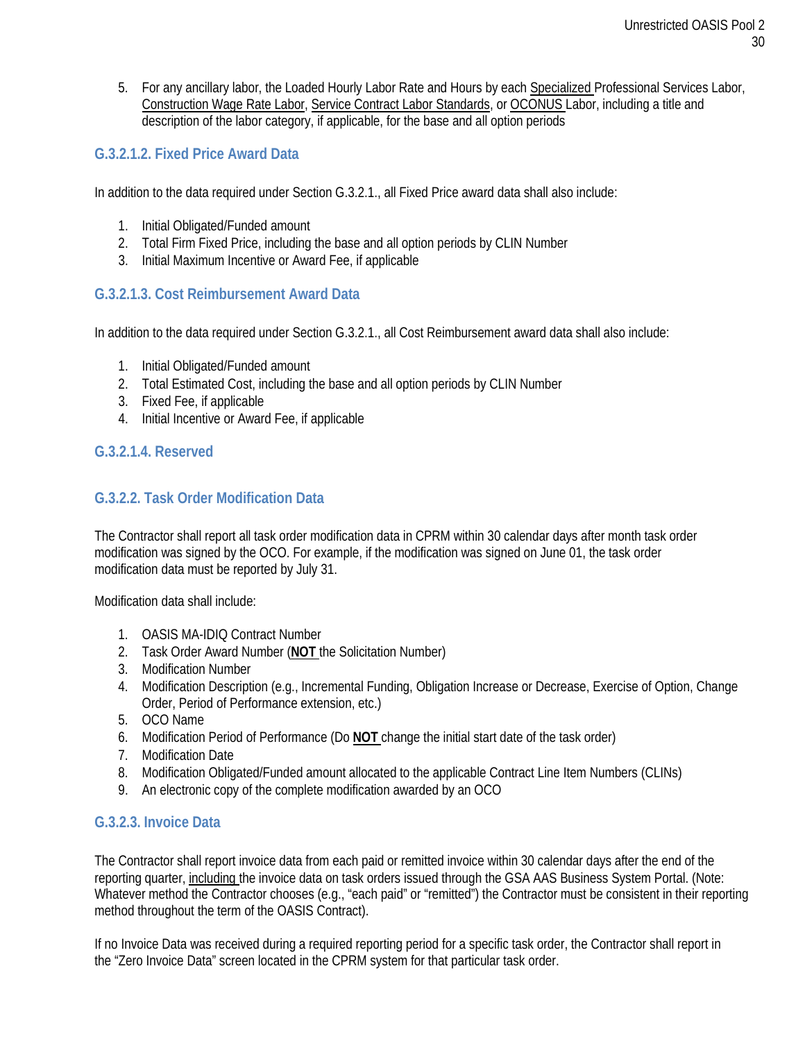5. For any ancillary labor, the Loaded Hourly Labor Rate and Hours by each Specialized Professional Services Labor, Construction Wage Rate Labor, Service Contract Labor Standards, or OCONUS Labor, including a title and description of the labor category, if applicable, for the base and all option periods

#### G.3.2.1.2. Fixed Price Award Data

In addition to the data required under Section G.3.2.1., all Fixed Price award data shall also include:

1. Initial Obligated/Funded amount
2. Total Firm Fixed Price, including the base and all option periods by CLIN Number
3. Initial Maximum Incentive or Award Fee, if applicable

#### G.3.2.1.3. Cost Reimbursement Award Data

In addition to the data required under Section G.3.2.1., all Cost Reimbursement award data shall also include:

1. Initial Obligated/Funded amount
2. Total Estimated Cost, including the base and all option periods by CLIN Number
3. Fixed Fee, if applicable
4. Initial Incentive or Award Fee, if applicable

#### G.3.2.1.4. Reserved

### G.3.2.2. Task Order Modification Data

The Contractor shall report all task order modification data in CPRM within 30 calendar days after month task order modification was signed by the OCO. For example, if the modification was signed on June 01, the task order modification data must be reported by July 31.

Modification data shall include:

1. OASIS MA-IDIQ Contract Number
2. Task Order Award Number (**NOT** the Solicitation Number)
3. Modification Number
4. Modification Description (e.g., Incremental Funding, Obligation Increase or Decrease, Exercise of Option, Change Order, Period of Performance extension, etc.)
5. OCO Name
6. Modification Period of Performance (Do **NOT** change the initial start date of the task order)
7. Modification Date
8. Modification Obligated/Funded amount allocated to the applicable Contract Line Item Numbers (CLINs)
9. An electronic copy of the complete modification awarded by an OCO

### G.3.2.3. Invoice Data

The Contractor shall report invoice data from each paid or remitted invoice within 30 calendar days after the end of the reporting quarter, including the invoice data on task orders issued through the GSA AAS Business System Portal. (Note: Whatever method the Contractor chooses (e.g., "each paid" or "remitted") the Contractor must be consistent in their reporting method throughout the term of the OASIS Contract).

If no Invoice Data was received during a required reporting period for a specific task order, the Contractor shall report in the "Zero Invoice Data" screen located in the CPRM system for that particular task order.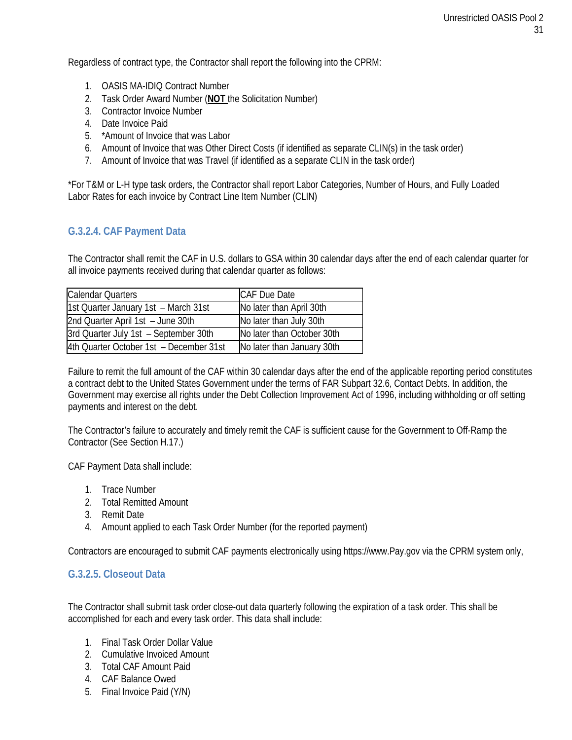Regardless of contract type, the Contractor shall report the following into the CPRM:

1. OASIS MA-IDIQ Contract Number
2. Task Order Award Number (**NOT** the Solicitation Number)
3. Contractor Invoice Number
4. Date Invoice Paid
5. *Amount of Invoice that was Labor
6. Amount of Invoice that was Other Direct Costs (if identified as separate CLIN(s) in the task order)
7. Amount of Invoice that was Travel (if identified as a separate CLIN in the task order)

*For T&M or L-H type task orders, the Contractor shall report Labor Categories, Number of Hours, and Fully Loaded Labor Rates for each invoice by Contract Line Item Number (CLIN)

### G.3.2.4. CAF Payment Data

The Contractor shall remit the CAF in U.S. dollars to GSA within 30 calendar days after the end of each calendar quarter for all invoice payments received during that calendar quarter as follows:

| Calendar Quarters | CAF Due Date |
|---|---|
| 1st Quarter January 1st – March 31st | No later than April 30th |
| 2nd Quarter April 1st – June 30th | No later than July 30th |
| 3rd Quarter July 1st – September 30th | No later than October 30th |
| 4th Quarter October 1st – December 31st | No later than January 30th |

Failure to remit the full amount of the CAF within 30 calendar days after the end of the applicable reporting period constitutes a contract debt to the United States Government under the terms of FAR Subpart 32.6, Contact Debts. In addition, the Government may exercise all rights under the Debt Collection Improvement Act of 1996, including withholding or off setting payments and interest on the debt.

The Contractor's failure to accurately and timely remit the CAF is sufficient cause for the Government to Off-Ramp the Contractor (See Section H.17.)

CAF Payment Data shall include:

1. Trace Number
2. Total Remitted Amount
3. Remit Date
4. Amount applied to each Task Order Number (for the reported payment)

Contractors are encouraged to submit CAF payments electronically using https://www.Pay.gov via the CPRM system only,

### G.3.2.5. Closeout Data

The Contractor shall submit task order close-out data quarterly following the expiration of a task order. This shall be accomplished for each and every task order. This data shall include:

1. Final Task Order Dollar Value
2. Cumulative Invoiced Amount
3. Total CAF Amount Paid
4. CAF Balance Owed
5. Final Invoice Paid (Y/N)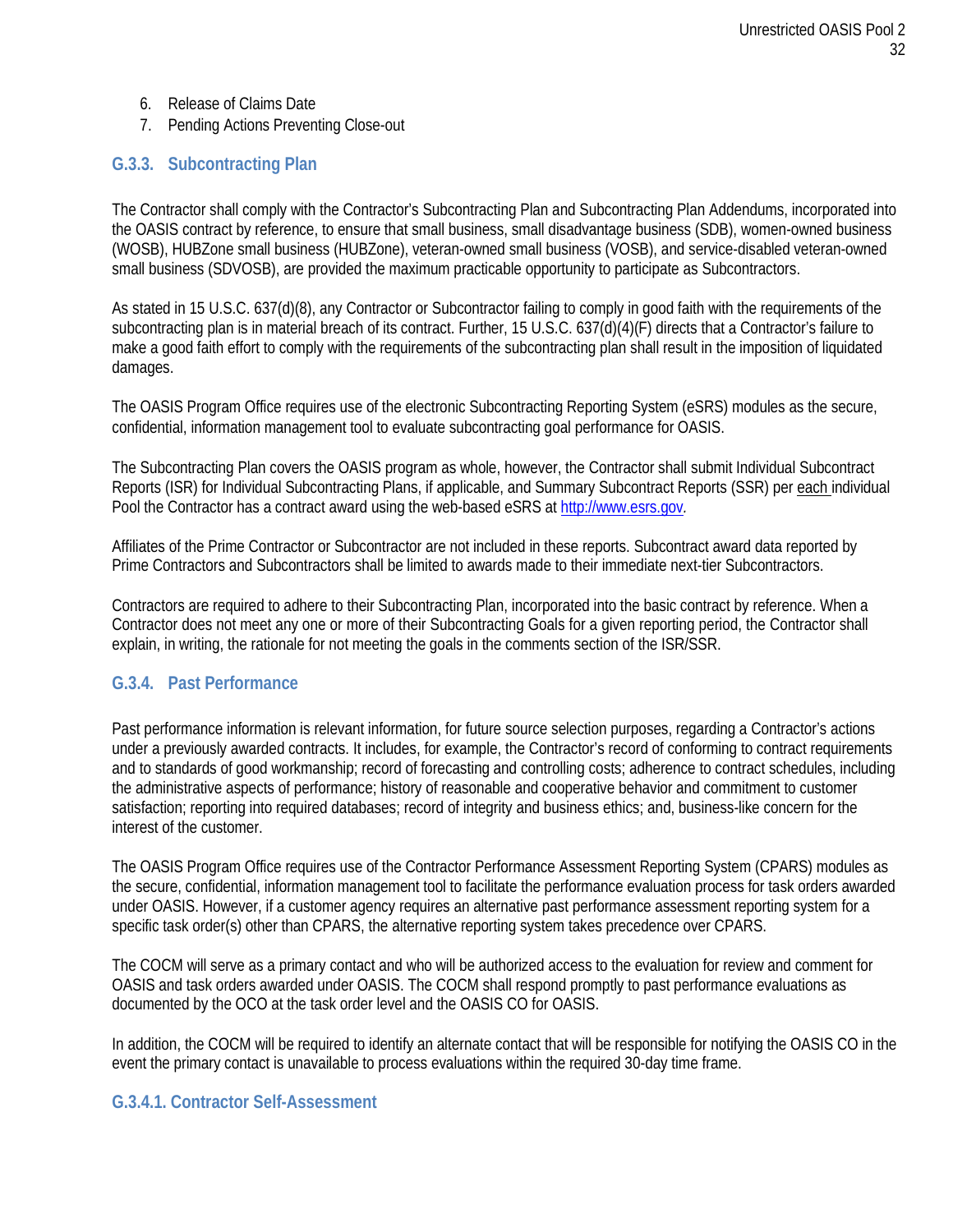6. Release of Claims Date
7. Pending Actions Preventing Close-out

### G.3.3. Subcontracting Plan

The Contractor shall comply with the Contractor's Subcontracting Plan and Subcontracting Plan Addendums, incorporated into the OASIS contract by reference, to ensure that small business, small disadvantage business (SDB), women-owned business (WOSB), HUBZone small business (HUBZone), veteran-owned small business (VOSB), and service-disabled veteran-owned small business (SDVOSB), are provided the maximum practicable opportunity to participate as Subcontractors.

As stated in 15 U.S.C. 637(d)(8), any Contractor or Subcontractor failing to comply in good faith with the requirements of the subcontracting plan is in material breach of its contract. Further, 15 U.S.C. 637(d)(4)(F) directs that a Contractor's failure to make a good faith effort to comply with the requirements of the subcontracting plan shall result in the imposition of liquidated damages.

The OASIS Program Office requires use of the electronic Subcontracting Reporting System (eSRS) modules as the secure, confidential, information management tool to evaluate subcontracting goal performance for OASIS.

The Subcontracting Plan covers the OASIS program as whole, however, the Contractor shall submit Individual Subcontract Reports (ISR) for Individual Subcontracting Plans, if applicable, and Summary Subcontract Reports (SSR) per each individual Pool the Contractor has a contract award using the web-based eSRS at http://www.esrs.gov.

Affiliates of the Prime Contractor or Subcontractor are not included in these reports. Subcontract award data reported by Prime Contractors and Subcontractors shall be limited to awards made to their immediate next-tier Subcontractors.

Contractors are required to adhere to their Subcontracting Plan, incorporated into the basic contract by reference. When a Contractor does not meet any one or more of their Subcontracting Goals for a given reporting period, the Contractor shall explain, in writing, the rationale for not meeting the goals in the comments section of the ISR/SSR.

### G.3.4. Past Performance

Past performance information is relevant information, for future source selection purposes, regarding a Contractor's actions under a previously awarded contracts. It includes, for example, the Contractor's record of conforming to contract requirements and to standards of good workmanship; record of forecasting and controlling costs; adherence to contract schedules, including the administrative aspects of performance; history of reasonable and cooperative behavior and commitment to customer satisfaction; reporting into required databases; record of integrity and business ethics; and, business-like concern for the interest of the customer.

The OASIS Program Office requires use of the Contractor Performance Assessment Reporting System (CPARS) modules as the secure, confidential, information management tool to facilitate the performance evaluation process for task orders awarded under OASIS. However, if a customer agency requires an alternative past performance assessment reporting system for a specific task order(s) other than CPARS, the alternative reporting system takes precedence over CPARS.

The COCM will serve as a primary contact and who will be authorized access to the evaluation for review and comment for OASIS and task orders awarded under OASIS. The COCM shall respond promptly to past performance evaluations as documented by the OCO at the task order level and the OASIS CO for OASIS.

In addition, the COCM will be required to identify an alternate contact that will be responsible for notifying the OASIS CO in the event the primary contact is unavailable to process evaluations within the required 30-day time frame.

#### G.3.4.1. Contractor Self-Assessment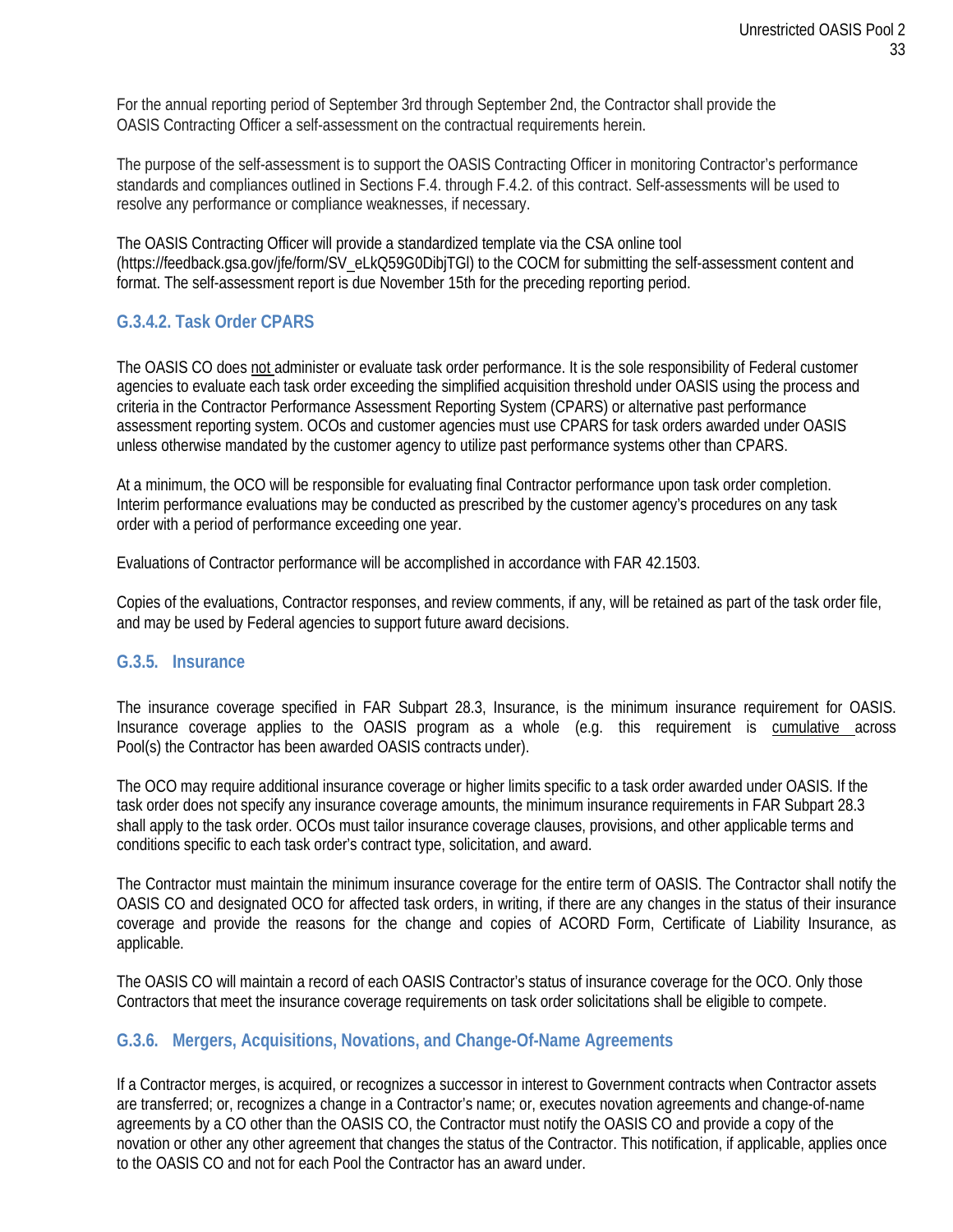For the annual reporting period of September 3rd through September 2nd, the Contractor shall provide the OASIS Contracting Officer a self-assessment on the contractual requirements herein.

The purpose of the self-assessment is to support the OASIS Contracting Officer in monitoring Contractor's performance standards and compliances outlined in Sections F.4. through F.4.2. of this contract. Self-assessments will be used to resolve any performance or compliance weaknesses, if necessary.

The OASIS Contracting Officer will provide a standardized template via the CSA online tool (https://feedback.gsa.gov/jfe/form/SV_eLkQ59G0DibjTGl) to the COCM for submitting the self-assessment content and format. The self-assessment report is due November 15th for the preceding reporting period.

### G.3.4.2. Task Order CPARS

The OASIS CO does not administer or evaluate task order performance. It is the sole responsibility of Federal customer agencies to evaluate each task order exceeding the simplified acquisition threshold under OASIS using the process and criteria in the Contractor Performance Assessment Reporting System (CPARS) or alternative past performance assessment reporting system. OCOs and customer agencies must use CPARS for task orders awarded under OASIS unless otherwise mandated by the customer agency to utilize past performance systems other than CPARS.

At a minimum, the OCO will be responsible for evaluating final Contractor performance upon task order completion. Interim performance evaluations may be conducted as prescribed by the customer agency's procedures on any task order with a period of performance exceeding one year.

Evaluations of Contractor performance will be accomplished in accordance with FAR 42.1503.

Copies of the evaluations, Contractor responses, and review comments, if any, will be retained as part of the task order file, and may be used by Federal agencies to support future award decisions.

### G.3.5. Insurance

The insurance coverage specified in FAR Subpart 28.3, Insurance, is the minimum insurance requirement for OASIS. Insurance coverage applies to the OASIS program as a whole (e.g. this requirement is cumulative across Pool(s) the Contractor has been awarded OASIS contracts under).

The OCO may require additional insurance coverage or higher limits specific to a task order awarded under OASIS. If the task order does not specify any insurance coverage amounts, the minimum insurance requirements in FAR Subpart 28.3 shall apply to the task order. OCOs must tailor insurance coverage clauses, provisions, and other applicable terms and conditions specific to each task order's contract type, solicitation, and award.

The Contractor must maintain the minimum insurance coverage for the entire term of OASIS. The Contractor shall notify the OASIS CO and designated OCO for affected task orders, in writing, if there are any changes in the status of their insurance coverage and provide the reasons for the change and copies of ACORD Form, Certificate of Liability Insurance, as applicable.

The OASIS CO will maintain a record of each OASIS Contractor's status of insurance coverage for the OCO. Only those Contractors that meet the insurance coverage requirements on task order solicitations shall be eligible to compete.

### G.3.6. Mergers, Acquisitions, Novations, and Change-Of-Name Agreements

If a Contractor merges, is acquired, or recognizes a successor in interest to Government contracts when Contractor assets are transferred; or, recognizes a change in a Contractor's name; or, executes novation agreements and change-of-name agreements by a CO other than the OASIS CO, the Contractor must notify the OASIS CO and provide a copy of the novation or other any other agreement that changes the status of the Contractor. This notification, if applicable, applies once to the OASIS CO and not for each Pool the Contractor has an award under.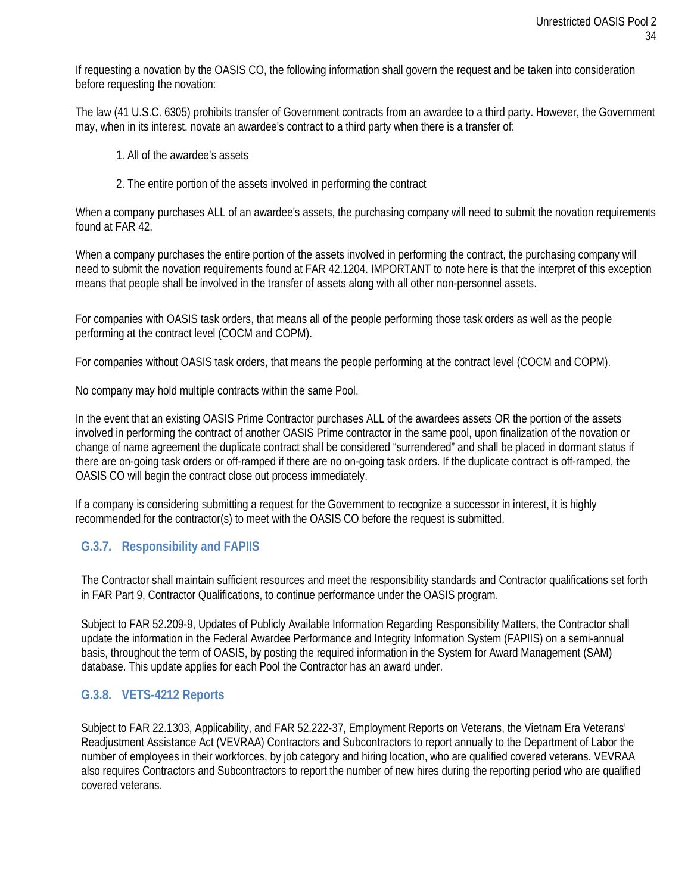If requesting a novation by the OASIS CO, the following information shall govern the request and be taken into consideration before requesting the novation:

The law (41 U.S.C. 6305) prohibits transfer of Government contracts from an awardee to a third party. However, the Government may, when in its interest, novate an awardee's contract to a third party when there is a transfer of:

1. All of the awardee's assets
2. The entire portion of the assets involved in performing the contract

When a company purchases ALL of an awardee's assets, the purchasing company will need to submit the novation requirements found at FAR 42.

When a company purchases the entire portion of the assets involved in performing the contract, the purchasing company will need to submit the novation requirements found at FAR 42.1204. IMPORTANT to note here is that the interpret of this exception means that people shall be involved in the transfer of assets along with all other non-personnel assets.

For companies with OASIS task orders, that means all of the people performing those task orders as well as the people performing at the contract level (COCM and COPM).

For companies without OASIS task orders, that means the people performing at the contract level (COCM and COPM).

No company may hold multiple contracts within the same Pool.

In the event that an existing OASIS Prime Contractor purchases ALL of the awardees assets OR the portion of the assets involved in performing the contract of another OASIS Prime contractor in the same pool, upon finalization of the novation or change of name agreement the duplicate contract shall be considered "surrendered" and shall be placed in dormant status if there are on-going task orders or off-ramped if there are no on-going task orders. If the duplicate contract is off-ramped, the OASIS CO will begin the contract close out process immediately.

If a company is considering submitting a request for the Government to recognize a successor in interest, it is highly recommended for the contractor(s) to meet with the OASIS CO before the request is submitted.

### G.3.7. Responsibility and FAPIIS

The Contractor shall maintain sufficient resources and meet the responsibility standards and Contractor qualifications set forth in FAR Part 9, Contractor Qualifications, to continue performance under the OASIS program.

Subject to FAR 52.209-9, Updates of Publicly Available Information Regarding Responsibility Matters, the Contractor shall update the information in the Federal Awardee Performance and Integrity Information System (FAPIIS) on a semi-annual basis, throughout the term of OASIS, by posting the required information in the System for Award Management (SAM) database. This update applies for each Pool the Contractor has an award under.

### G.3.8. VETS-4212 Reports

Subject to FAR 22.1303, Applicability, and FAR 52.222-37, Employment Reports on Veterans, the Vietnam Era Veterans' Readjustment Assistance Act (VEVRAA) Contractors and Subcontractors to report annually to the Department of Labor the number of employees in their workforces, by job category and hiring location, who are qualified covered veterans. VEVRAA also requires Contractors and Subcontractors to report the number of new hires during the reporting period who are qualified covered veterans.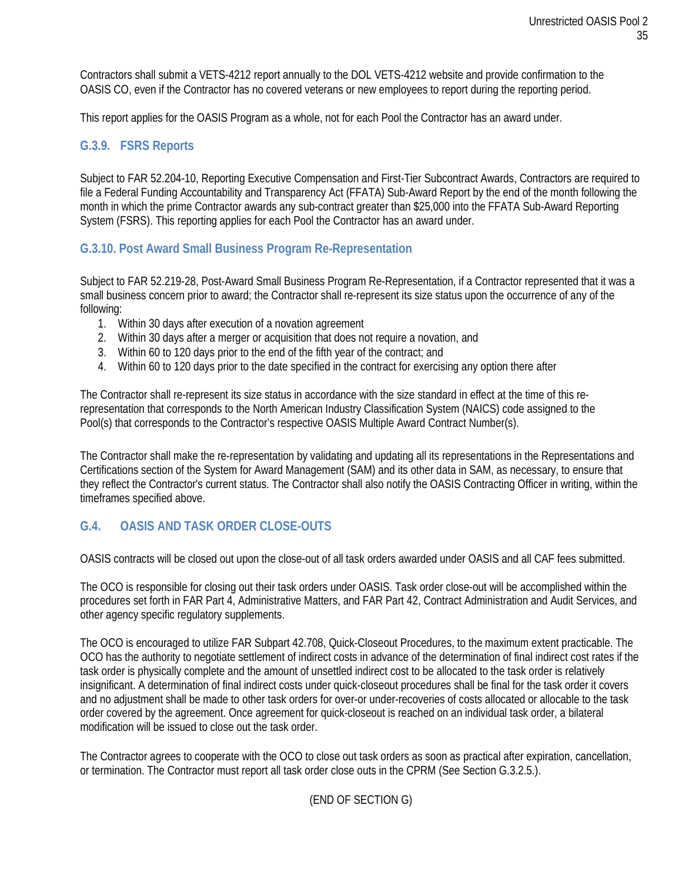Contractors shall submit a VETS-4212 report annually to the DOL VETS-4212 website and provide confirmation to the OASIS CO, even if the Contractor has no covered veterans or new employees to report during the reporting period.

This report applies for the OASIS Program as a whole, not for each Pool the Contractor has an award under.

### G.3.9. FSRS Reports

Subject to FAR 52.204-10, Reporting Executive Compensation and First-Tier Subcontract Awards, Contractors are required to file a Federal Funding Accountability and Transparency Act (FFATA) Sub-Award Report by the end of the month following the month in which the prime Contractor awards any sub-contract greater than $25,000 into the FFATA Sub-Award Reporting System (FSRS). This reporting applies for each Pool the Contractor has an award under.

### G.3.10. Post Award Small Business Program Re-Representation

Subject to FAR 52.219-28, Post-Award Small Business Program Re-Representation, if a Contractor represented that it was a small business concern prior to award; the Contractor shall re-represent its size status upon the occurrence of any of the following:

1. Within 30 days after execution of a novation agreement
2. Within 30 days after a merger or acquisition that does not require a novation, and
3. Within 60 to 120 days prior to the end of the fifth year of the contract; and
4. Within 60 to 120 days prior to the date specified in the contract for exercising any option there after

The Contractor shall re-represent its size status in accordance with the size standard in effect at the time of this re-representation that corresponds to the North American Industry Classification System (NAICS) code assigned to the Pool(s) that corresponds to the Contractor's respective OASIS Multiple Award Contract Number(s).

The Contractor shall make the re-representation by validating and updating all its representations in the Representations and Certifications section of the System for Award Management (SAM) and its other data in SAM, as necessary, to ensure that they reflect the Contractor's current status. The Contractor shall also notify the OASIS Contracting Officer in writing, within the timeframes specified above.

## G.4. OASIS AND TASK ORDER CLOSE-OUTS

OASIS contracts will be closed out upon the close-out of all task orders awarded under OASIS and all CAF fees submitted.

The OCO is responsible for closing out their task orders under OASIS. Task order close-out will be accomplished within the procedures set forth in FAR Part 4, Administrative Matters, and FAR Part 42, Contract Administration and Audit Services, and other agency specific regulatory supplements.

The OCO is encouraged to utilize FAR Subpart 42.708, Quick-Closeout Procedures, to the maximum extent practicable. The OCO has the authority to negotiate settlement of indirect costs in advance of the determination of final indirect cost rates if the task order is physically complete and the amount of unsettled indirect cost to be allocated to the task order is relatively insignificant. A determination of final indirect costs under quick-closeout procedures shall be final for the task order it covers and no adjustment shall be made to other task orders for over-or under-recoveries of costs allocated or allocable to the task order covered by the agreement. Once agreement for quick-closeout is reached on an individual task order, a bilateral modification will be issued to close out the task order.

The Contractor agrees to cooperate with the OCO to close out task orders as soon as practical after expiration, cancellation, or termination. The Contractor must report all task order close outs in the CPRM (See Section G.3.2.5.).

(END OF SECTION G)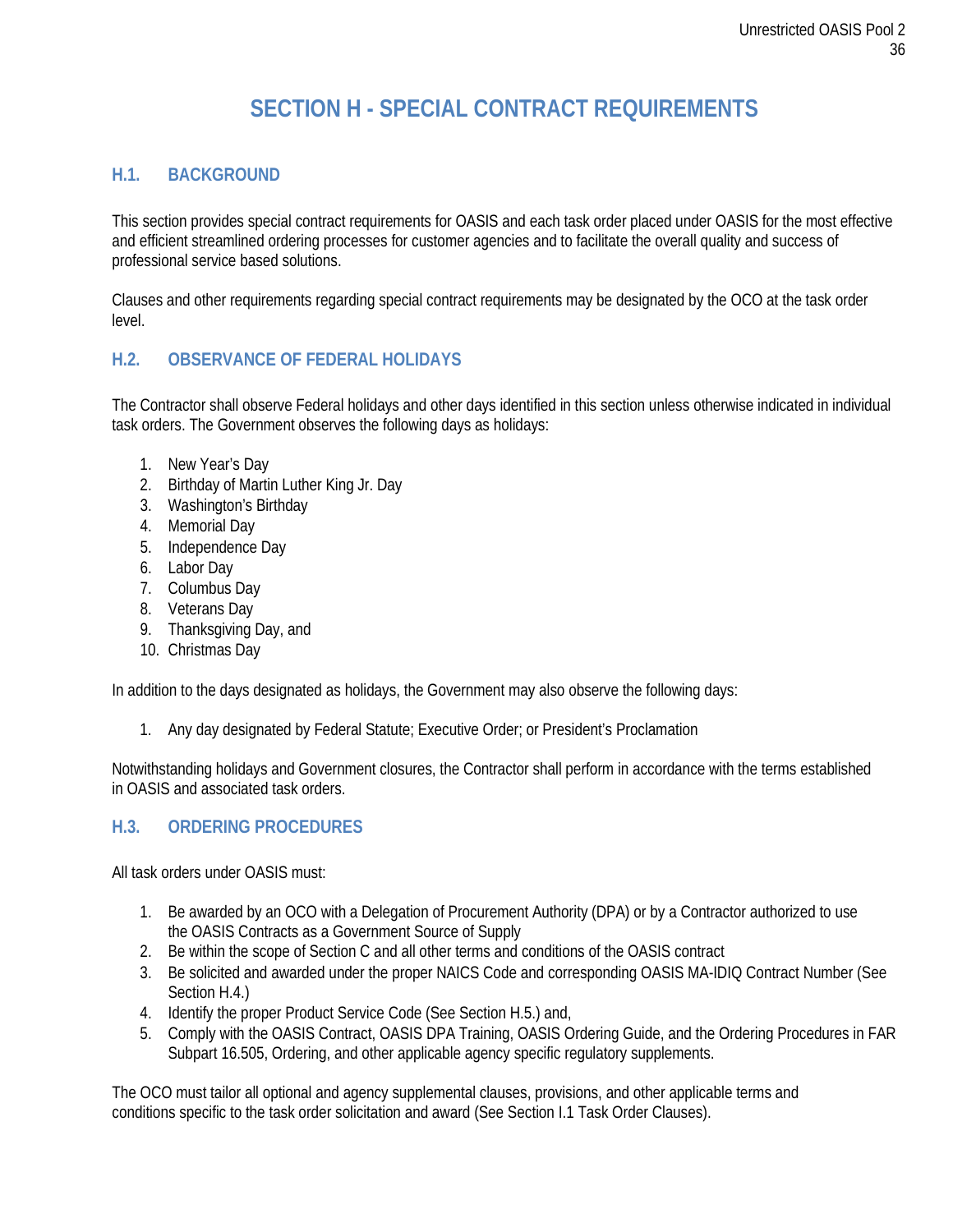# SECTION H - SPECIAL CONTRACT REQUIREMENTS

## H.1. BACKGROUND

This section provides special contract requirements for OASIS and each task order placed under OASIS for the most effective and efficient streamlined ordering processes for customer agencies and to facilitate the overall quality and success of professional service based solutions.

Clauses and other requirements regarding special contract requirements may be designated by the OCO at the task order level.

## H.2. OBSERVANCE OF FEDERAL HOLIDAYS

The Contractor shall observe Federal holidays and other days identified in this section unless otherwise indicated in individual task orders. The Government observes the following days as holidays:

1. New Year's Day
2. Birthday of Martin Luther King Jr. Day
3. Washington's Birthday
4. Memorial Day
5. Independence Day
6. Labor Day
7. Columbus Day
8. Veterans Day
9. Thanksgiving Day, and
10. Christmas Day

In addition to the days designated as holidays, the Government may also observe the following days:

1. Any day designated by Federal Statute; Executive Order; or President's Proclamation

Notwithstanding holidays and Government closures, the Contractor shall perform in accordance with the terms established in OASIS and associated task orders.

## H.3. ORDERING PROCEDURES

All task orders under OASIS must:

1. Be awarded by an OCO with a Delegation of Procurement Authority (DPA) or by a Contractor authorized to use the OASIS Contracts as a Government Source of Supply
2. Be within the scope of Section C and all other terms and conditions of the OASIS contract
3. Be solicited and awarded under the proper NAICS Code and corresponding OASIS MA-IDIQ Contract Number (See Section H.4.)
4. Identify the proper Product Service Code (See Section H.5.) and,
5. Comply with the OASIS Contract, OASIS DPA Training, OASIS Ordering Guide, and the Ordering Procedures in FAR Subpart 16.505, Ordering, and other applicable agency specific regulatory supplements.

The OCO must tailor all optional and agency supplemental clauses, provisions, and other applicable terms and conditions specific to the task order solicitation and award (See Section I.1 Task Order Clauses).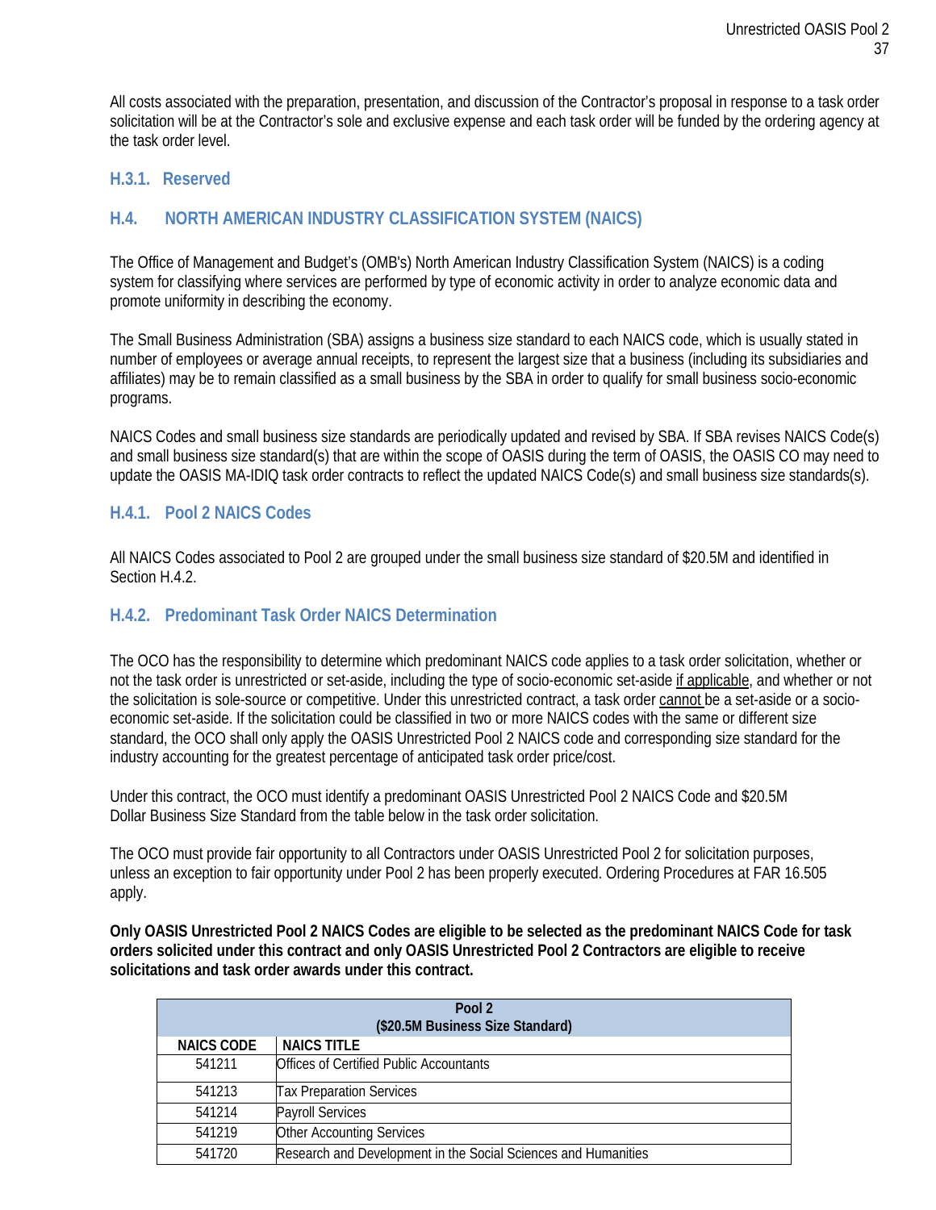All costs associated with the preparation, presentation, and discussion of the Contractor's proposal in response to a task order solicitation will be at the Contractor's sole and exclusive expense and each task order will be funded by the ordering agency at the task order level.

### H.3.1. Reserved

## H.4. NORTH AMERICAN INDUSTRY CLASSIFICATION SYSTEM (NAICS)

The Office of Management and Budget's (OMB's) North American Industry Classification System (NAICS) is a coding system for classifying where services are performed by type of economic activity in order to analyze economic data and promote uniformity in describing the economy.

The Small Business Administration (SBA) assigns a business size standard to each NAICS code, which is usually stated in number of employees or average annual receipts, to represent the largest size that a business (including its subsidiaries and affiliates) may be to remain classified as a small business by the SBA in order to qualify for small business socio-economic programs.

NAICS Codes and small business size standards are periodically updated and revised by SBA. If SBA revises NAICS Code(s) and small business size standard(s) that are within the scope of OASIS during the term of OASIS, the OASIS CO may need to update the OASIS MA-IDIQ task order contracts to reflect the updated NAICS Code(s) and small business size standards(s).

### H.4.1. Pool 2 NAICS Codes

All NAICS Codes associated to Pool 2 are grouped under the small business size standard of $20.5M and identified in Section H.4.2.

### H.4.2. Predominant Task Order NAICS Determination

The OCO has the responsibility to determine which predominant NAICS code applies to a task order solicitation, whether or not the task order is unrestricted or set-aside, including the type of socio-economic set-aside if applicable, and whether or not the solicitation is sole-source or competitive. Under this unrestricted contract, a task order cannot be a set-aside or a socio-economic set-aside. If the solicitation could be classified in two or more NAICS codes with the same or different size standard, the OCO shall only apply the OASIS Unrestricted Pool 2 NAICS code and corresponding size standard for the industry accounting for the greatest percentage of anticipated task order price/cost.

Under this contract, the OCO must identify a predominant OASIS Unrestricted Pool 2 NAICS Code and $20.5M Dollar Business Size Standard from the table below in the task order solicitation.

The OCO must provide fair opportunity to all Contractors under OASIS Unrestricted Pool 2 for solicitation purposes, unless an exception to fair opportunity under Pool 2 has been properly executed. Ordering Procedures at FAR 16.505 apply.

**Only OASIS Unrestricted Pool 2 NAICS Codes are eligible to be selected as the predominant NAICS Code for task orders solicited under this contract and only OASIS Unrestricted Pool 2 Contractors are eligible to receive solicitations and task order awards under this contract.**

| Pool 2 ($20.5M Business Size Standard) | |
|---|---|
| **NAICS CODE** | **NAICS TITLE** |
| 541211 | Offices of Certified Public Accountants |
| 541213 | Tax Preparation Services |
| 541214 | Payroll Services |
| 541219 | Other Accounting Services |
| 541720 | Research and Development in the Social Sciences and Humanities |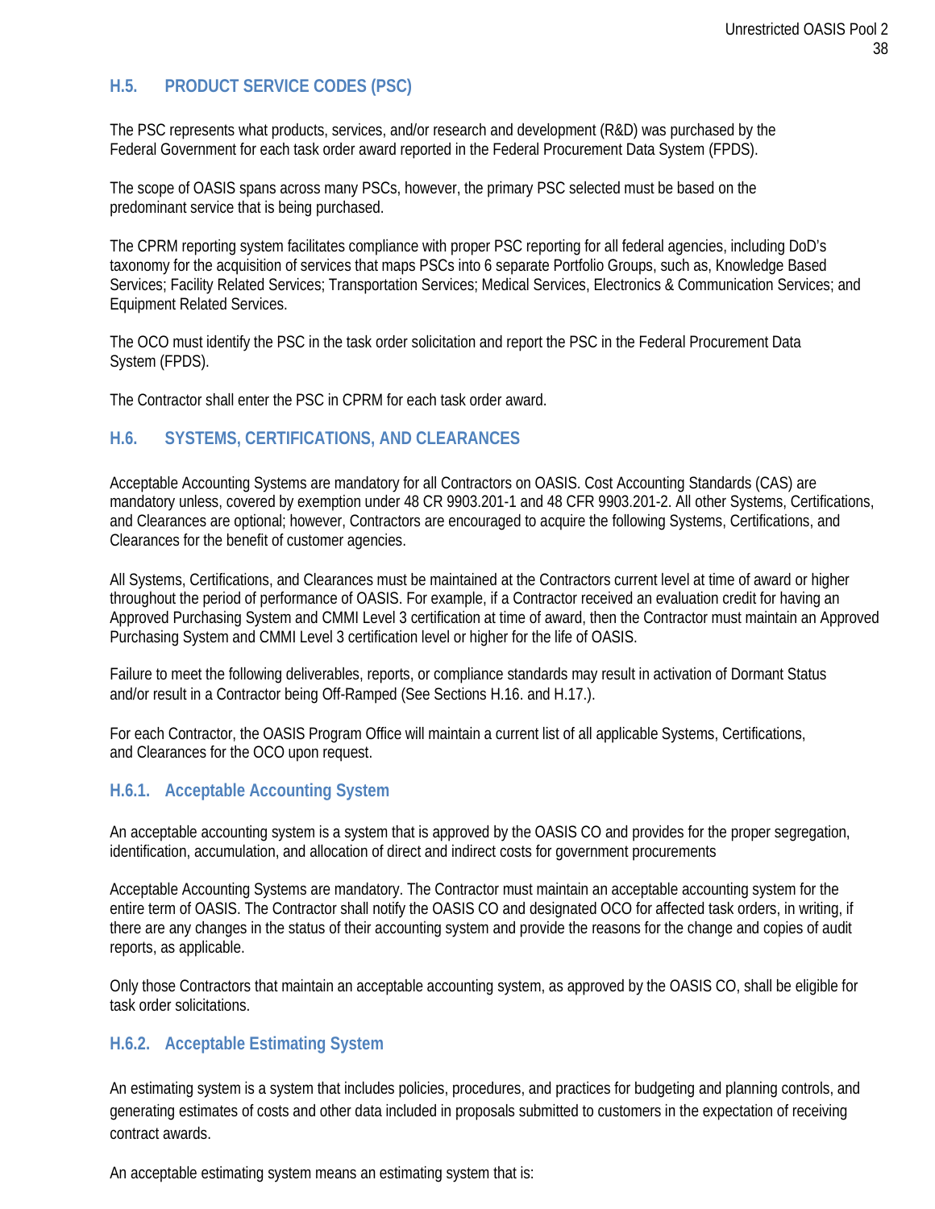## H.5. PRODUCT SERVICE CODES (PSC)

The PSC represents what products, services, and/or research and development (R&D) was purchased by the Federal Government for each task order award reported in the Federal Procurement Data System (FPDS).

The scope of OASIS spans across many PSCs, however, the primary PSC selected must be based on the predominant service that is being purchased.

The CPRM reporting system facilitates compliance with proper PSC reporting for all federal agencies, including DoD's taxonomy for the acquisition of services that maps PSCs into 6 separate Portfolio Groups, such as, Knowledge Based Services; Facility Related Services; Transportation Services; Medical Services, Electronics & Communication Services; and Equipment Related Services.

The OCO must identify the PSC in the task order solicitation and report the PSC in the Federal Procurement Data System (FPDS).

The Contractor shall enter the PSC in CPRM for each task order award.

## H.6. SYSTEMS, CERTIFICATIONS, AND CLEARANCES

Acceptable Accounting Systems are mandatory for all Contractors on OASIS. Cost Accounting Standards (CAS) are mandatory unless, covered by exemption under 48 CR 9903.201-1 and 48 CFR 9903.201-2. All other Systems, Certifications, and Clearances are optional; however, Contractors are encouraged to acquire the following Systems, Certifications, and Clearances for the benefit of customer agencies.

All Systems, Certifications, and Clearances must be maintained at the Contractors current level at time of award or higher throughout the period of performance of OASIS. For example, if a Contractor received an evaluation credit for having an Approved Purchasing System and CMMI Level 3 certification at time of award, then the Contractor must maintain an Approved Purchasing System and CMMI Level 3 certification level or higher for the life of OASIS.

Failure to meet the following deliverables, reports, or compliance standards may result in activation of Dormant Status and/or result in a Contractor being Off-Ramped (See Sections H.16. and H.17.).

For each Contractor, the OASIS Program Office will maintain a current list of all applicable Systems, Certifications, and Clearances for the OCO upon request.

### H.6.1. Acceptable Accounting System

An acceptable accounting system is a system that is approved by the OASIS CO and provides for the proper segregation, identification, accumulation, and allocation of direct and indirect costs for government procurements

Acceptable Accounting Systems are mandatory. The Contractor must maintain an acceptable accounting system for the entire term of OASIS. The Contractor shall notify the OASIS CO and designated OCO for affected task orders, in writing, if there are any changes in the status of their accounting system and provide the reasons for the change and copies of audit reports, as applicable.

Only those Contractors that maintain an acceptable accounting system, as approved by the OASIS CO, shall be eligible for task order solicitations.

### H.6.2. Acceptable Estimating System

An estimating system is a system that includes policies, procedures, and practices for budgeting and planning controls, and generating estimates of costs and other data included in proposals submitted to customers in the expectation of receiving contract awards.

An acceptable estimating system means an estimating system that is: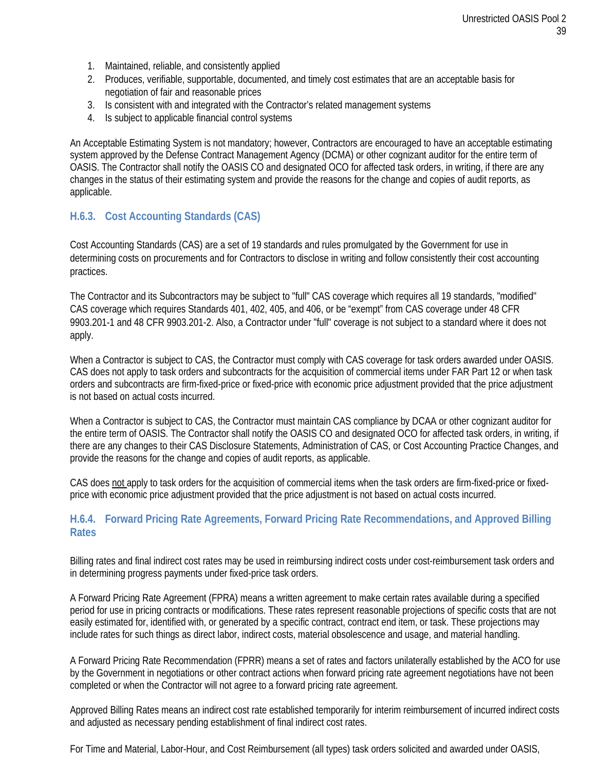1. Maintained, reliable, and consistently applied
2. Produces, verifiable, supportable, documented, and timely cost estimates that are an acceptable basis for negotiation of fair and reasonable prices
3. Is consistent with and integrated with the Contractor's related management systems
4. Is subject to applicable financial control systems

An Acceptable Estimating System is not mandatory; however, Contractors are encouraged to have an acceptable estimating system approved by the Defense Contract Management Agency (DCMA) or other cognizant auditor for the entire term of OASIS. The Contractor shall notify the OASIS CO and designated OCO for affected task orders, in writing, if there are any changes in the status of their estimating system and provide the reasons for the change and copies of audit reports, as applicable.

### H.6.3. Cost Accounting Standards (CAS)

Cost Accounting Standards (CAS) are a set of 19 standards and rules promulgated by the Government for use in determining costs on procurements and for Contractors to disclose in writing and follow consistently their cost accounting practices.

The Contractor and its Subcontractors may be subject to "full" CAS coverage which requires all 19 standards, "modified" CAS coverage which requires Standards 401, 402, 405, and 406, or be "exempt" from CAS coverage under 48 CFR 9903.201-1 and 48 CFR 9903.201-2. Also, a Contractor under "full" coverage is not subject to a standard where it does not apply.

When a Contractor is subject to CAS, the Contractor must comply with CAS coverage for task orders awarded under OASIS. CAS does not apply to task orders and subcontracts for the acquisition of commercial items under FAR Part 12 or when task orders and subcontracts are firm-fixed-price or fixed-price with economic price adjustment provided that the price adjustment is not based on actual costs incurred.

When a Contractor is subject to CAS, the Contractor must maintain CAS compliance by DCAA or other cognizant auditor for the entire term of OASIS. The Contractor shall notify the OASIS CO and designated OCO for affected task orders, in writing, if there are any changes to their CAS Disclosure Statements, Administration of CAS, or Cost Accounting Practice Changes, and provide the reasons for the change and copies of audit reports, as applicable.

CAS does not apply to task orders for the acquisition of commercial items when the task orders are firm-fixed-price or fixed-price with economic price adjustment provided that the price adjustment is not based on actual costs incurred.

### H.6.4. Forward Pricing Rate Agreements, Forward Pricing Rate Recommendations, and Approved Billing Rates

Billing rates and final indirect cost rates may be used in reimbursing indirect costs under cost-reimbursement task orders and in determining progress payments under fixed-price task orders.

A Forward Pricing Rate Agreement (FPRA) means a written agreement to make certain rates available during a specified period for use in pricing contracts or modifications. These rates represent reasonable projections of specific costs that are not easily estimated for, identified with, or generated by a specific contract, contract end item, or task. These projections may include rates for such things as direct labor, indirect costs, material obsolescence and usage, and material handling.

A Forward Pricing Rate Recommendation (FPRR) means a set of rates and factors unilaterally established by the ACO for use by the Government in negotiations or other contract actions when forward pricing rate agreement negotiations have not been completed or when the Contractor will not agree to a forward pricing rate agreement.

Approved Billing Rates means an indirect cost rate established temporarily for interim reimbursement of incurred indirect costs and adjusted as necessary pending establishment of final indirect cost rates.

For Time and Material, Labor-Hour, and Cost Reimbursement (all types) task orders solicited and awarded under OASIS,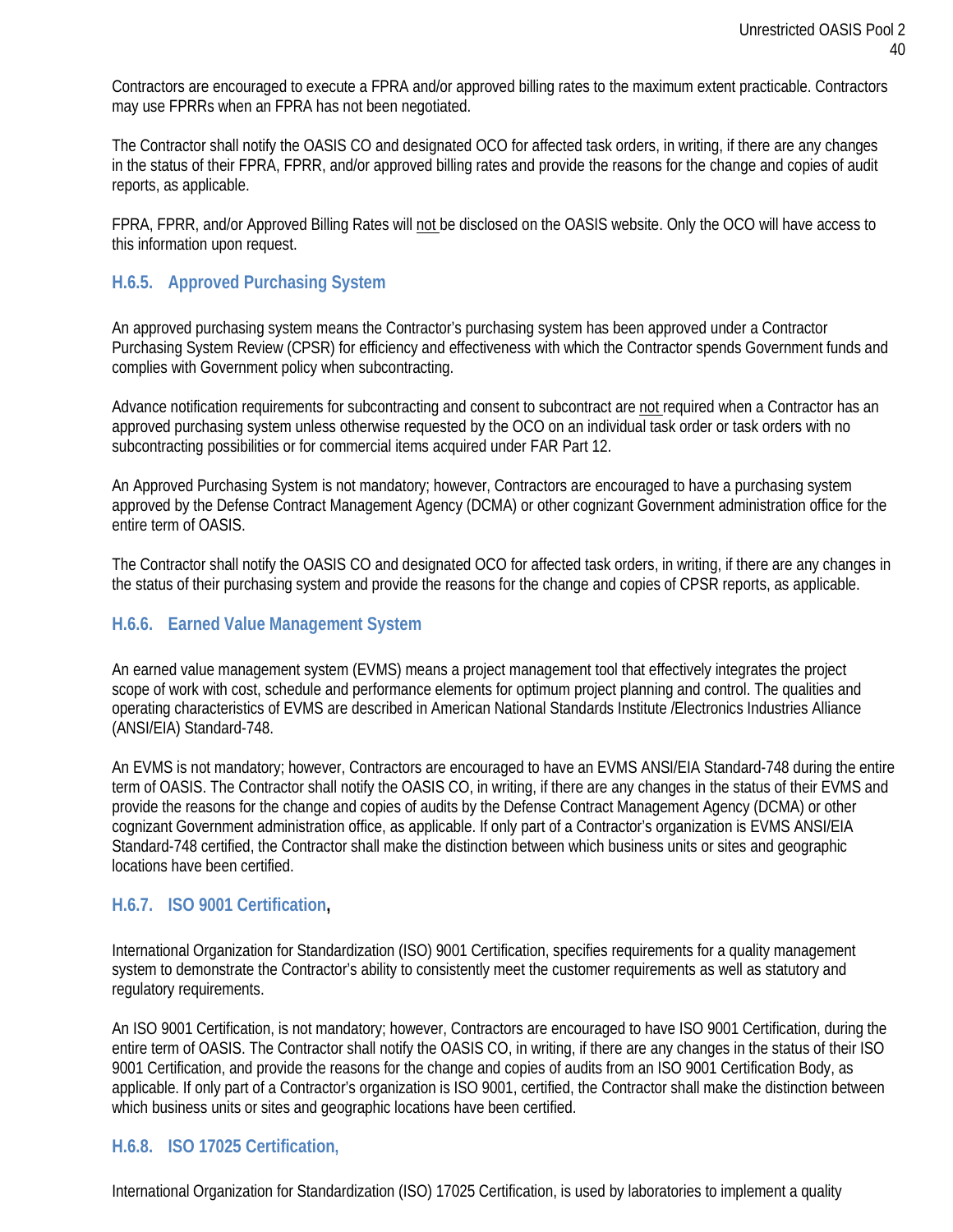Contractors are encouraged to execute a FPRA and/or approved billing rates to the maximum extent practicable. Contractors may use FPRRs when an FPRA has not been negotiated.

The Contractor shall notify the OASIS CO and designated OCO for affected task orders, in writing, if there are any changes in the status of their FPRA, FPRR, and/or approved billing rates and provide the reasons for the change and copies of audit reports, as applicable.

FPRA, FPRR, and/or Approved Billing Rates will not be disclosed on the OASIS website. Only the OCO will have access to this information upon request.

### H.6.5. Approved Purchasing System

An approved purchasing system means the Contractor's purchasing system has been approved under a Contractor Purchasing System Review (CPSR) for efficiency and effectiveness with which the Contractor spends Government funds and complies with Government policy when subcontracting.

Advance notification requirements for subcontracting and consent to subcontract are not required when a Contractor has an approved purchasing system unless otherwise requested by the OCO on an individual task order or task orders with no subcontracting possibilities or for commercial items acquired under FAR Part 12.

An Approved Purchasing System is not mandatory; however, Contractors are encouraged to have a purchasing system approved by the Defense Contract Management Agency (DCMA) or other cognizant Government administration office for the entire term of OASIS.

The Contractor shall notify the OASIS CO and designated OCO for affected task orders, in writing, if there are any changes in the status of their purchasing system and provide the reasons for the change and copies of CPSR reports, as applicable.

### H.6.6. Earned Value Management System

An earned value management system (EVMS) means a project management tool that effectively integrates the project scope of work with cost, schedule and performance elements for optimum project planning and control. The qualities and operating characteristics of EVMS are described in American National Standards Institute /Electronics Industries Alliance (ANSI/EIA) Standard-748.

An EVMS is not mandatory; however, Contractors are encouraged to have an EVMS ANSI/EIA Standard-748 during the entire term of OASIS. The Contractor shall notify the OASIS CO, in writing, if there are any changes in the status of their EVMS and provide the reasons for the change and copies of audits by the Defense Contract Management Agency (DCMA) or other cognizant Government administration office, as applicable. If only part of a Contractor's organization is EVMS ANSI/EIA Standard-748 certified, the Contractor shall make the distinction between which business units or sites and geographic locations have been certified.

### H.6.7. ISO 9001 Certification,

International Organization for Standardization (ISO) 9001 Certification, specifies requirements for a quality management system to demonstrate the Contractor's ability to consistently meet the customer requirements as well as statutory and regulatory requirements.

An ISO 9001 Certification, is not mandatory; however, Contractors are encouraged to have ISO 9001 Certification, during the entire term of OASIS. The Contractor shall notify the OASIS CO, in writing, if there are any changes in the status of their ISO 9001 Certification, and provide the reasons for the change and copies of audits from an ISO 9001 Certification Body, as applicable. If only part of a Contractor's organization is ISO 9001, certified, the Contractor shall make the distinction between which business units or sites and geographic locations have been certified.

### H.6.8. ISO 17025 Certification,

International Organization for Standardization (ISO) 17025 Certification, is used by laboratories to implement a quality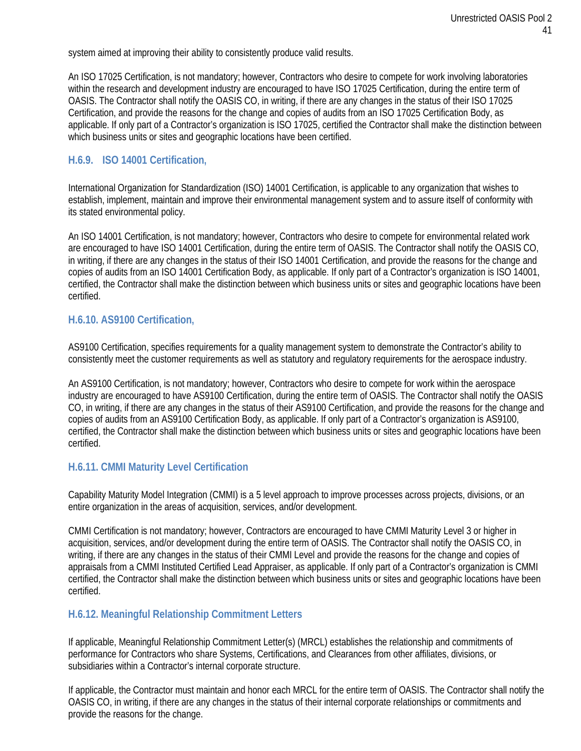system aimed at improving their ability to consistently produce valid results.

An ISO 17025 Certification, is not mandatory; however, Contractors who desire to compete for work involving laboratories within the research and development industry are encouraged to have ISO 17025 Certification, during the entire term of OASIS. The Contractor shall notify the OASIS CO, in writing, if there are any changes in the status of their ISO 17025 Certification, and provide the reasons for the change and copies of audits from an ISO 17025 Certification Body, as applicable. If only part of a Contractor's organization is ISO 17025, certified the Contractor shall make the distinction between which business units or sites and geographic locations have been certified.

### H.6.9. ISO 14001 Certification,

International Organization for Standardization (ISO) 14001 Certification, is applicable to any organization that wishes to establish, implement, maintain and improve their environmental management system and to assure itself of conformity with its stated environmental policy.

An ISO 14001 Certification, is not mandatory; however, Contractors who desire to compete for environmental related work are encouraged to have ISO 14001 Certification, during the entire term of OASIS. The Contractor shall notify the OASIS CO, in writing, if there are any changes in the status of their ISO 14001 Certification, and provide the reasons for the change and copies of audits from an ISO 14001 Certification Body, as applicable. If only part of a Contractor's organization is ISO 14001, certified, the Contractor shall make the distinction between which business units or sites and geographic locations have been certified.

### H.6.10. AS9100 Certification,

AS9100 Certification, specifies requirements for a quality management system to demonstrate the Contractor's ability to consistently meet the customer requirements as well as statutory and regulatory requirements for the aerospace industry.

An AS9100 Certification, is not mandatory; however, Contractors who desire to compete for work within the aerospace industry are encouraged to have AS9100 Certification, during the entire term of OASIS. The Contractor shall notify the OASIS CO, in writing, if there are any changes in the status of their AS9100 Certification, and provide the reasons for the change and copies of audits from an AS9100 Certification Body, as applicable. If only part of a Contractor's organization is AS9100, certified, the Contractor shall make the distinction between which business units or sites and geographic locations have been certified.

### H.6.11. CMMI Maturity Level Certification

Capability Maturity Model Integration (CMMI) is a 5 level approach to improve processes across projects, divisions, or an entire organization in the areas of acquisition, services, and/or development.

CMMI Certification is not mandatory; however, Contractors are encouraged to have CMMI Maturity Level 3 or higher in acquisition, services, and/or development during the entire term of OASIS. The Contractor shall notify the OASIS CO, in writing, if there are any changes in the status of their CMMI Level and provide the reasons for the change and copies of appraisals from a CMMI Instituted Certified Lead Appraiser, as applicable. If only part of a Contractor's organization is CMMI certified, the Contractor shall make the distinction between which business units or sites and geographic locations have been certified.

### H.6.12. Meaningful Relationship Commitment Letters

If applicable, Meaningful Relationship Commitment Letter(s) (MRCL) establishes the relationship and commitments of performance for Contractors who share Systems, Certifications, and Clearances from other affiliates, divisions, or subsidiaries within a Contractor's internal corporate structure.

If applicable, the Contractor must maintain and honor each MRCL for the entire term of OASIS. The Contractor shall notify the OASIS CO, in writing, if there are any changes in the status of their internal corporate relationships or commitments and provide the reasons for the change.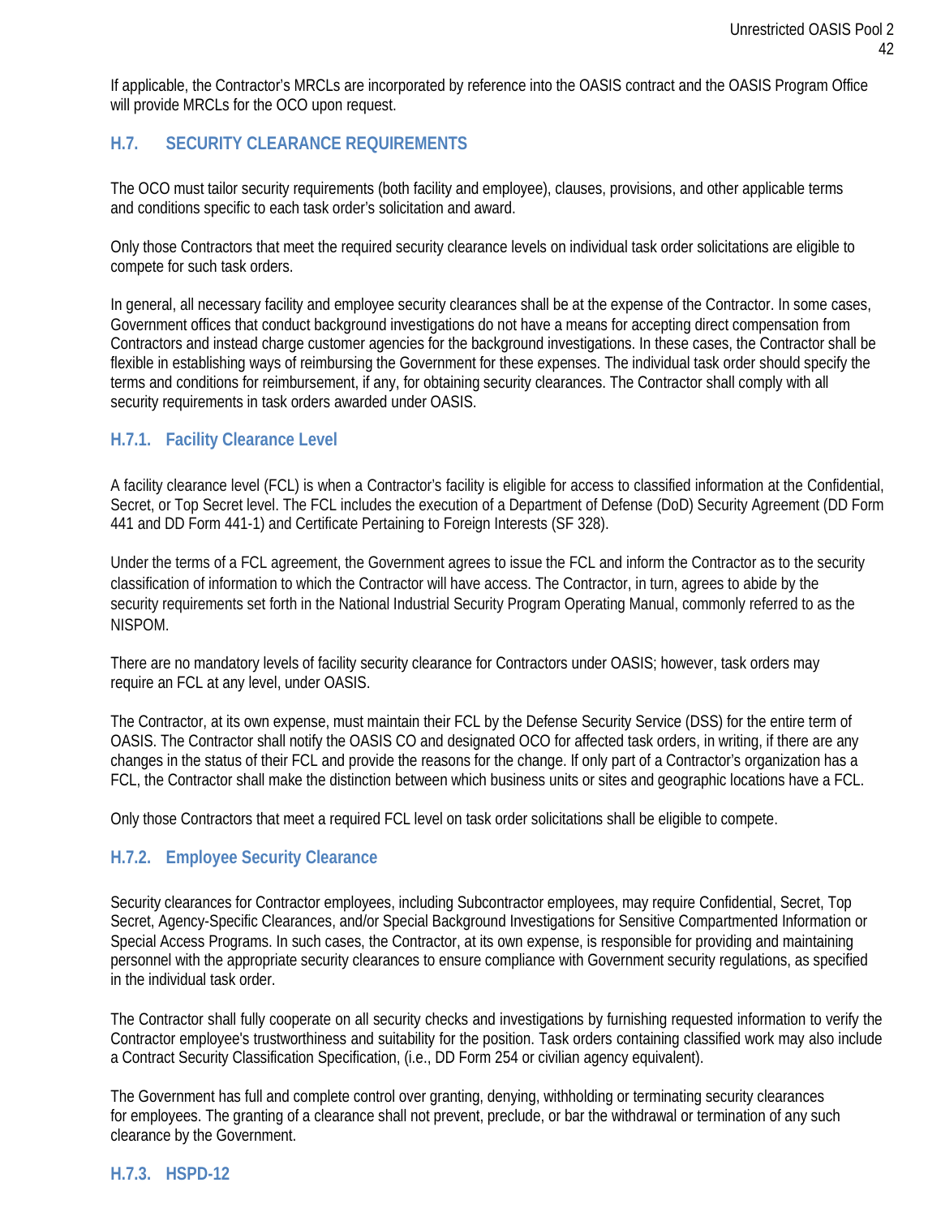If applicable, the Contractor's MRCLs are incorporated by reference into the OASIS contract and the OASIS Program Office will provide MRCLs for the OCO upon request.

## H.7. SECURITY CLEARANCE REQUIREMENTS

The OCO must tailor security requirements (both facility and employee), clauses, provisions, and other applicable terms and conditions specific to each task order's solicitation and award.

Only those Contractors that meet the required security clearance levels on individual task order solicitations are eligible to compete for such task orders.

In general, all necessary facility and employee security clearances shall be at the expense of the Contractor. In some cases, Government offices that conduct background investigations do not have a means for accepting direct compensation from Contractors and instead charge customer agencies for the background investigations. In these cases, the Contractor shall be flexible in establishing ways of reimbursing the Government for these expenses. The individual task order should specify the terms and conditions for reimbursement, if any, for obtaining security clearances. The Contractor shall comply with all security requirements in task orders awarded under OASIS.

### H.7.1. Facility Clearance Level

A facility clearance level (FCL) is when a Contractor's facility is eligible for access to classified information at the Confidential, Secret, or Top Secret level. The FCL includes the execution of a Department of Defense (DoD) Security Agreement (DD Form 441 and DD Form 441-1) and Certificate Pertaining to Foreign Interests (SF 328).

Under the terms of a FCL agreement, the Government agrees to issue the FCL and inform the Contractor as to the security classification of information to which the Contractor will have access. The Contractor, in turn, agrees to abide by the security requirements set forth in the National Industrial Security Program Operating Manual, commonly referred to as the NISPOM.

There are no mandatory levels of facility security clearance for Contractors under OASIS; however, task orders may require an FCL at any level, under OASIS.

The Contractor, at its own expense, must maintain their FCL by the Defense Security Service (DSS) for the entire term of OASIS. The Contractor shall notify the OASIS CO and designated OCO for affected task orders, in writing, if there are any changes in the status of their FCL and provide the reasons for the change. If only part of a Contractor's organization has a FCL, the Contractor shall make the distinction between which business units or sites and geographic locations have a FCL.

Only those Contractors that meet a required FCL level on task order solicitations shall be eligible to compete.

### H.7.2. Employee Security Clearance

Security clearances for Contractor employees, including Subcontractor employees, may require Confidential, Secret, Top Secret, Agency-Specific Clearances, and/or Special Background Investigations for Sensitive Compartmented Information or Special Access Programs. In such cases, the Contractor, at its own expense, is responsible for providing and maintaining personnel with the appropriate security clearances to ensure compliance with Government security regulations, as specified in the individual task order.

The Contractor shall fully cooperate on all security checks and investigations by furnishing requested information to verify the Contractor employee's trustworthiness and suitability for the position. Task orders containing classified work may also include a Contract Security Classification Specification, (i.e., DD Form 254 or civilian agency equivalent).

The Government has full and complete control over granting, denying, withholding or terminating security clearances for employees. The granting of a clearance shall not prevent, preclude, or bar the withdrawal or termination of any such clearance by the Government.

### H.7.3. HSPD-12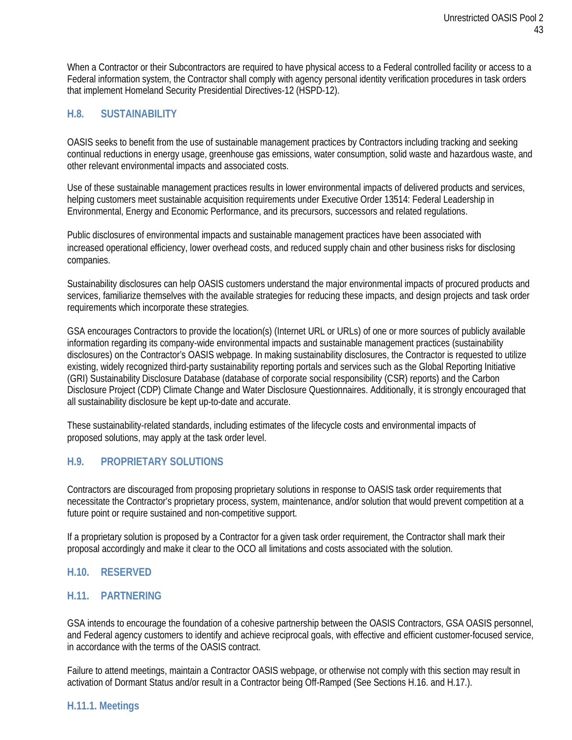When a Contractor or their Subcontractors are required to have physical access to a Federal controlled facility or access to a Federal information system, the Contractor shall comply with agency personal identity verification procedures in task orders that implement Homeland Security Presidential Directives-12 (HSPD-12).

## H.8. SUSTAINABILITY

OASIS seeks to benefit from the use of sustainable management practices by Contractors including tracking and seeking continual reductions in energy usage, greenhouse gas emissions, water consumption, solid waste and hazardous waste, and other relevant environmental impacts and associated costs.

Use of these sustainable management practices results in lower environmental impacts of delivered products and services, helping customers meet sustainable acquisition requirements under Executive Order 13514: Federal Leadership in Environmental, Energy and Economic Performance, and its precursors, successors and related regulations.

Public disclosures of environmental impacts and sustainable management practices have been associated with increased operational efficiency, lower overhead costs, and reduced supply chain and other business risks for disclosing companies.

Sustainability disclosures can help OASIS customers understand the major environmental impacts of procured products and services, familiarize themselves with the available strategies for reducing these impacts, and design projects and task order requirements which incorporate these strategies.

GSA encourages Contractors to provide the location(s) (Internet URL or URLs) of one or more sources of publicly available information regarding its company-wide environmental impacts and sustainable management practices (sustainability disclosures) on the Contractor's OASIS webpage. In making sustainability disclosures, the Contractor is requested to utilize existing, widely recognized third-party sustainability reporting portals and services such as the Global Reporting Initiative (GRI) Sustainability Disclosure Database (database of corporate social responsibility (CSR) reports) and the Carbon Disclosure Project (CDP) Climate Change and Water Disclosure Questionnaires. Additionally, it is strongly encouraged that all sustainability disclosure be kept up-to-date and accurate.

These sustainability-related standards, including estimates of the lifecycle costs and environmental impacts of proposed solutions, may apply at the task order level.

## H.9. PROPRIETARY SOLUTIONS

Contractors are discouraged from proposing proprietary solutions in response to OASIS task order requirements that necessitate the Contractor's proprietary process, system, maintenance, and/or solution that would prevent competition at a future point or require sustained and non-competitive support.

If a proprietary solution is proposed by a Contractor for a given task order requirement, the Contractor shall mark their proposal accordingly and make it clear to the OCO all limitations and costs associated with the solution.

## H.10. RESERVED

## H.11. PARTNERING

GSA intends to encourage the foundation of a cohesive partnership between the OASIS Contractors, GSA OASIS personnel, and Federal agency customers to identify and achieve reciprocal goals, with effective and efficient customer-focused service, in accordance with the terms of the OASIS contract.

Failure to attend meetings, maintain a Contractor OASIS webpage, or otherwise not comply with this section may result in activation of Dormant Status and/or result in a Contractor being Off-Ramped (See Sections H.16. and H.17.).

### H.11.1. Meetings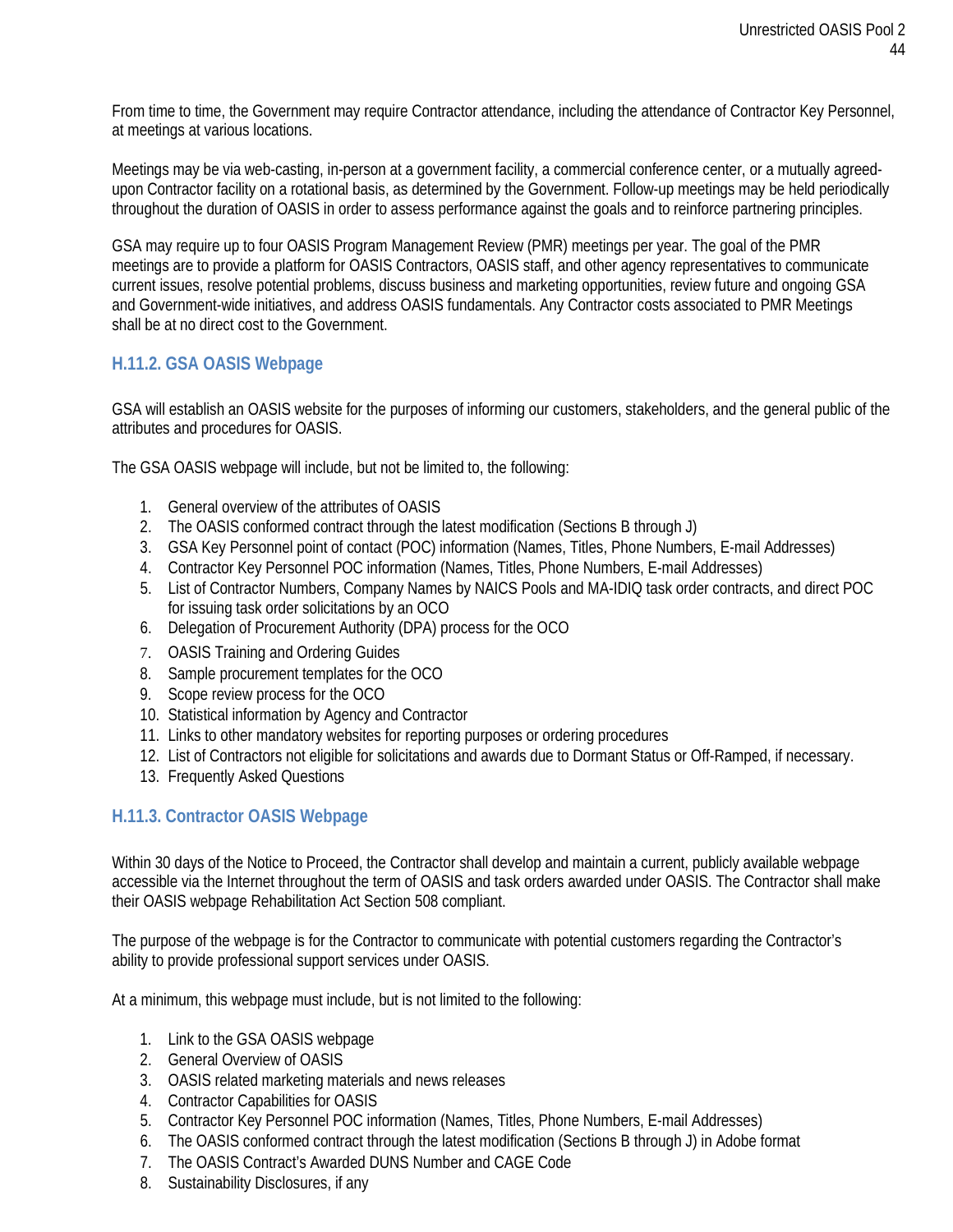From time to time, the Government may require Contractor attendance, including the attendance of Contractor Key Personnel, at meetings at various locations.

Meetings may be via web-casting, in-person at a government facility, a commercial conference center, or a mutually agreed-upon Contractor facility on a rotational basis, as determined by the Government. Follow-up meetings may be held periodically throughout the duration of OASIS in order to assess performance against the goals and to reinforce partnering principles.

GSA may require up to four OASIS Program Management Review (PMR) meetings per year. The goal of the PMR meetings are to provide a platform for OASIS Contractors, OASIS staff, and other agency representatives to communicate current issues, resolve potential problems, discuss business and marketing opportunities, review future and ongoing GSA and Government-wide initiatives, and address OASIS fundamentals. Any Contractor costs associated to PMR Meetings shall be at no direct cost to the Government.

### H.11.2. GSA OASIS Webpage

GSA will establish an OASIS website for the purposes of informing our customers, stakeholders, and the general public of the attributes and procedures for OASIS.

The GSA OASIS webpage will include, but not be limited to, the following:

1. General overview of the attributes of OASIS
2. The OASIS conformed contract through the latest modification (Sections B through J)
3. GSA Key Personnel point of contact (POC) information (Names, Titles, Phone Numbers, E-mail Addresses)
4. Contractor Key Personnel POC information (Names, Titles, Phone Numbers, E-mail Addresses)
5. List of Contractor Numbers, Company Names by NAICS Pools and MA-IDIQ task order contracts, and direct POC for issuing task order solicitations by an OCO
6. Delegation of Procurement Authority (DPA) process for the OCO
7. OASIS Training and Ordering Guides
8. Sample procurement templates for the OCO
9. Scope review process for the OCO
10. Statistical information by Agency and Contractor
11. Links to other mandatory websites for reporting purposes or ordering procedures
12. List of Contractors not eligible for solicitations and awards due to Dormant Status or Off-Ramped, if necessary.
13. Frequently Asked Questions

### H.11.3. Contractor OASIS Webpage

Within 30 days of the Notice to Proceed, the Contractor shall develop and maintain a current, publicly available webpage accessible via the Internet throughout the term of OASIS and task orders awarded under OASIS. The Contractor shall make their OASIS webpage Rehabilitation Act Section 508 compliant.

The purpose of the webpage is for the Contractor to communicate with potential customers regarding the Contractor's ability to provide professional support services under OASIS.

At a minimum, this webpage must include, but is not limited to the following:

1. Link to the GSA OASIS webpage
2. General Overview of OASIS
3. OASIS related marketing materials and news releases
4. Contractor Capabilities for OASIS
5. Contractor Key Personnel POC information (Names, Titles, Phone Numbers, E-mail Addresses)
6. The OASIS conformed contract through the latest modification (Sections B through J) in Adobe format
7. The OASIS Contract's Awarded DUNS Number and CAGE Code
8. Sustainability Disclosures, if any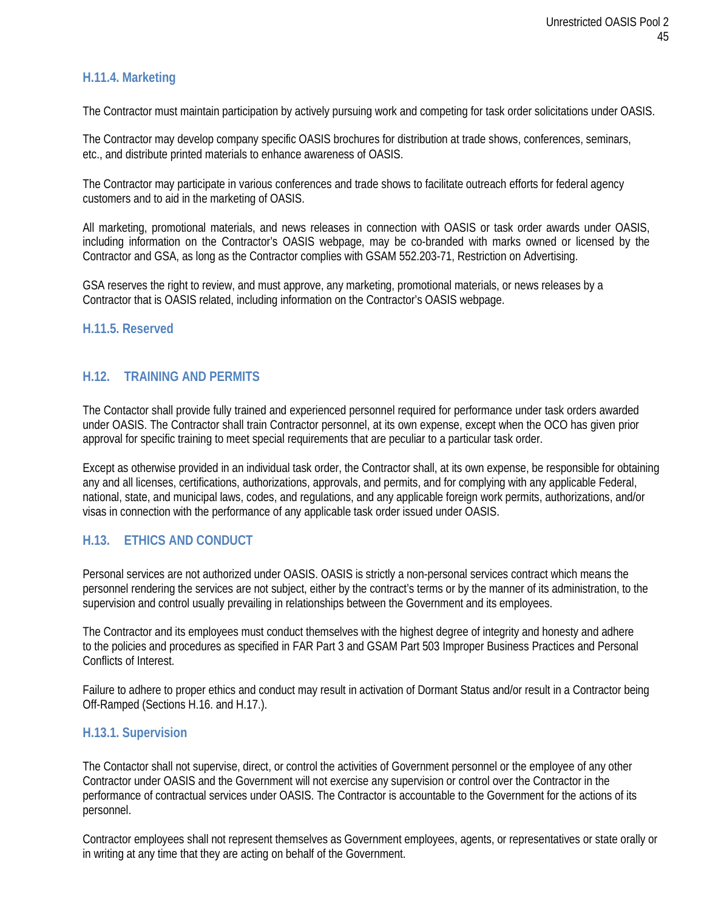### H.11.4. Marketing

The Contractor must maintain participation by actively pursuing work and competing for task order solicitations under OASIS.

The Contractor may develop company specific OASIS brochures for distribution at trade shows, conferences, seminars, etc., and distribute printed materials to enhance awareness of OASIS.

The Contractor may participate in various conferences and trade shows to facilitate outreach efforts for federal agency customers and to aid in the marketing of OASIS.

All marketing, promotional materials, and news releases in connection with OASIS or task order awards under OASIS, including information on the Contractor's OASIS webpage, may be co-branded with marks owned or licensed by the Contractor and GSA, as long as the Contractor complies with GSAM 552.203-71, Restriction on Advertising.

GSA reserves the right to review, and must approve, any marketing, promotional materials, or news releases by a Contractor that is OASIS related, including information on the Contractor's OASIS webpage.

### H.11.5. Reserved

## H.12. TRAINING AND PERMITS

The Contactor shall provide fully trained and experienced personnel required for performance under task orders awarded under OASIS. The Contractor shall train Contractor personnel, at its own expense, except when the OCO has given prior approval for specific training to meet special requirements that are peculiar to a particular task order.

Except as otherwise provided in an individual task order, the Contractor shall, at its own expense, be responsible for obtaining any and all licenses, certifications, authorizations, approvals, and permits, and for complying with any applicable Federal, national, state, and municipal laws, codes, and regulations, and any applicable foreign work permits, authorizations, and/or visas in connection with the performance of any applicable task order issued under OASIS.

## H.13. ETHICS AND CONDUCT

Personal services are not authorized under OASIS. OASIS is strictly a non-personal services contract which means the personnel rendering the services are not subject, either by the contract's terms or by the manner of its administration, to the supervision and control usually prevailing in relationships between the Government and its employees.

The Contractor and its employees must conduct themselves with the highest degree of integrity and honesty and adhere to the policies and procedures as specified in FAR Part 3 and GSAM Part 503 Improper Business Practices and Personal Conflicts of Interest.

Failure to adhere to proper ethics and conduct may result in activation of Dormant Status and/or result in a Contractor being Off-Ramped (Sections H.16. and H.17.).

### H.13.1. Supervision

The Contactor shall not supervise, direct, or control the activities of Government personnel or the employee of any other Contractor under OASIS and the Government will not exercise any supervision or control over the Contractor in the performance of contractual services under OASIS. The Contractor is accountable to the Government for the actions of its personnel.

Contractor employees shall not represent themselves as Government employees, agents, or representatives or state orally or in writing at any time that they are acting on behalf of the Government.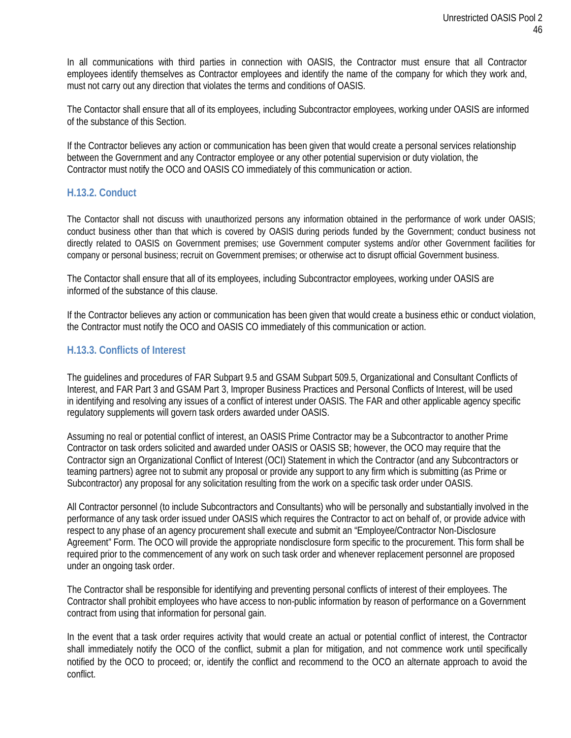In all communications with third parties in connection with OASIS, the Contractor must ensure that all Contractor employees identify themselves as Contractor employees and identify the name of the company for which they work and, must not carry out any direction that violates the terms and conditions of OASIS.

The Contactor shall ensure that all of its employees, including Subcontractor employees, working under OASIS are informed of the substance of this Section.

If the Contractor believes any action or communication has been given that would create a personal services relationship between the Government and any Contractor employee or any other potential supervision or duty violation, the Contractor must notify the OCO and OASIS CO immediately of this communication or action.

### H.13.2. Conduct

The Contactor shall not discuss with unauthorized persons any information obtained in the performance of work under OASIS; conduct business other than that which is covered by OASIS during periods funded by the Government; conduct business not directly related to OASIS on Government premises; use Government computer systems and/or other Government facilities for company or personal business; recruit on Government premises; or otherwise act to disrupt official Government business.

The Contactor shall ensure that all of its employees, including Subcontractor employees, working under OASIS are informed of the substance of this clause.

If the Contractor believes any action or communication has been given that would create a business ethic or conduct violation, the Contractor must notify the OCO and OASIS CO immediately of this communication or action.

### H.13.3. Conflicts of Interest

The guidelines and procedures of FAR Subpart 9.5 and GSAM Subpart 509.5, Organizational and Consultant Conflicts of Interest, and FAR Part 3 and GSAM Part 3, Improper Business Practices and Personal Conflicts of Interest, will be used in identifying and resolving any issues of a conflict of interest under OASIS. The FAR and other applicable agency specific regulatory supplements will govern task orders awarded under OASIS.

Assuming no real or potential conflict of interest, an OASIS Prime Contractor may be a Subcontractor to another Prime Contractor on task orders solicited and awarded under OASIS or OASIS SB; however, the OCO may require that the Contractor sign an Organizational Conflict of Interest (OCI) Statement in which the Contractor (and any Subcontractors or teaming partners) agree not to submit any proposal or provide any support to any firm which is submitting (as Prime or Subcontractor) any proposal for any solicitation resulting from the work on a specific task order under OASIS.

All Contractor personnel (to include Subcontractors and Consultants) who will be personally and substantially involved in the performance of any task order issued under OASIS which requires the Contractor to act on behalf of, or provide advice with respect to any phase of an agency procurement shall execute and submit an "Employee/Contractor Non-Disclosure Agreement" Form. The OCO will provide the appropriate nondisclosure form specific to the procurement. This form shall be required prior to the commencement of any work on such task order and whenever replacement personnel are proposed under an ongoing task order.

The Contractor shall be responsible for identifying and preventing personal conflicts of interest of their employees. The Contractor shall prohibit employees who have access to non-public information by reason of performance on a Government contract from using that information for personal gain.

In the event that a task order requires activity that would create an actual or potential conflict of interest, the Contractor shall immediately notify the OCO of the conflict, submit a plan for mitigation, and not commence work until specifically notified by the OCO to proceed; or, identify the conflict and recommend to the OCO an alternate approach to avoid the conflict.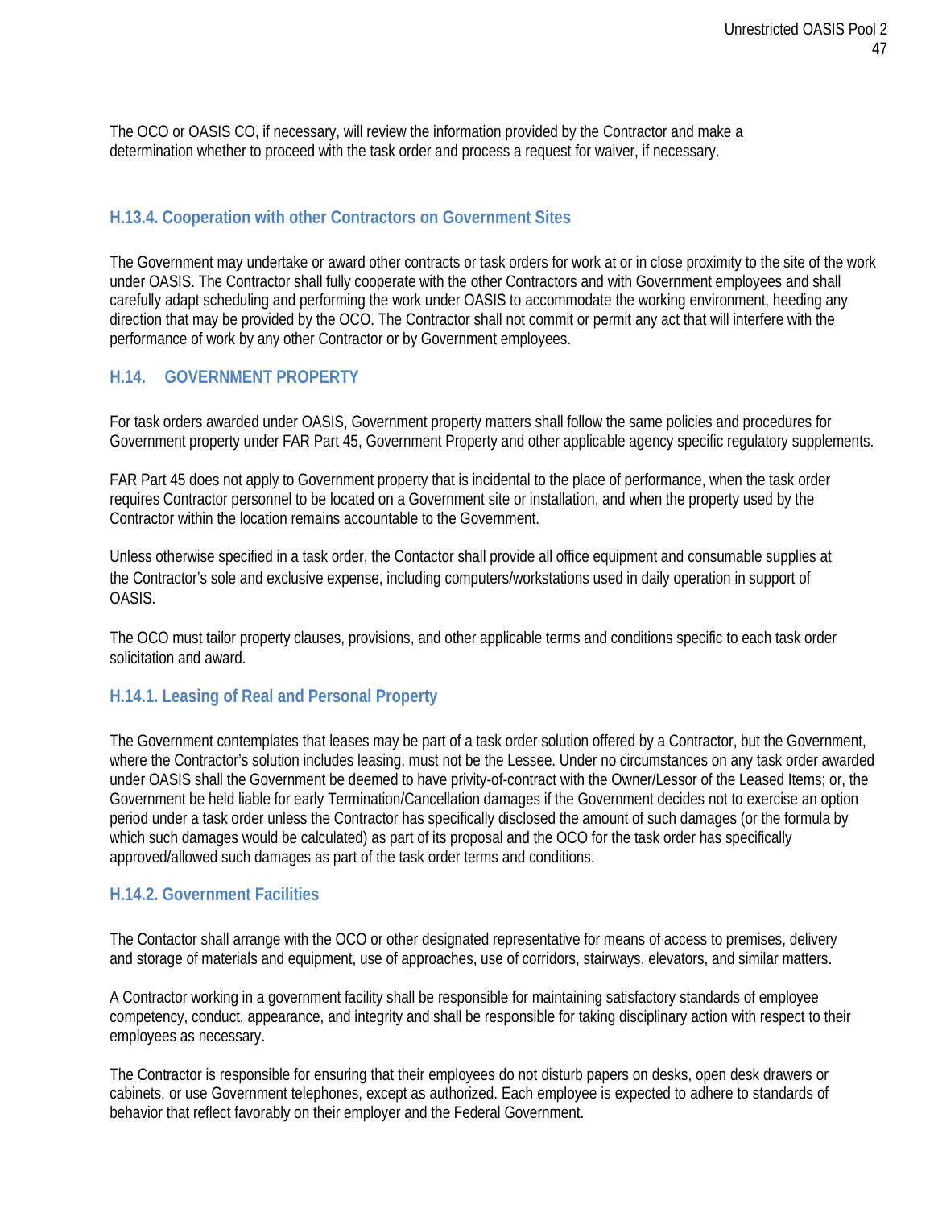The OCO or OASIS CO, if necessary, will review the information provided by the Contractor and make a determination whether to proceed with the task order and process a request for waiver, if necessary.

### H.13.4. Cooperation with other Contractors on Government Sites

The Government may undertake or award other contracts or task orders for work at or in close proximity to the site of the work under OASIS. The Contractor shall fully cooperate with the other Contractors and with Government employees and shall carefully adapt scheduling and performing the work under OASIS to accommodate the working environment, heeding any direction that may be provided by the OCO. The Contractor shall not commit or permit any act that will interfere with the performance of work by any other Contractor or by Government employees.

## H.14. GOVERNMENT PROPERTY

For task orders awarded under OASIS, Government property matters shall follow the same policies and procedures for Government property under FAR Part 45, Government Property and other applicable agency specific regulatory supplements.

FAR Part 45 does not apply to Government property that is incidental to the place of performance, when the task order requires Contractor personnel to be located on a Government site or installation, and when the property used by the Contractor within the location remains accountable to the Government.

Unless otherwise specified in a task order, the Contactor shall provide all office equipment and consumable supplies at the Contractor's sole and exclusive expense, including computers/workstations used in daily operation in support of OASIS.

The OCO must tailor property clauses, provisions, and other applicable terms and conditions specific to each task order solicitation and award.

### H.14.1. Leasing of Real and Personal Property

The Government contemplates that leases may be part of a task order solution offered by a Contractor, but the Government, where the Contractor's solution includes leasing, must not be the Lessee. Under no circumstances on any task order awarded under OASIS shall the Government be deemed to have privity-of-contract with the Owner/Lessor of the Leased Items; or, the Government be held liable for early Termination/Cancellation damages if the Government decides not to exercise an option period under a task order unless the Contractor has specifically disclosed the amount of such damages (or the formula by which such damages would be calculated) as part of its proposal and the OCO for the task order has specifically approved/allowed such damages as part of the task order terms and conditions.

### H.14.2. Government Facilities

The Contactor shall arrange with the OCO or other designated representative for means of access to premises, delivery and storage of materials and equipment, use of approaches, use of corridors, stairways, elevators, and similar matters.

A Contractor working in a government facility shall be responsible for maintaining satisfactory standards of employee competency, conduct, appearance, and integrity and shall be responsible for taking disciplinary action with respect to their employees as necessary.

The Contractor is responsible for ensuring that their employees do not disturb papers on desks, open desk drawers or cabinets, or use Government telephones, except as authorized. Each employee is expected to adhere to standards of behavior that reflect favorably on their employer and the Federal Government.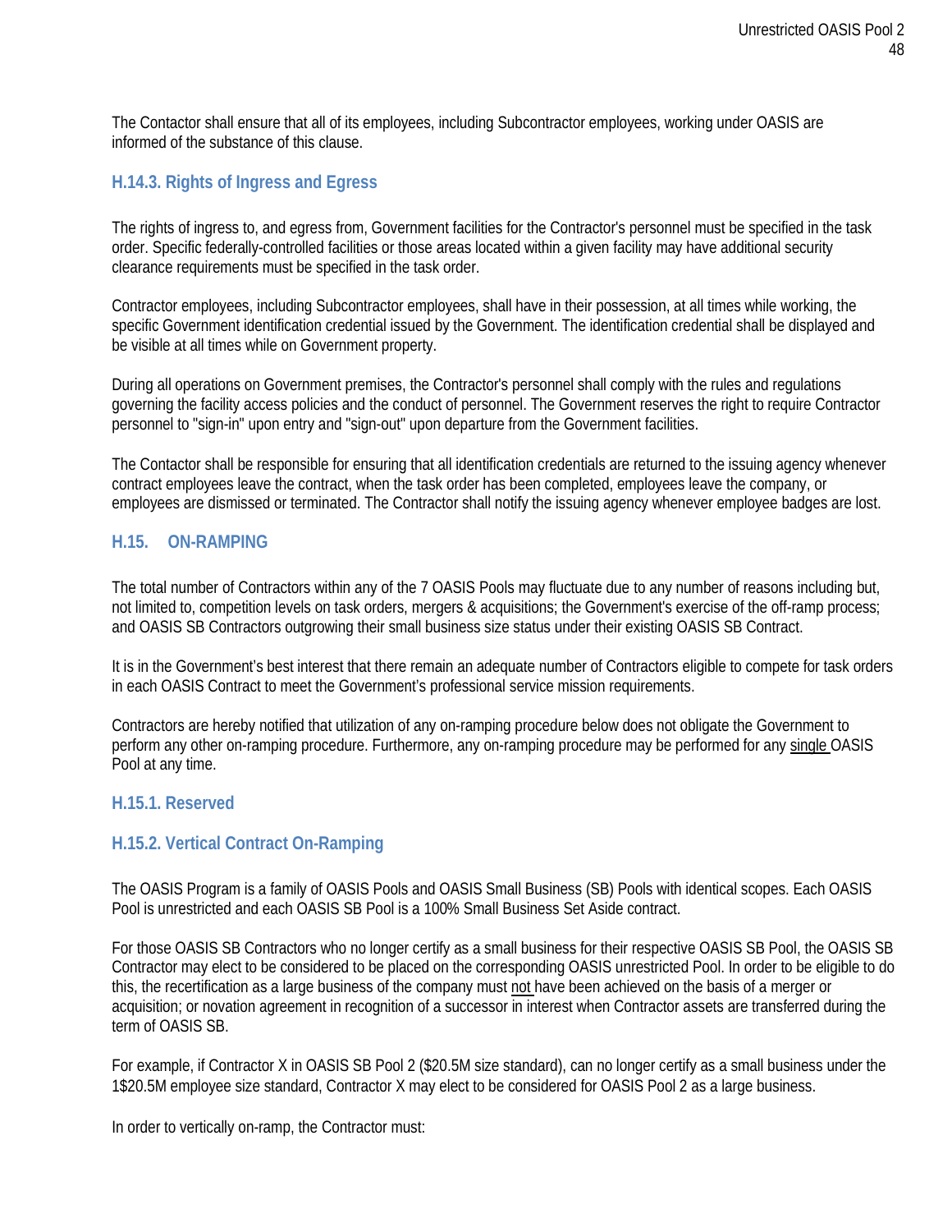The Contactor shall ensure that all of its employees, including Subcontractor employees, working under OASIS are informed of the substance of this clause.

### H.14.3. Rights of Ingress and Egress

The rights of ingress to, and egress from, Government facilities for the Contractor's personnel must be specified in the task order. Specific federally-controlled facilities or those areas located within a given facility may have additional security clearance requirements must be specified in the task order.

Contractor employees, including Subcontractor employees, shall have in their possession, at all times while working, the specific Government identification credential issued by the Government. The identification credential shall be displayed and be visible at all times while on Government property.

During all operations on Government premises, the Contractor's personnel shall comply with the rules and regulations governing the facility access policies and the conduct of personnel. The Government reserves the right to require Contractor personnel to "sign-in" upon entry and "sign-out" upon departure from the Government facilities.

The Contactor shall be responsible for ensuring that all identification credentials are returned to the issuing agency whenever contract employees leave the contract, when the task order has been completed, employees leave the company, or employees are dismissed or terminated. The Contractor shall notify the issuing agency whenever employee badges are lost.

## H.15. ON-RAMPING

The total number of Contractors within any of the 7 OASIS Pools may fluctuate due to any number of reasons including but, not limited to, competition levels on task orders, mergers & acquisitions; the Government's exercise of the off-ramp process; and OASIS SB Contractors outgrowing their small business size status under their existing OASIS SB Contract.

It is in the Government's best interest that there remain an adequate number of Contractors eligible to compete for task orders in each OASIS Contract to meet the Government's professional service mission requirements.

Contractors are hereby notified that utilization of any on-ramping procedure below does not obligate the Government to perform any other on-ramping procedure. Furthermore, any on-ramping procedure may be performed for any single OASIS Pool at any time.

### H.15.1. Reserved

### H.15.2. Vertical Contract On-Ramping

The OASIS Program is a family of OASIS Pools and OASIS Small Business (SB) Pools with identical scopes. Each OASIS Pool is unrestricted and each OASIS SB Pool is a 100% Small Business Set Aside contract.

For those OASIS SB Contractors who no longer certify as a small business for their respective OASIS SB Pool, the OASIS SB Contractor may elect to be considered to be placed on the corresponding OASIS unrestricted Pool. In order to be eligible to do this, the recertification as a large business of the company must not have been achieved on the basis of a merger or acquisition; or novation agreement in recognition of a successor in interest when Contractor assets are transferred during the term of OASIS SB.

For example, if Contractor X in OASIS SB Pool 2 ($20.5M size standard), can no longer certify as a small business under the 1$20.5M employee size standard, Contractor X may elect to be considered for OASIS Pool 2 as a large business.

In order to vertically on-ramp, the Contractor must: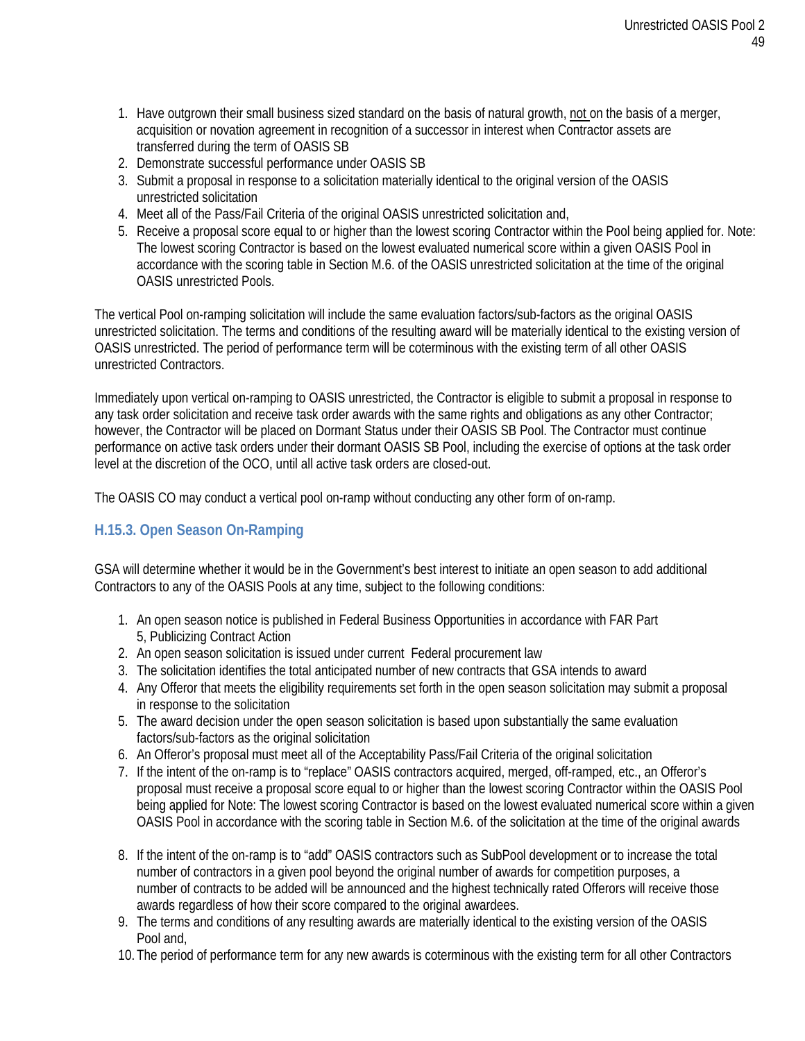1. Have outgrown their small business sized standard on the basis of natural growth, not on the basis of a merger, acquisition or novation agreement in recognition of a successor in interest when Contractor assets are transferred during the term of OASIS SB
2. Demonstrate successful performance under OASIS SB
3. Submit a proposal in response to a solicitation materially identical to the original version of the OASIS unrestricted solicitation
4. Meet all of the Pass/Fail Criteria of the original OASIS unrestricted solicitation and,
5. Receive a proposal score equal to or higher than the lowest scoring Contractor within the Pool being applied for. Note: The lowest scoring Contractor is based on the lowest evaluated numerical score within a given OASIS Pool in accordance with the scoring table in Section M.6. of the OASIS unrestricted solicitation at the time of the original OASIS unrestricted Pools.

The vertical Pool on-ramping solicitation will include the same evaluation factors/sub-factors as the original OASIS unrestricted solicitation. The terms and conditions of the resulting award will be materially identical to the existing version of OASIS unrestricted. The period of performance term will be coterminous with the existing term of all other OASIS unrestricted Contractors.

Immediately upon vertical on-ramping to OASIS unrestricted, the Contractor is eligible to submit a proposal in response to any task order solicitation and receive task order awards with the same rights and obligations as any other Contractor; however, the Contractor will be placed on Dormant Status under their OASIS SB Pool. The Contractor must continue performance on active task orders under their dormant OASIS SB Pool, including the exercise of options at the task order level at the discretion of the OCO, until all active task orders are closed-out.

The OASIS CO may conduct a vertical pool on-ramp without conducting any other form of on-ramp.

### H.15.3. Open Season On-Ramping

GSA will determine whether it would be in the Government's best interest to initiate an open season to add additional Contractors to any of the OASIS Pools at any time, subject to the following conditions:

1. An open season notice is published in Federal Business Opportunities in accordance with FAR Part 5, Publicizing Contract Action
2. An open season solicitation is issued under current Federal procurement law
3. The solicitation identifies the total anticipated number of new contracts that GSA intends to award
4. Any Offeror that meets the eligibility requirements set forth in the open season solicitation may submit a proposal in response to the solicitation
5. The award decision under the open season solicitation is based upon substantially the same evaluation factors/sub-factors as the original solicitation
6. An Offeror's proposal must meet all of the Acceptability Pass/Fail Criteria of the original solicitation
7. If the intent of the on-ramp is to "replace" OASIS contractors acquired, merged, off-ramped, etc., an Offeror's proposal must receive a proposal score equal to or higher than the lowest scoring Contractor within the OASIS Pool being applied for Note: The lowest scoring Contractor is based on the lowest evaluated numerical score within a given OASIS Pool in accordance with the scoring table in Section M.6. of the solicitation at the time of the original awards
8. If the intent of the on-ramp is to "add" OASIS contractors such as SubPool development or to increase the total number of contractors in a given pool beyond the original number of awards for competition purposes, a number of contracts to be added will be announced and the highest technically rated Offerors will receive those awards regardless of how their score compared to the original awardees.
9. The terms and conditions of any resulting awards are materially identical to the existing version of the OASIS Pool and,
10. The period of performance term for any new awards is coterminous with the existing term for all other Contractors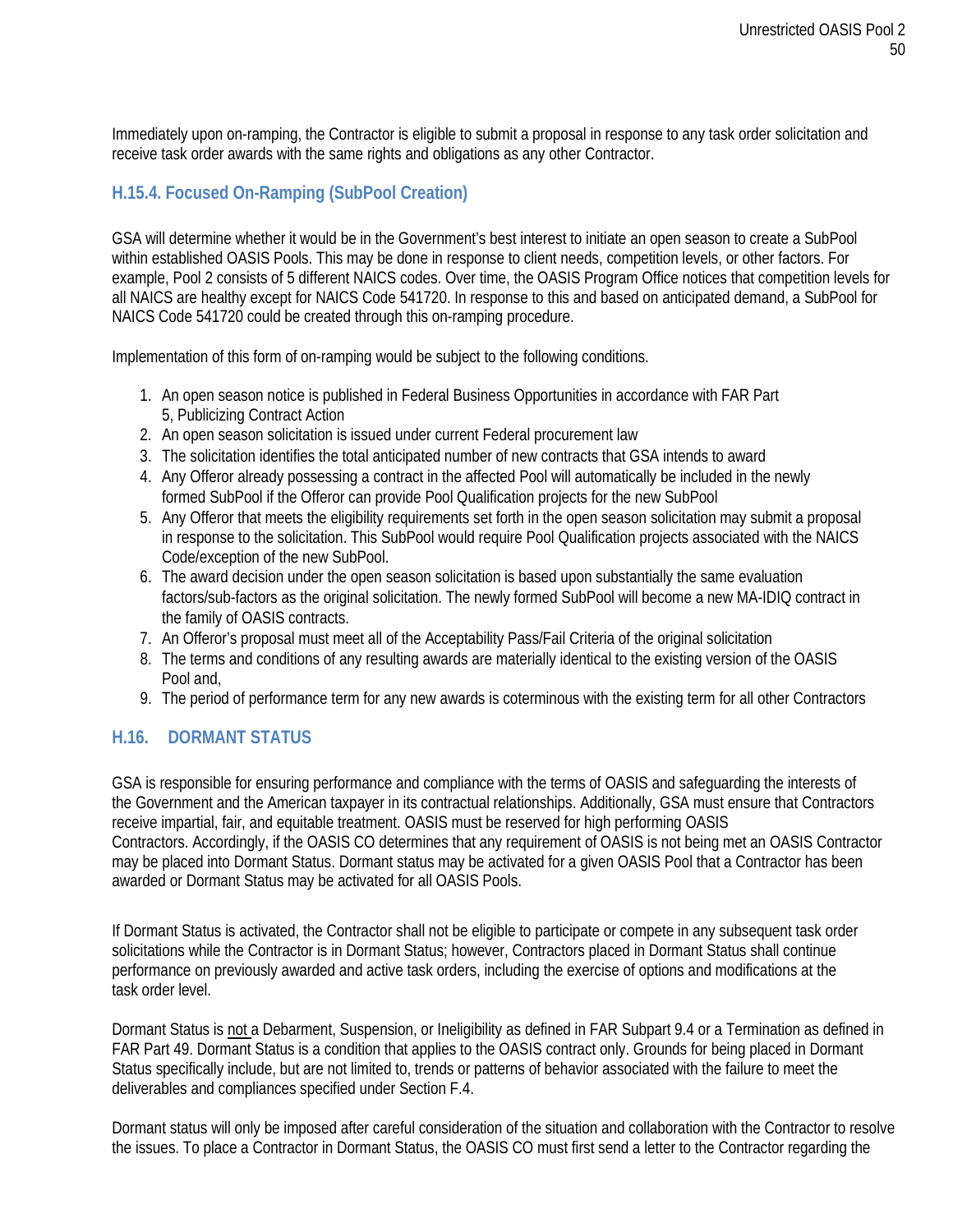Immediately upon on-ramping, the Contractor is eligible to submit a proposal in response to any task order solicitation and receive task order awards with the same rights and obligations as any other Contractor.

### H.15.4. Focused On-Ramping (SubPool Creation)

GSA will determine whether it would be in the Government's best interest to initiate an open season to create a SubPool within established OASIS Pools. This may be done in response to client needs, competition levels, or other factors. For example, Pool 2 consists of 5 different NAICS codes. Over time, the OASIS Program Office notices that competition levels for all NAICS are healthy except for NAICS Code 541720. In response to this and based on anticipated demand, a SubPool for NAICS Code 541720 could be created through this on-ramping procedure.

Implementation of this form of on-ramping would be subject to the following conditions.

1. An open season notice is published in Federal Business Opportunities in accordance with FAR Part 5, Publicizing Contract Action
2. An open season solicitation is issued under current Federal procurement law
3. The solicitation identifies the total anticipated number of new contracts that GSA intends to award
4. Any Offeror already possessing a contract in the affected Pool will automatically be included in the newly formed SubPool if the Offeror can provide Pool Qualification projects for the new SubPool
5. Any Offeror that meets the eligibility requirements set forth in the open season solicitation may submit a proposal in response to the solicitation. This SubPool would require Pool Qualification projects associated with the NAICS Code/exception of the new SubPool.
6. The award decision under the open season solicitation is based upon substantially the same evaluation factors/sub-factors as the original solicitation. The newly formed SubPool will become a new MA-IDIQ contract in the family of OASIS contracts.
7. An Offeror's proposal must meet all of the Acceptability Pass/Fail Criteria of the original solicitation
8. The terms and conditions of any resulting awards are materially identical to the existing version of the OASIS Pool and,
9. The period of performance term for any new awards is coterminous with the existing term for all other Contractors

## H.16. DORMANT STATUS

GSA is responsible for ensuring performance and compliance with the terms of OASIS and safeguarding the interests of the Government and the American taxpayer in its contractual relationships. Additionally, GSA must ensure that Contractors receive impartial, fair, and equitable treatment. OASIS must be reserved for high performing OASIS Contractors. Accordingly, if the OASIS CO determines that any requirement of OASIS is not being met an OASIS Contractor may be placed into Dormant Status. Dormant status may be activated for a given OASIS Pool that a Contractor has been awarded or Dormant Status may be activated for all OASIS Pools.

If Dormant Status is activated, the Contractor shall not be eligible to participate or compete in any subsequent task order solicitations while the Contractor is in Dormant Status; however, Contractors placed in Dormant Status shall continue performance on previously awarded and active task orders, including the exercise of options and modifications at the task order level.

Dormant Status is <u>not</u> a Debarment, Suspension, or Ineligibility as defined in FAR Subpart 9.4 or a Termination as defined in FAR Part 49. Dormant Status is a condition that applies to the OASIS contract only. Grounds for being placed in Dormant Status specifically include, but are not limited to, trends or patterns of behavior associated with the failure to meet the deliverables and compliances specified under Section F.4.

Dormant status will only be imposed after careful consideration of the situation and collaboration with the Contractor to resolve the issues. To place a Contractor in Dormant Status, the OASIS CO must first send a letter to the Contractor regarding the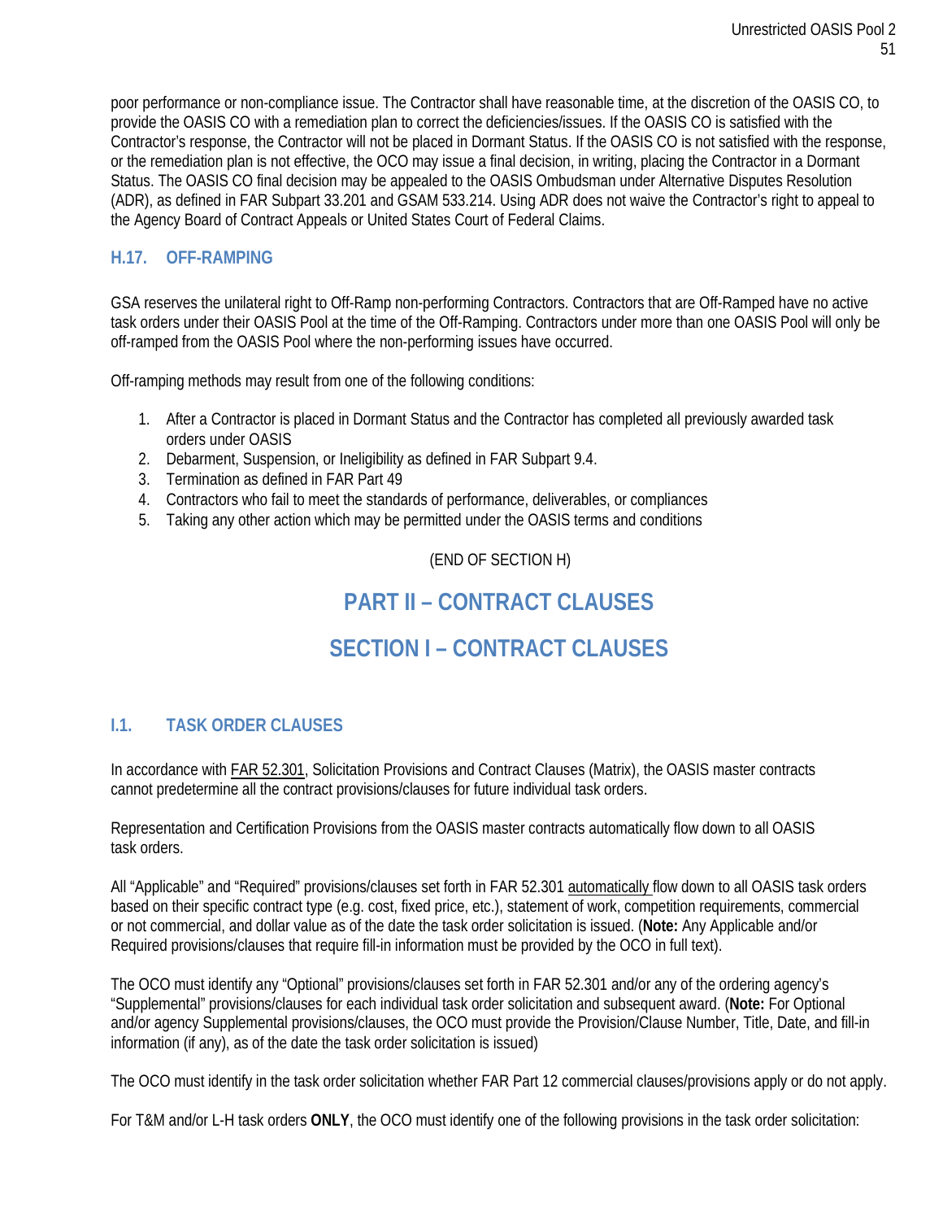poor performance or non-compliance issue. The Contractor shall have reasonable time, at the discretion of the OASIS CO, to provide the OASIS CO with a remediation plan to correct the deficiencies/issues. If the OASIS CO is satisfied with the Contractor's response, the Contractor will not be placed in Dormant Status. If the OASIS CO is not satisfied with the response, or the remediation plan is not effective, the OCO may issue a final decision, in writing, placing the Contractor in a Dormant Status. The OASIS CO final decision may be appealed to the OASIS Ombudsman under Alternative Disputes Resolution (ADR), as defined in FAR Subpart 33.201 and GSAM 533.214. Using ADR does not waive the Contractor's right to appeal to the Agency Board of Contract Appeals or United States Court of Federal Claims.

### H.17. OFF-RAMPING

GSA reserves the unilateral right to Off-Ramp non-performing Contractors. Contractors that are Off-Ramped have no active task orders under their OASIS Pool at the time of the Off-Ramping. Contractors under more than one OASIS Pool will only be off-ramped from the OASIS Pool where the non-performing issues have occurred.

Off-ramping methods may result from one of the following conditions:

1. After a Contractor is placed in Dormant Status and the Contractor has completed all previously awarded task orders under OASIS
2. Debarment, Suspension, or Ineligibility as defined in FAR Subpart 9.4.
3. Termination as defined in FAR Part 49
4. Contractors who fail to meet the standards of performance, deliverables, or compliances
5. Taking any other action which may be permitted under the OASIS terms and conditions

(END OF SECTION H)

# PART II – CONTRACT CLAUSES

# SECTION I – CONTRACT CLAUSES

### I.1. TASK ORDER CLAUSES

In accordance with FAR 52.301, Solicitation Provisions and Contract Clauses (Matrix), the OASIS master contracts cannot predetermine all the contract provisions/clauses for future individual task orders.

Representation and Certification Provisions from the OASIS master contracts automatically flow down to all OASIS task orders.

All "Applicable" and "Required" provisions/clauses set forth in FAR 52.301 automatically flow down to all OASIS task orders based on their specific contract type (e.g. cost, fixed price, etc.), statement of work, competition requirements, commercial or not commercial, and dollar value as of the date the task order solicitation is issued. (**Note:** Any Applicable and/or Required provisions/clauses that require fill-in information must be provided by the OCO in full text).

The OCO must identify any "Optional" provisions/clauses set forth in FAR 52.301 and/or any of the ordering agency's "Supplemental" provisions/clauses for each individual task order solicitation and subsequent award. (**Note:** For Optional and/or agency Supplemental provisions/clauses, the OCO must provide the Provision/Clause Number, Title, Date, and fill-in information (if any), as of the date the task order solicitation is issued)

The OCO must identify in the task order solicitation whether FAR Part 12 commercial clauses/provisions apply or do not apply.

For T&M and/or L-H task orders **ONLY**, the OCO must identify one of the following provisions in the task order solicitation: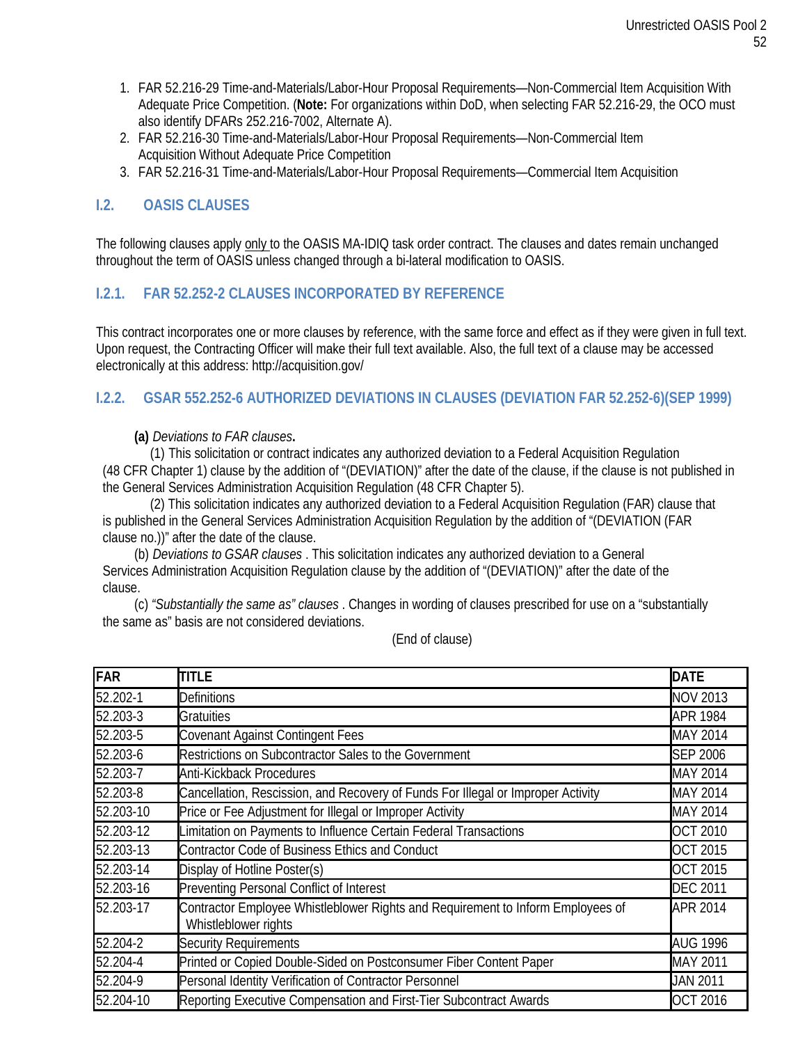1. FAR 52.216-29 Time-and-Materials/Labor-Hour Proposal Requirements—Non-Commercial Item Acquisition With Adequate Price Competition. (**Note:** For organizations within DoD, when selecting FAR 52.216-29, the OCO must also identify DFARs 252.216-7002, Alternate A).
2. FAR 52.216-30 Time-and-Materials/Labor-Hour Proposal Requirements—Non-Commercial Item Acquisition Without Adequate Price Competition
3. FAR 52.216-31 Time-and-Materials/Labor-Hour Proposal Requirements—Commercial Item Acquisition

## I.2. OASIS CLAUSES

The following clauses apply only to the OASIS MA-IDIQ task order contract. The clauses and dates remain unchanged throughout the term of OASIS unless changed through a bi-lateral modification to OASIS.

### I.2.1. FAR 52.252-2 CLAUSES INCORPORATED BY REFERENCE

This contract incorporates one or more clauses by reference, with the same force and effect as if they were given in full text. Upon request, the Contracting Officer will make their full text available. Also, the full text of a clause may be accessed electronically at this address: http://acquisition.gov/

### I.2.2. GSAR 552.252-6 AUTHORIZED DEVIATIONS IN CLAUSES (DEVIATION FAR 52.252-6)(SEP 1999)

**(a)** *Deviations to FAR clauses***.**

(1) This solicitation or contract indicates any authorized deviation to a Federal Acquisition Regulation (48 CFR Chapter 1) clause by the addition of "(DEVIATION)" after the date of the clause, if the clause is not published in the General Services Administration Acquisition Regulation (48 CFR Chapter 5).

(2) This solicitation indicates any authorized deviation to a Federal Acquisition Regulation (FAR) clause that is published in the General Services Administration Acquisition Regulation by the addition of "(DEVIATION (FAR clause no.))" after the date of the clause.

(b) *Deviations to GSAR clauses* . This solicitation indicates any authorized deviation to a General Services Administration Acquisition Regulation clause by the addition of "(DEVIATION)" after the date of the clause.

(c) *"Substantially the same as" clauses* . Changes in wording of clauses prescribed for use on a "substantially the same as" basis are not considered deviations.

(End of clause)

| FAR | TITLE | DATE |
|---|---|---|
| 52.202-1 | Definitions | NOV 2013 |
| 52.203-3 | Gratuities | APR 1984 |
| 52.203-5 | Covenant Against Contingent Fees | MAY 2014 |
| 52.203-6 | Restrictions on Subcontractor Sales to the Government | SEP 2006 |
| 52.203-7 | Anti-Kickback Procedures | MAY 2014 |
| 52.203-8 | Cancellation, Rescission, and Recovery of Funds For Illegal or Improper Activity | MAY 2014 |
| 52.203-10 | Price or Fee Adjustment for Illegal or Improper Activity | MAY 2014 |
| 52.203-12 | Limitation on Payments to Influence Certain Federal Transactions | OCT 2010 |
| 52.203-13 | Contractor Code of Business Ethics and Conduct | OCT 2015 |
| 52.203-14 | Display of Hotline Poster(s) | OCT 2015 |
| 52.203-16 | Preventing Personal Conflict of Interest | DEC 2011 |
| 52.203-17 | Contractor Employee Whistleblower Rights and Requirement to Inform Employees of Whistleblower rights | APR 2014 |
| 52.204-2 | Security Requirements | AUG 1996 |
| 52.204-4 | Printed or Copied Double-Sided on Postconsumer Fiber Content Paper | MAY 2011 |
| 52.204-9 | Personal Identity Verification of Contractor Personnel | JAN 2011 |
| 52.204-10 | Reporting Executive Compensation and First-Tier Subcontract Awards | OCT 2016 |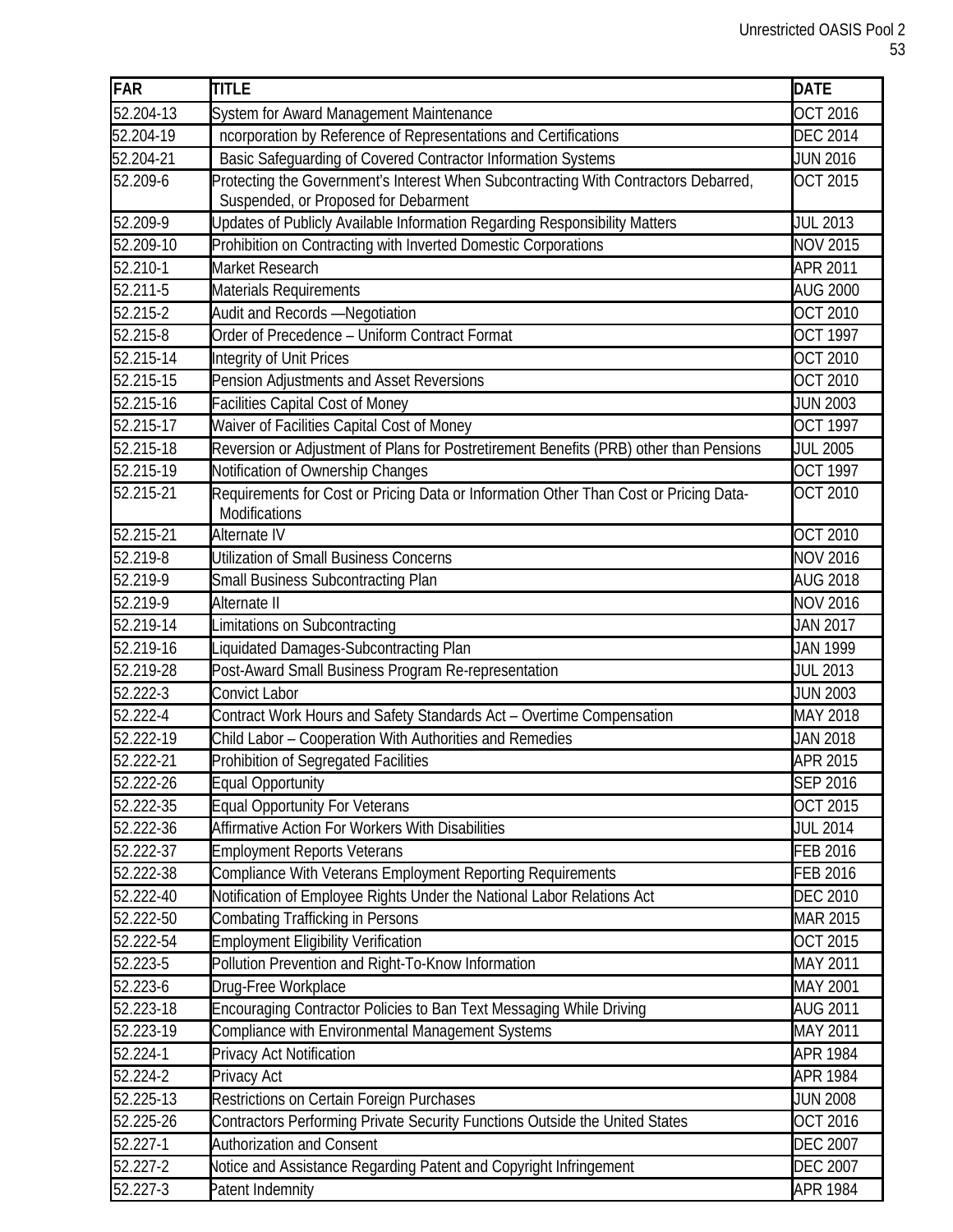| FAR | TITLE | DATE |
|---|---|---|
| 52.204-13 | System for Award Management Maintenance | OCT 2016 |
| 52.204-19 | ncorporation by Reference of Representations and Certifications | DEC 2014 |
| 52.204-21 | Basic Safeguarding of Covered Contractor Information Systems | JUN 2016 |
| 52.209-6 | Protecting the Government's Interest When Subcontracting With Contractors Debarred, Suspended, or Proposed for Debarment | OCT 2015 |
| 52.209-9 | Updates of Publicly Available Information Regarding Responsibility Matters | JUL 2013 |
| 52.209-10 | Prohibition on Contracting with Inverted Domestic Corporations | NOV 2015 |
| 52.210-1 | Market Research | APR 2011 |
| 52.211-5 | Materials Requirements | AUG 2000 |
| 52.215-2 | Audit and Records —Negotiation | OCT 2010 |
| 52.215-8 | Order of Precedence – Uniform Contract Format | OCT 1997 |
| 52.215-14 | Integrity of Unit Prices | OCT 2010 |
| 52.215-15 | Pension Adjustments and Asset Reversions | OCT 2010 |
| 52.215-16 | Facilities Capital Cost of Money | JUN 2003 |
| 52.215-17 | Waiver of Facilities Capital Cost of Money | OCT 1997 |
| 52.215-18 | Reversion or Adjustment of Plans for Postretirement Benefits (PRB) other than Pensions | JUL 2005 |
| 52.215-19 | Notification of Ownership Changes | OCT 1997 |
| 52.215-21 | Requirements for Cost or Pricing Data or Information Other Than Cost or Pricing Data- Modifications | OCT 2010 |
| 52.215-21 | Alternate IV | OCT 2010 |
| 52.219-8 | Utilization of Small Business Concerns | NOV 2016 |
| 52.219-9 | Small Business Subcontracting Plan | AUG 2018 |
| 52.219-9 | Alternate II | NOV 2016 |
| 52.219-14 | Limitations on Subcontracting | JAN 2017 |
| 52.219-16 | Liquidated Damages-Subcontracting Plan | JAN 1999 |
| 52.219-28 | Post-Award Small Business Program Re-representation | JUL 2013 |
| 52.222-3 | Convict Labor | JUN 2003 |
| 52.222-4 | Contract Work Hours and Safety Standards Act – Overtime Compensation | MAY 2018 |
| 52.222-19 | Child Labor – Cooperation With Authorities and Remedies | JAN 2018 |
| 52.222-21 | Prohibition of Segregated Facilities | APR 2015 |
| 52.222-26 | Equal Opportunity | SEP 2016 |
| 52.222-35 | Equal Opportunity For Veterans | OCT 2015 |
| 52.222-36 | Affirmative Action For Workers With Disabilities | JUL 2014 |
| 52.222-37 | Employment Reports Veterans | FEB 2016 |
| 52.222-38 | Compliance With Veterans Employment Reporting Requirements | FEB 2016 |
| 52.222-40 | Notification of Employee Rights Under the National Labor Relations Act | DEC 2010 |
| 52.222-50 | Combating Trafficking in Persons | MAR 2015 |
| 52.222-54 | Employment Eligibility Verification | OCT 2015 |
| 52.223-5 | Pollution Prevention and Right-To-Know Information | MAY 2011 |
| 52.223-6 | Drug-Free Workplace | MAY 2001 |
| 52.223-18 | Encouraging Contractor Policies to Ban Text Messaging While Driving | AUG 2011 |
| 52.223-19 | Compliance with Environmental Management Systems | MAY 2011 |
| 52.224-1 | Privacy Act Notification | APR 1984 |
| 52.224-2 | Privacy Act | APR 1984 |
| 52.225-13 | Restrictions on Certain Foreign Purchases | JUN 2008 |
| 52.225-26 | Contractors Performing Private Security Functions Outside the United States | OCT 2016 |
| 52.227-1 | Authorization and Consent | DEC 2007 |
| 52.227-2 | Notice and Assistance Regarding Patent and Copyright Infringement | DEC 2007 |
| 52.227-3 | Patent Indemnity | APR 1984 |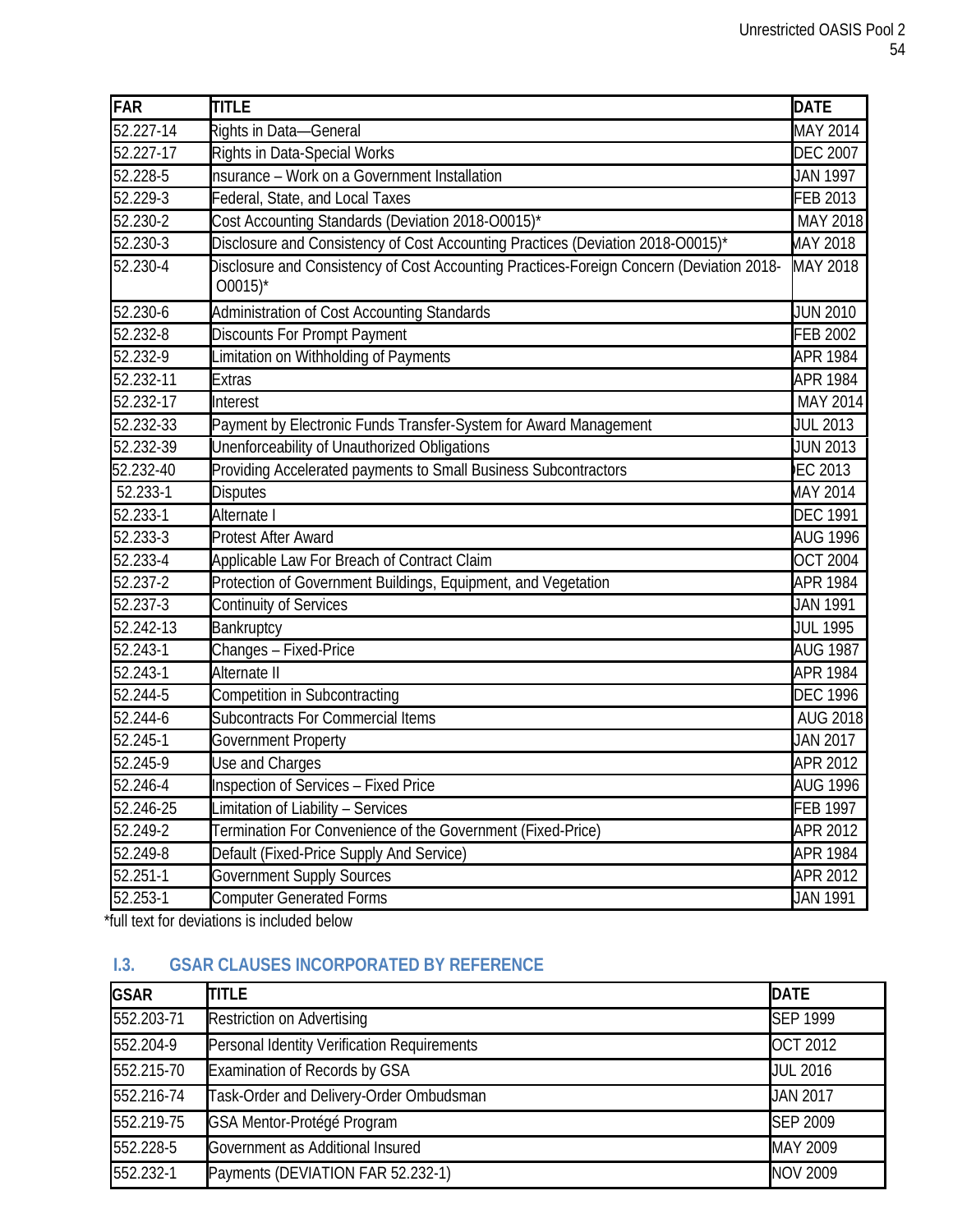| FAR | TITLE | DATE |
|---|---|---|
| 52.227-14 | Rights in Data—General | MAY 2014 |
| 52.227-17 | Rights in Data-Special Works | DEC 2007 |
| 52.228-5 | Insurance – Work on a Government Installation | JAN 1997 |
| 52.229-3 | Federal, State, and Local Taxes | FEB 2013 |
| 52.230-2 | Cost Accounting Standards (Deviation 2018-O0015)* | MAY 2018 |
| 52.230-3 | Disclosure and Consistency of Cost Accounting Practices (Deviation 2018-O0015)* | MAY 2018 |
| 52.230-4 | Disclosure and Consistency of Cost Accounting Practices-Foreign Concern (Deviation 2018-O0015)* | MAY 2018 |
| 52.230-6 | Administration of Cost Accounting Standards | JUN 2010 |
| 52.232-8 | Discounts For Prompt Payment | FEB 2002 |
| 52.232-9 | Limitation on Withholding of Payments | APR 1984 |
| 52.232-11 | Extras | APR 1984 |
| 52.232-17 | Interest | MAY 2014 |
| 52.232-33 | Payment by Electronic Funds Transfer-System for Award Management | JUL 2013 |
| 52.232-39 | Unenforceability of Unauthorized Obligations | JUN 2013 |
| 52.232-40 | Providing Accelerated payments to Small Business Subcontractors | DEC 2013 |
| 52.233-1 | Disputes | MAY 2014 |
| 52.233-1 | Alternate I | DEC 1991 |
| 52.233-3 | Protest After Award | AUG 1996 |
| 52.233-4 | Applicable Law For Breach of Contract Claim | OCT 2004 |
| 52.237-2 | Protection of Government Buildings, Equipment, and Vegetation | APR 1984 |
| 52.237-3 | Continuity of Services | JAN 1991 |
| 52.242-13 | Bankruptcy | JUL 1995 |
| 52.243-1 | Changes – Fixed-Price | AUG 1987 |
| 52.243-1 | Alternate II | APR 1984 |
| 52.244-5 | Competition in Subcontracting | DEC 1996 |
| 52.244-6 | Subcontracts For Commercial Items | AUG 2018 |
| 52.245-1 | Government Property | JAN 2017 |
| 52.245-9 | Use and Charges | APR 2012 |
| 52.246-4 | Inspection of Services – Fixed Price | AUG 1996 |
| 52.246-25 | Limitation of Liability – Services | FEB 1997 |
| 52.249-2 | Termination For Convenience of the Government (Fixed-Price) | APR 2012 |
| 52.249-8 | Default (Fixed-Price Supply And Service) | APR 1984 |
| 52.251-1 | Government Supply Sources | APR 2012 |
| 52.253-1 | Computer Generated Forms | JAN 1991 |

*full text for deviations is included below

## I.3. GSAR CLAUSES INCORPORATED BY REFERENCE

| GSAR | TITLE | DATE |
|---|---|---|
| 552.203-71 | Restriction on Advertising | SEP 1999 |
| 552.204-9 | Personal Identity Verification Requirements | OCT 2012 |
| 552.215-70 | Examination of Records by GSA | JUL 2016 |
| 552.216-74 | Task-Order and Delivery-Order Ombudsman | JAN 2017 |
| 552.219-75 | GSA Mentor-Protégé Program | SEP 2009 |
| 552.228-5 | Government as Additional Insured | MAY 2009 |
| 552.232-1 | Payments (DEVIATION FAR 52.232-1) | NOV 2009 |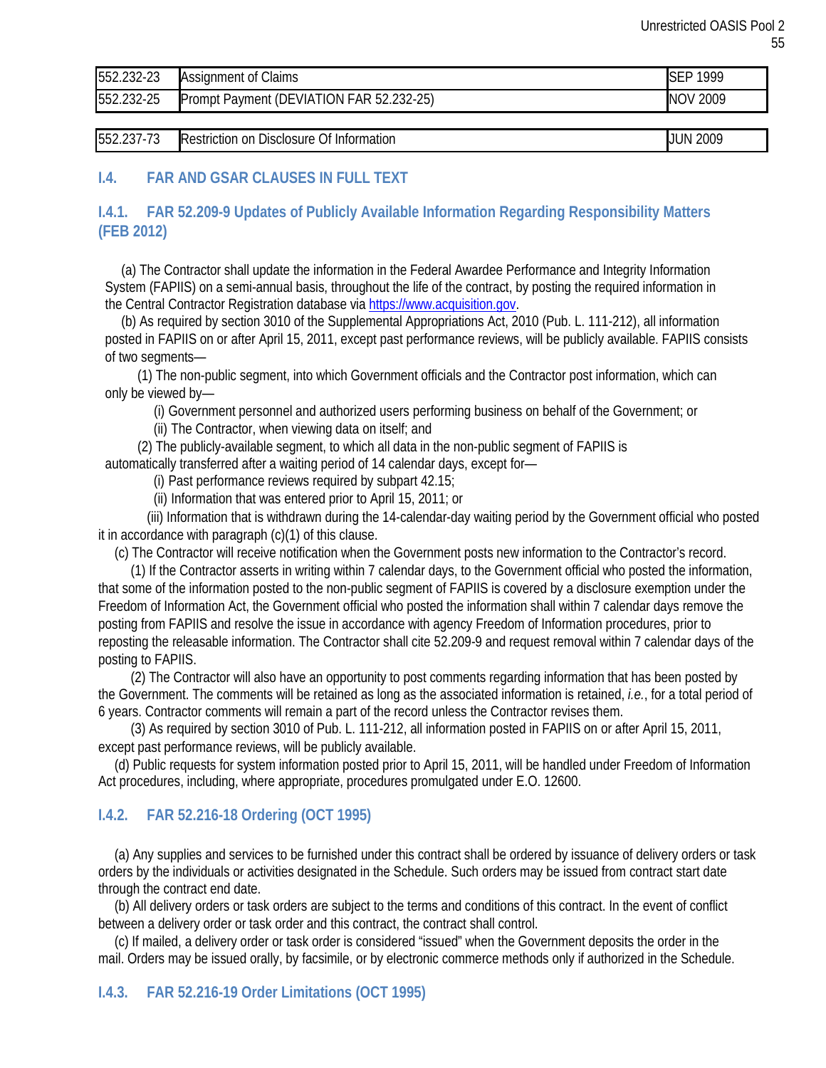| 552.232-23 | Assignment of Claims | SEP 1999 |
|---|---|---|
| 552.232-25 | Prompt Payment (DEVIATION FAR 52.232-25) | NOV 2009 |
| 552.237-73 | Restriction on Disclosure Of Information | JUN 2009 |

## I.4. FAR AND GSAR CLAUSES IN FULL TEXT

### I.4.1. FAR 52.209-9 Updates of Publicly Available Information Regarding Responsibility Matters (FEB 2012)

(a) The Contractor shall update the information in the Federal Awardee Performance and Integrity Information System (FAPIIS) on a semi-annual basis, throughout the life of the contract, by posting the required information in the Central Contractor Registration database via https://www.acquisition.gov.

(b) As required by section 3010 of the Supplemental Appropriations Act, 2010 (Pub. L. 111-212), all information posted in FAPIIS on or after April 15, 2011, except past performance reviews, will be publicly available. FAPIIS consists of two segments—

(1) The non-public segment, into which Government officials and the Contractor post information, which can only be viewed by—

(i) Government personnel and authorized users performing business on behalf of the Government; or

(ii) The Contractor, when viewing data on itself; and

(2) The publicly-available segment, to which all data in the non-public segment of FAPIIS is automatically transferred after a waiting period of 14 calendar days, except for—

(i) Past performance reviews required by subpart 42.15;

(ii) Information that was entered prior to April 15, 2011; or

(iii) Information that is withdrawn during the 14-calendar-day waiting period by the Government official who posted it in accordance with paragraph (c)(1) of this clause.

(c) The Contractor will receive notification when the Government posts new information to the Contractor's record.

(1) If the Contractor asserts in writing within 7 calendar days, to the Government official who posted the information, that some of the information posted to the non-public segment of FAPIIS is covered by a disclosure exemption under the Freedom of Information Act, the Government official who posted the information shall within 7 calendar days remove the posting from FAPIIS and resolve the issue in accordance with agency Freedom of Information procedures, prior to reposting the releasable information. The Contractor shall cite 52.209-9 and request removal within 7 calendar days of the posting to FAPIIS.

(2) The Contractor will also have an opportunity to post comments regarding information that has been posted by the Government. The comments will be retained as long as the associated information is retained, *i.e.*, for a total period of 6 years. Contractor comments will remain a part of the record unless the Contractor revises them.

(3) As required by section 3010 of Pub. L. 111-212, all information posted in FAPIIS on or after April 15, 2011, except past performance reviews, will be publicly available.

(d) Public requests for system information posted prior to April 15, 2011, will be handled under Freedom of Information Act procedures, including, where appropriate, procedures promulgated under E.O. 12600.

### I.4.2. FAR 52.216-18 Ordering (OCT 1995)

(a) Any supplies and services to be furnished under this contract shall be ordered by issuance of delivery orders or task orders by the individuals or activities designated in the Schedule. Such orders may be issued from contract start date through the contract end date.

(b) All delivery orders or task orders are subject to the terms and conditions of this contract. In the event of conflict between a delivery order or task order and this contract, the contract shall control.

(c) If mailed, a delivery order or task order is considered "issued" when the Government deposits the order in the mail. Orders may be issued orally, by facsimile, or by electronic commerce methods only if authorized in the Schedule.

### I.4.3. FAR 52.216-19 Order Limitations (OCT 1995)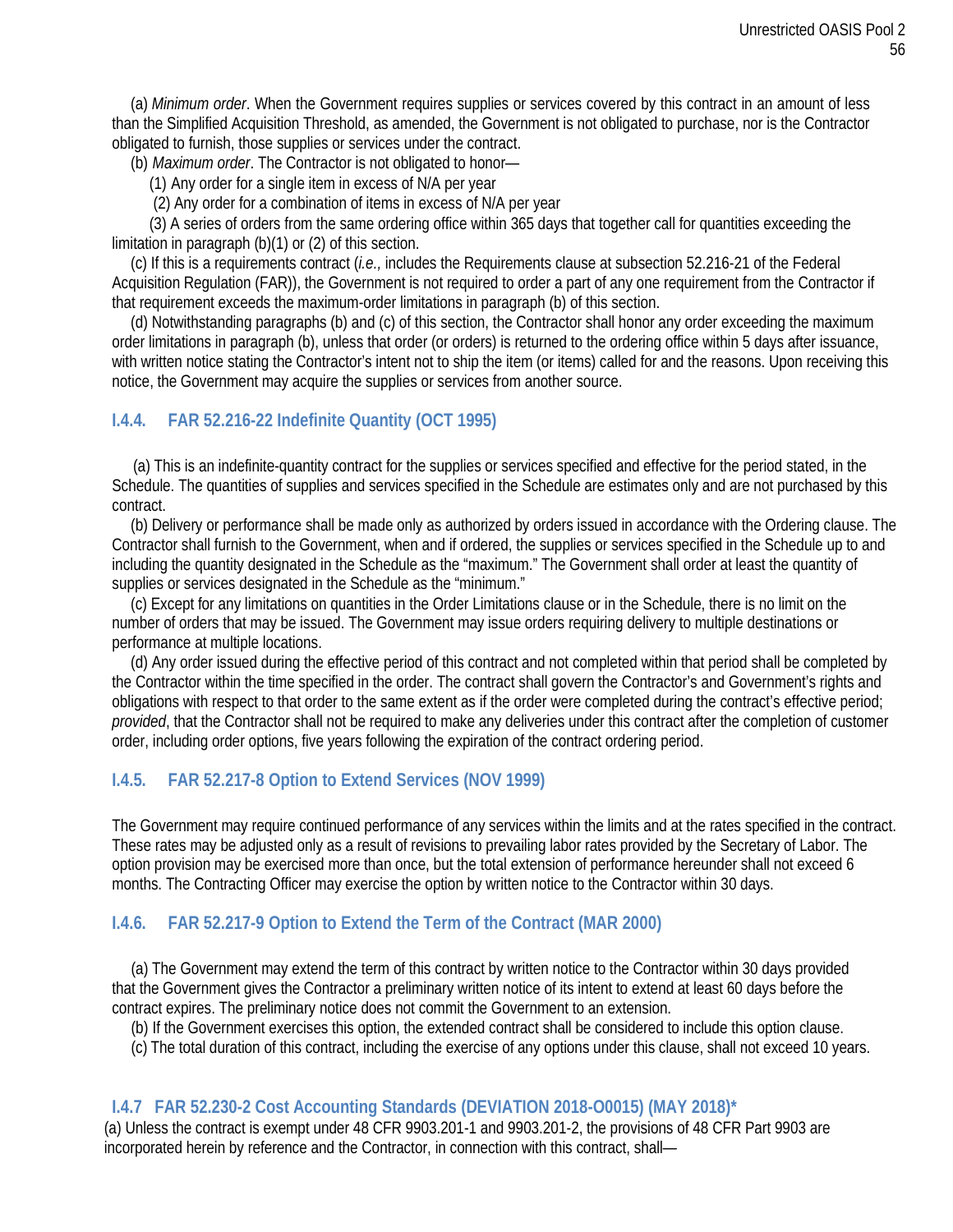(a) *Minimum order*. When the Government requires supplies or services covered by this contract in an amount of less than the Simplified Acquisition Threshold, as amended, the Government is not obligated to purchase, nor is the Contractor obligated to furnish, those supplies or services under the contract.

(b) *Maximum order*. The Contractor is not obligated to honor—

(1) Any order for a single item in excess of N/A per year

(2) Any order for a combination of items in excess of N/A per year

(3) A series of orders from the same ordering office within 365 days that together call for quantities exceeding the limitation in paragraph (b)(1) or (2) of this section.

(c) If this is a requirements contract (*i.e.,* includes the Requirements clause at subsection 52.216-21 of the Federal Acquisition Regulation (FAR)), the Government is not required to order a part of any one requirement from the Contractor if that requirement exceeds the maximum-order limitations in paragraph (b) of this section.

(d) Notwithstanding paragraphs (b) and (c) of this section, the Contractor shall honor any order exceeding the maximum order limitations in paragraph (b), unless that order (or orders) is returned to the ordering office within 5 days after issuance, with written notice stating the Contractor's intent not to ship the item (or items) called for and the reasons. Upon receiving this notice, the Government may acquire the supplies or services from another source.

### I.4.4. FAR 52.216-22 Indefinite Quantity (OCT 1995)

(a) This is an indefinite-quantity contract for the supplies or services specified and effective for the period stated, in the Schedule. The quantities of supplies and services specified in the Schedule are estimates only and are not purchased by this contract.

(b) Delivery or performance shall be made only as authorized by orders issued in accordance with the Ordering clause. The Contractor shall furnish to the Government, when and if ordered, the supplies or services specified in the Schedule up to and including the quantity designated in the Schedule as the "maximum." The Government shall order at least the quantity of supplies or services designated in the Schedule as the "minimum."

(c) Except for any limitations on quantities in the Order Limitations clause or in the Schedule, there is no limit on the number of orders that may be issued. The Government may issue orders requiring delivery to multiple destinations or performance at multiple locations.

(d) Any order issued during the effective period of this contract and not completed within that period shall be completed by the Contractor within the time specified in the order. The contract shall govern the Contractor's and Government's rights and obligations with respect to that order to the same extent as if the order were completed during the contract's effective period; *provided*, that the Contractor shall not be required to make any deliveries under this contract after the completion of customer order, including order options, five years following the expiration of the contract ordering period.

### I.4.5. FAR 52.217-8 Option to Extend Services (NOV 1999)

The Government may require continued performance of any services within the limits and at the rates specified in the contract. These rates may be adjusted only as a result of revisions to prevailing labor rates provided by the Secretary of Labor. The option provision may be exercised more than once, but the total extension of performance hereunder shall not exceed 6 months. The Contracting Officer may exercise the option by written notice to the Contractor within 30 days.

### I.4.6. FAR 52.217-9 Option to Extend the Term of the Contract (MAR 2000)

(a) The Government may extend the term of this contract by written notice to the Contractor within 30 days provided that the Government gives the Contractor a preliminary written notice of its intent to extend at least 60 days before the contract expires. The preliminary notice does not commit the Government to an extension.

(b) If the Government exercises this option, the extended contract shall be considered to include this option clause.

(c) The total duration of this contract, including the exercise of any options under this clause, shall not exceed 10 years.

### I.4.7 FAR 52.230-2 Cost Accounting Standards (DEVIATION 2018-O0015) (MAY 2018)*

(a) Unless the contract is exempt under 48 CFR 9903.201-1 and 9903.201-2, the provisions of 48 CFR Part 9903 are incorporated herein by reference and the Contractor, in connection with this contract, shall—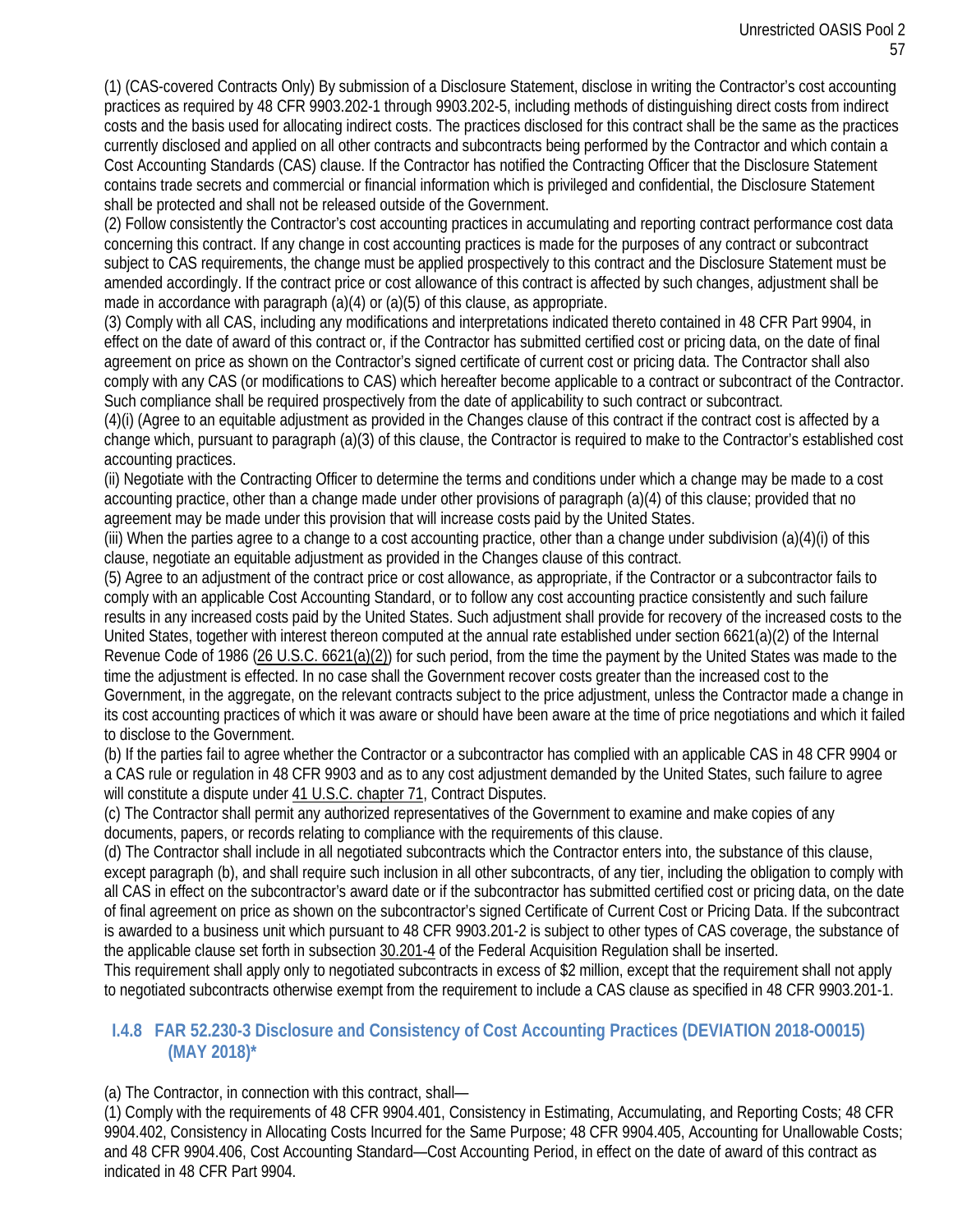(1) (CAS-covered Contracts Only) By submission of a Disclosure Statement, disclose in writing the Contractor's cost accounting practices as required by 48 CFR 9903.202-1 through 9903.202-5, including methods of distinguishing direct costs from indirect costs and the basis used for allocating indirect costs. The practices disclosed for this contract shall be the same as the practices currently disclosed and applied on all other contracts and subcontracts being performed by the Contractor and which contain a Cost Accounting Standards (CAS) clause. If the Contractor has notified the Contracting Officer that the Disclosure Statement contains trade secrets and commercial or financial information which is privileged and confidential, the Disclosure Statement shall be protected and shall not be released outside of the Government.

(2) Follow consistently the Contractor's cost accounting practices in accumulating and reporting contract performance cost data concerning this contract. If any change in cost accounting practices is made for the purposes of any contract or subcontract subject to CAS requirements, the change must be applied prospectively to this contract and the Disclosure Statement must be amended accordingly. If the contract price or cost allowance of this contract is affected by such changes, adjustment shall be made in accordance with paragraph (a)(4) or (a)(5) of this clause, as appropriate.

(3) Comply with all CAS, including any modifications and interpretations indicated thereto contained in 48 CFR Part 9904, in effect on the date of award of this contract or, if the Contractor has submitted certified cost or pricing data, on the date of final agreement on price as shown on the Contractor's signed certificate of current cost or pricing data. The Contractor shall also comply with any CAS (or modifications to CAS) which hereafter become applicable to a contract or subcontract of the Contractor. Such compliance shall be required prospectively from the date of applicability to such contract or subcontract.

(4)(i) (Agree to an equitable adjustment as provided in the Changes clause of this contract if the contract cost is affected by a change which, pursuant to paragraph (a)(3) of this clause, the Contractor is required to make to the Contractor's established cost accounting practices.

(ii) Negotiate with the Contracting Officer to determine the terms and conditions under which a change may be made to a cost accounting practice, other than a change made under other provisions of paragraph (a)(4) of this clause; provided that no agreement may be made under this provision that will increase costs paid by the United States.

(iii) When the parties agree to a change to a cost accounting practice, other than a change under subdivision (a)(4)(i) of this clause, negotiate an equitable adjustment as provided in the Changes clause of this contract.

(5) Agree to an adjustment of the contract price or cost allowance, as appropriate, if the Contractor or a subcontractor fails to comply with an applicable Cost Accounting Standard, or to follow any cost accounting practice consistently and such failure results in any increased costs paid by the United States. Such adjustment shall provide for recovery of the increased costs to the United States, together with interest thereon computed at the annual rate established under section 6621(a)(2) of the Internal Revenue Code of 1986 (26 U.S.C. 6621(a)(2)) for such period, from the time the payment by the United States was made to the time the adjustment is effected. In no case shall the Government recover costs greater than the increased cost to the Government, in the aggregate, on the relevant contracts subject to the price adjustment, unless the Contractor made a change in its cost accounting practices of which it was aware or should have been aware at the time of price negotiations and which it failed to disclose to the Government.

(b) If the parties fail to agree whether the Contractor or a subcontractor has complied with an applicable CAS in 48 CFR 9904 or a CAS rule or regulation in 48 CFR 9903 and as to any cost adjustment demanded by the United States, such failure to agree will constitute a dispute under 41 U.S.C. chapter 71, Contract Disputes.

(c) The Contractor shall permit any authorized representatives of the Government to examine and make copies of any documents, papers, or records relating to compliance with the requirements of this clause.

(d) The Contractor shall include in all negotiated subcontracts which the Contractor enters into, the substance of this clause, except paragraph (b), and shall require such inclusion in all other subcontracts, of any tier, including the obligation to comply with all CAS in effect on the subcontractor's award date or if the subcontractor has submitted certified cost or pricing data, on the date of final agreement on price as shown on the subcontractor's signed Certificate of Current Cost or Pricing Data. If the subcontract is awarded to a business unit which pursuant to 48 CFR 9903.201-2 is subject to other types of CAS coverage, the substance of the applicable clause set forth in subsection 30.201-4 of the Federal Acquisition Regulation shall be inserted.

This requirement shall apply only to negotiated subcontracts in excess of $2 million, except that the requirement shall not apply to negotiated subcontracts otherwise exempt from the requirement to include a CAS clause as specified in 48 CFR 9903.201-1.

### I.4.8 FAR 52.230-3 Disclosure and Consistency of Cost Accounting Practices (DEVIATION 2018-O0015) (MAY 2018)*

(a) The Contractor, in connection with this contract, shall—

(1) Comply with the requirements of 48 CFR 9904.401, Consistency in Estimating, Accumulating, and Reporting Costs; 48 CFR 9904.402, Consistency in Allocating Costs Incurred for the Same Purpose; 48 CFR 9904.405, Accounting for Unallowable Costs; and 48 CFR 9904.406, Cost Accounting Standard—Cost Accounting Period, in effect on the date of award of this contract as indicated in 48 CFR Part 9904.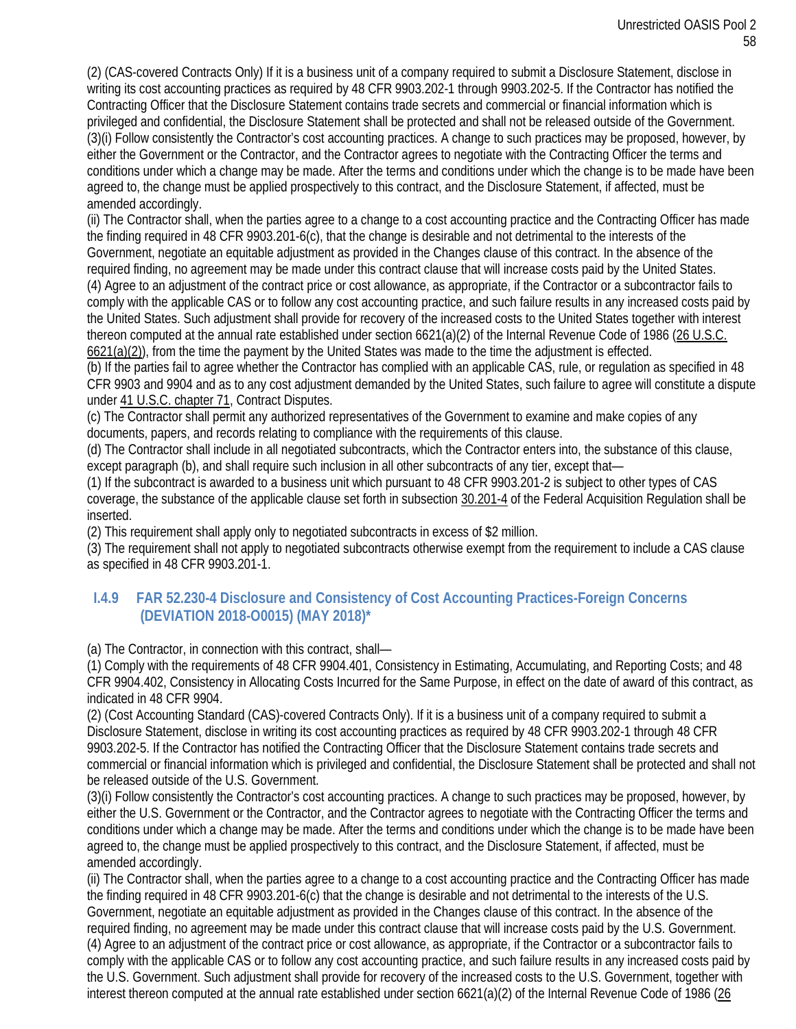(2) (CAS-covered Contracts Only) If it is a business unit of a company required to submit a Disclosure Statement, disclose in writing its cost accounting practices as required by 48 CFR 9903.202-1 through 9903.202-5. If the Contractor has notified the Contracting Officer that the Disclosure Statement contains trade secrets and commercial or financial information which is privileged and confidential, the Disclosure Statement shall be protected and shall not be released outside of the Government.

(3)(i) Follow consistently the Contractor's cost accounting practices. A change to such practices may be proposed, however, by either the Government or the Contractor, and the Contractor agrees to negotiate with the Contracting Officer the terms and conditions under which a change may be made. After the terms and conditions under which the change is to be made have been agreed to, the change must be applied prospectively to this contract, and the Disclosure Statement, if affected, must be amended accordingly.

(ii) The Contractor shall, when the parties agree to a change to a cost accounting practice and the Contracting Officer has made the finding required in 48 CFR 9903.201-6(c), that the change is desirable and not detrimental to the interests of the Government, negotiate an equitable adjustment as provided in the Changes clause of this contract. In the absence of the required finding, no agreement may be made under this contract clause that will increase costs paid by the United States.

(4) Agree to an adjustment of the contract price or cost allowance, as appropriate, if the Contractor or a subcontractor fails to comply with the applicable CAS or to follow any cost accounting practice, and such failure results in any increased costs paid by the United States. Such adjustment shall provide for recovery of the increased costs to the United States together with interest thereon computed at the annual rate established under section 6621(a)(2) of the Internal Revenue Code of 1986 (26 U.S.C. 6621(a)(2)), from the time the payment by the United States was made to the time the adjustment is effected.

(b) If the parties fail to agree whether the Contractor has complied with an applicable CAS, rule, or regulation as specified in 48 CFR 9903 and 9904 and as to any cost adjustment demanded by the United States, such failure to agree will constitute a dispute under 41 U.S.C. chapter 71, Contract Disputes.

(c) The Contractor shall permit any authorized representatives of the Government to examine and make copies of any documents, papers, and records relating to compliance with the requirements of this clause.

(d) The Contractor shall include in all negotiated subcontracts, which the Contractor enters into, the substance of this clause, except paragraph (b), and shall require such inclusion in all other subcontracts of any tier, except that—

(1) If the subcontract is awarded to a business unit which pursuant to 48 CFR 9903.201-2 is subject to other types of CAS coverage, the substance of the applicable clause set forth in subsection 30.201-4 of the Federal Acquisition Regulation shall be inserted.

(2) This requirement shall apply only to negotiated subcontracts in excess of $2 million.

(3) The requirement shall not apply to negotiated subcontracts otherwise exempt from the requirement to include a CAS clause as specified in 48 CFR 9903.201-1.

### I.4.9 FAR 52.230-4 Disclosure and Consistency of Cost Accounting Practices-Foreign Concerns (DEVIATION 2018-O0015) (MAY 2018)*

(a) The Contractor, in connection with this contract, shall—

(1) Comply with the requirements of 48 CFR 9904.401, Consistency in Estimating, Accumulating, and Reporting Costs; and 48 CFR 9904.402, Consistency in Allocating Costs Incurred for the Same Purpose, in effect on the date of award of this contract, as indicated in 48 CFR 9904.

(2) (Cost Accounting Standard (CAS)-covered Contracts Only). If it is a business unit of a company required to submit a Disclosure Statement, disclose in writing its cost accounting practices as required by 48 CFR 9903.202-1 through 48 CFR 9903.202-5. If the Contractor has notified the Contracting Officer that the Disclosure Statement contains trade secrets and commercial or financial information which is privileged and confidential, the Disclosure Statement shall be protected and shall not be released outside of the U.S. Government.

(3)(i) Follow consistently the Contractor's cost accounting practices. A change to such practices may be proposed, however, by either the U.S. Government or the Contractor, and the Contractor agrees to negotiate with the Contracting Officer the terms and conditions under which a change may be made. After the terms and conditions under which the change is to be made have been agreed to, the change must be applied prospectively to this contract, and the Disclosure Statement, if affected, must be amended accordingly.

(ii) The Contractor shall, when the parties agree to a change to a cost accounting practice and the Contracting Officer has made the finding required in 48 CFR 9903.201-6(c) that the change is desirable and not detrimental to the interests of the U.S. Government, negotiate an equitable adjustment as provided in the Changes clause of this contract. In the absence of the required finding, no agreement may be made under this contract clause that will increase costs paid by the U.S. Government.

(4) Agree to an adjustment of the contract price or cost allowance, as appropriate, if the Contractor or a subcontractor fails to comply with the applicable CAS or to follow any cost accounting practice, and such failure results in any increased costs paid by the U.S. Government. Such adjustment shall provide for recovery of the increased costs to the U.S. Government, together with interest thereon computed at the annual rate established under section 6621(a)(2) of the Internal Revenue Code of 1986 (26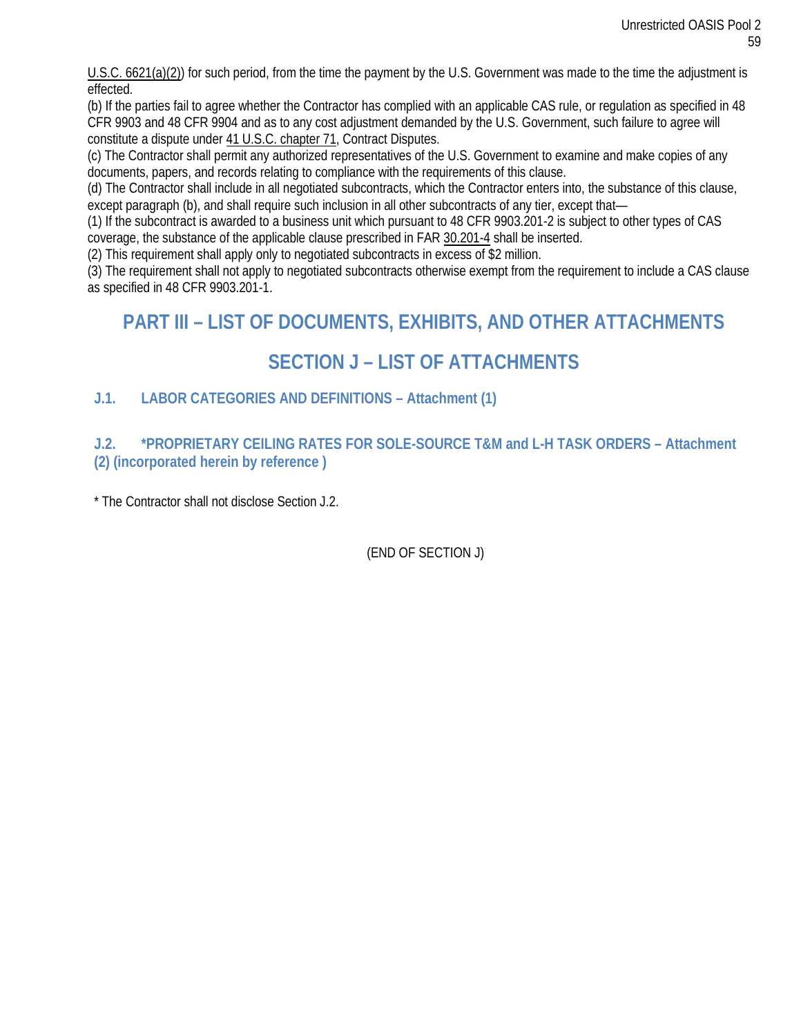U.S.C. 6621(a)(2)) for such period, from the time the payment by the U.S. Government was made to the time the adjustment is effected.

(b) If the parties fail to agree whether the Contractor has complied with an applicable CAS rule, or regulation as specified in 48 CFR 9903 and 48 CFR 9904 and as to any cost adjustment demanded by the U.S. Government, such failure to agree will constitute a dispute under 41 U.S.C. chapter 71, Contract Disputes.

(c) The Contractor shall permit any authorized representatives of the U.S. Government to examine and make copies of any documents, papers, and records relating to compliance with the requirements of this clause.

(d) The Contractor shall include in all negotiated subcontracts, which the Contractor enters into, the substance of this clause, except paragraph (b), and shall require such inclusion in all other subcontracts of any tier, except that—

(1) If the subcontract is awarded to a business unit which pursuant to 48 CFR 9903.201-2 is subject to other types of CAS coverage, the substance of the applicable clause prescribed in FAR 30.201-4 shall be inserted.

(2) This requirement shall apply only to negotiated subcontracts in excess of $2 million.

(3) The requirement shall not apply to negotiated subcontracts otherwise exempt from the requirement to include a CAS clause as specified in 48 CFR 9903.201-1.

# PART III – LIST OF DOCUMENTS, EXHIBITS, AND OTHER ATTACHMENTS

# SECTION J – LIST OF ATTACHMENTS

### J.1. LABOR CATEGORIES AND DEFINITIONS – Attachment (1)

### J.2. *PROPRIETARY CEILING RATES FOR SOLE-SOURCE T&M and L-H TASK ORDERS – Attachment (2) (incorporated herein by reference )

* The Contractor shall not disclose Section J.2.

(END OF SECTION J)